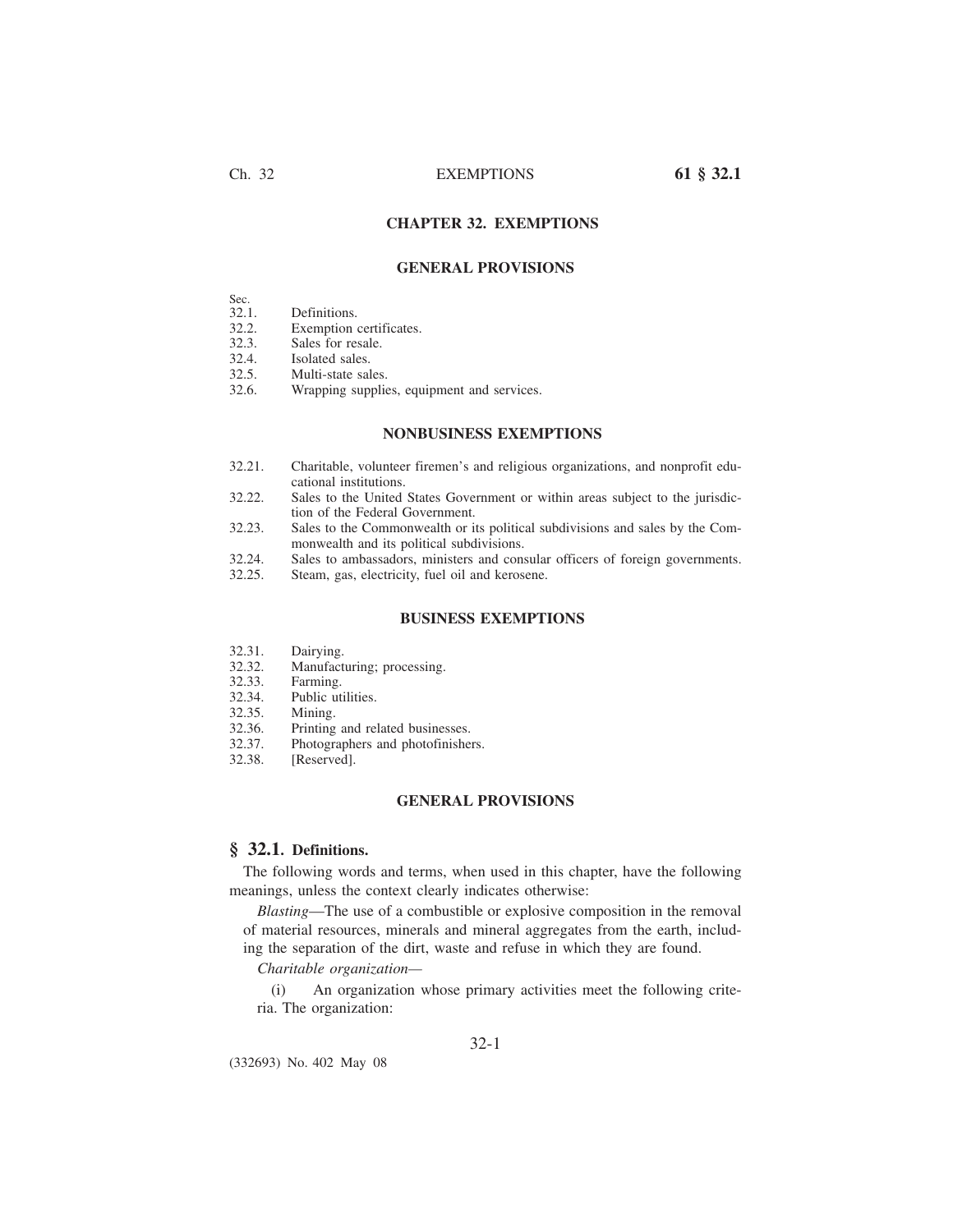# CHAPTER 32. EXEMPTIONS

## GENERAL PROVISIONS

| Sec. | |
|---|---|
| 32.1. | Definitions. |
| 32.2. | Exemption certificates. |
| 32.3. | Sales for resale. |
| 32.4. | Isolated sales. |
| 32.5. | Multi-state sales. |
| 32.6. | Wrapping supplies, equipment and services. |

## NONBUSINESS EXEMPTIONS

| | |
|---|---|
| 32.21. | Charitable, volunteer firemen's and religious organizations, and nonprofit educational institutions. |
| 32.22. | Sales to the United States Government or within areas subject to the jurisdiction of the Federal Government. |
| 32.23. | Sales to the Commonwealth or its political subdivisions and sales by the Commonwealth and its political subdivisions. |
| 32.24. | Sales to ambassadors, ministers and consular officers of foreign governments. |
| 32.25. | Steam, gas, electricity, fuel oil and kerosene. |

## BUSINESS EXEMPTIONS

| | |
|---|---|
| 32.31. | Dairying. |
| 32.32. | Manufacturing; processing. |
| 32.33. | Farming. |
| 32.34. | Public utilities. |
| 32.35. | Mining. |
| 32.36. | Printing and related businesses. |
| 32.37. | Photographers and photofinishers. |
| 32.38. | [Reserved]. |

## GENERAL PROVISIONS

### § 32.1. Definitions.

The following words and terms, when used in this chapter, have the following meanings, unless the context clearly indicates otherwise:

*Blasting*—The use of a combustible or explosive composition in the removal of material resources, minerals and mineral aggregates from the earth, including the separation of the dirt, waste and refuse in which they are found.

*Charitable organization*—

(i) An organization whose primary activities meet the following criteria. The organization: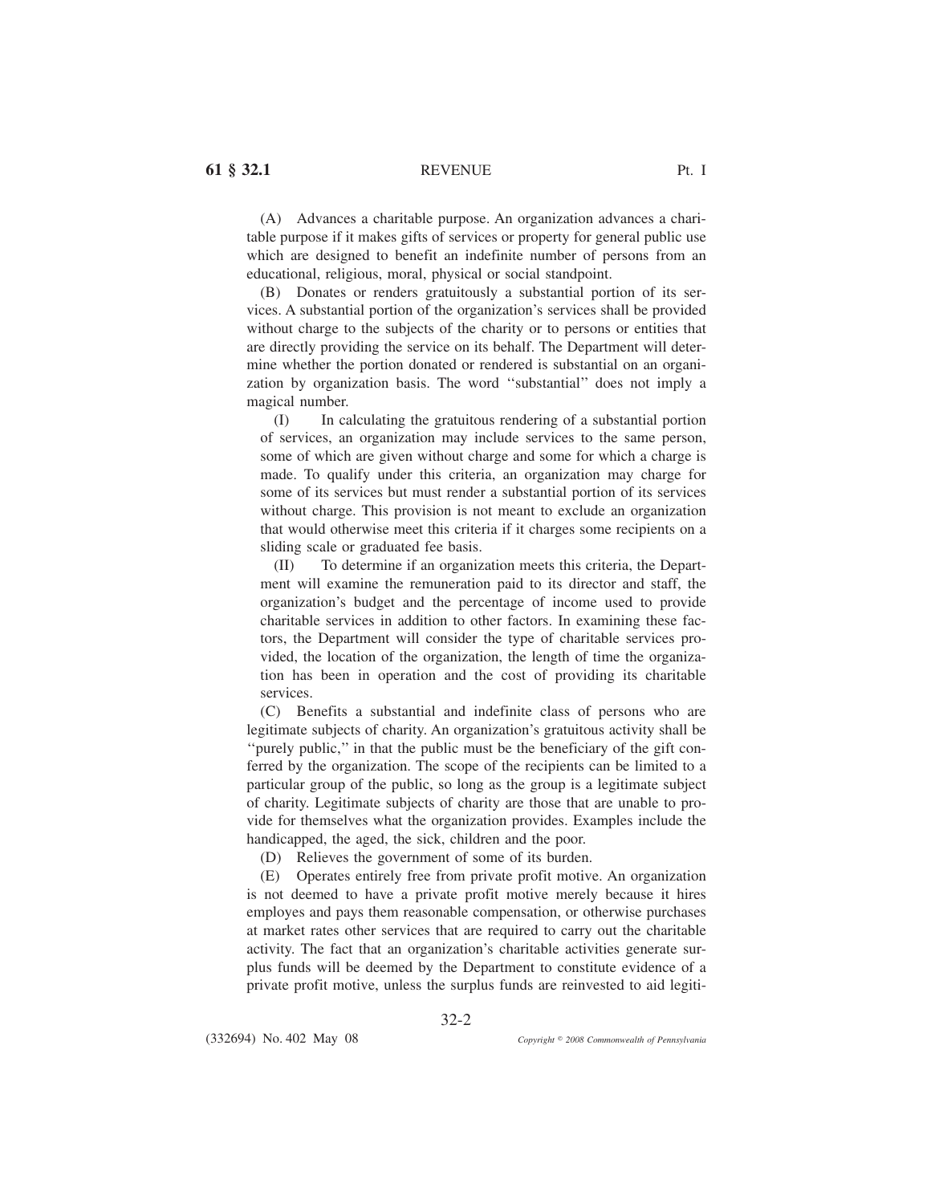(A) Advances a charitable purpose. An organization advances a charitable purpose if it makes gifts of services or property for general public use which are designed to benefit an indefinite number of persons from an educational, religious, moral, physical or social standpoint.

(B) Donates or renders gratuitously a substantial portion of its services. A substantial portion of the organization's services shall be provided without charge to the subjects of the charity or to persons or entities that are directly providing the service on its behalf. The Department will determine whether the portion donated or rendered is substantial on an organization by organization basis. The word ''substantial'' does not imply a magical number.

(I) In calculating the gratuitous rendering of a substantial portion of services, an organization may include services to the same person, some of which are given without charge and some for which a charge is made. To qualify under this criteria, an organization may charge for some of its services but must render a substantial portion of its services without charge. This provision is not meant to exclude an organization that would otherwise meet this criteria if it charges some recipients on a sliding scale or graduated fee basis.

(II) To determine if an organization meets this criteria, the Department will examine the remuneration paid to its director and staff, the organization's budget and the percentage of income used to provide charitable services in addition to other factors. In examining these factors, the Department will consider the type of charitable services provided, the location of the organization, the length of time the organization has been in operation and the cost of providing its charitable services.

(C) Benefits a substantial and indefinite class of persons who are legitimate subjects of charity. An organization's gratuitous activity shall be ''purely public,'' in that the public must be the beneficiary of the gift conferred by the organization. The scope of the recipients can be limited to a particular group of the public, so long as the group is a legitimate subject of charity. Legitimate subjects of charity are those that are unable to provide for themselves what the organization provides. Examples include the handicapped, the aged, the sick, children and the poor.

(D) Relieves the government of some of its burden.

(E) Operates entirely free from private profit motive. An organization is not deemed to have a private profit motive merely because it hires employes and pays them reasonable compensation, or otherwise purchases at market rates other services that are required to carry out the charitable activity. The fact that an organization's charitable activities generate surplus funds will be deemed by the Department to constitute evidence of a private profit motive, unless the surplus funds are reinvested to aid legiti-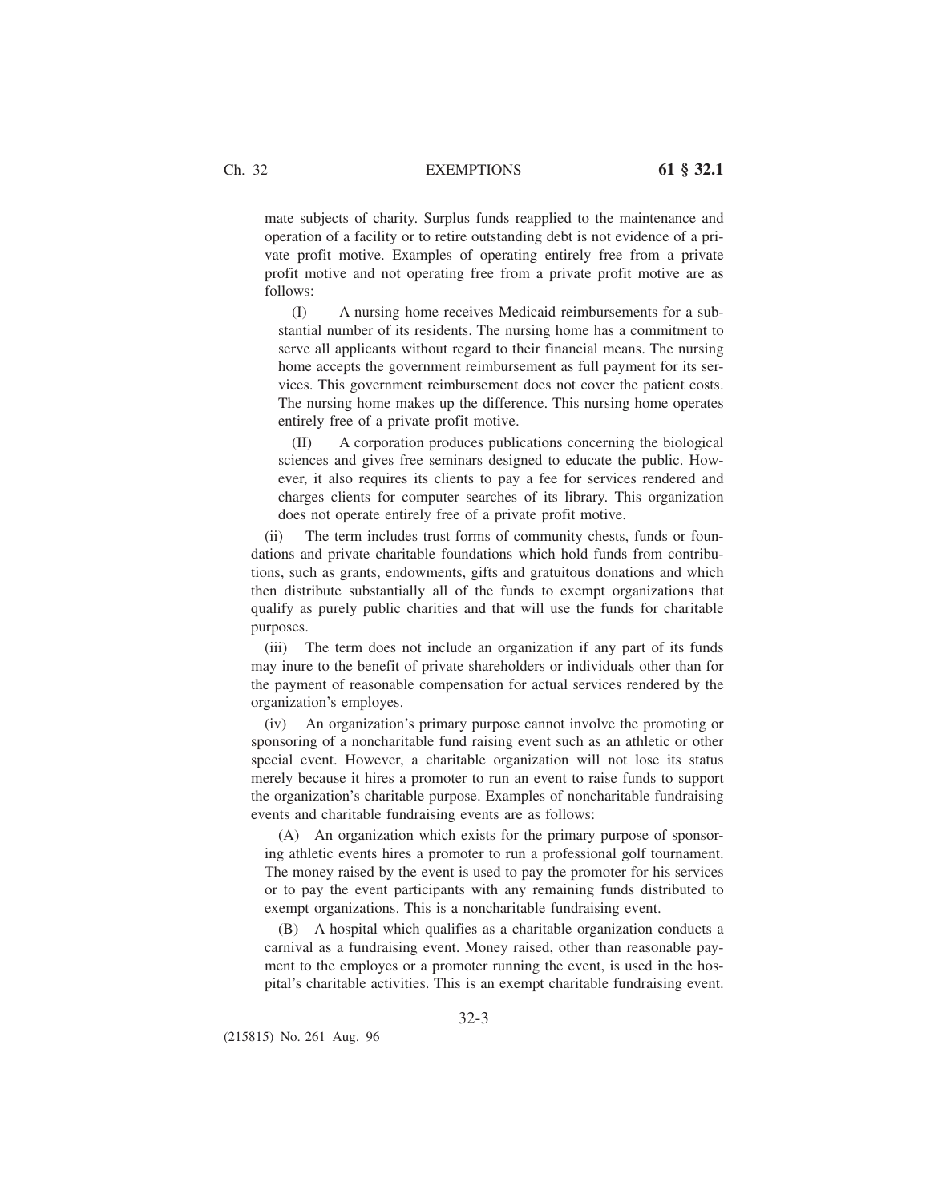mate subjects of charity. Surplus funds reapplied to the maintenance and operation of a facility or to retire outstanding debt is not evidence of a private profit motive. Examples of operating entirely free from a private profit motive and not operating free from a private profit motive are as follows:

(I) A nursing home receives Medicaid reimbursements for a substantial number of its residents. The nursing home has a commitment to serve all applicants without regard to their financial means. The nursing home accepts the government reimbursement as full payment for its services. This government reimbursement does not cover the patient costs. The nursing home makes up the difference. This nursing home operates entirely free of a private profit motive.

(II) A corporation produces publications concerning the biological sciences and gives free seminars designed to educate the public. However, it also requires its clients to pay a fee for services rendered and charges clients for computer searches of its library. This organization does not operate entirely free of a private profit motive.

(ii) The term includes trust forms of community chests, funds or foundations and private charitable foundations which hold funds from contributions, such as grants, endowments, gifts and gratuitous donations and which then distribute substantially all of the funds to exempt organizations that qualify as purely public charities and that will use the funds for charitable purposes.

(iii) The term does not include an organization if any part of its funds may inure to the benefit of private shareholders or individuals other than for the payment of reasonable compensation for actual services rendered by the organization's employes.

(iv) An organization's primary purpose cannot involve the promoting or sponsoring of a noncharitable fund raising event such as an athletic or other special event. However, a charitable organization will not lose its status merely because it hires a promoter to run an event to raise funds to support the organization's charitable purpose. Examples of noncharitable fundraising events and charitable fundraising events are as follows:

(A) An organization which exists for the primary purpose of sponsoring athletic events hires a promoter to run a professional golf tournament. The money raised by the event is used to pay the promoter for his services or to pay the event participants with any remaining funds distributed to exempt organizations. This is a noncharitable fundraising event.

(B) A hospital which qualifies as a charitable organization conducts a carnival as a fundraising event. Money raised, other than reasonable payment to the employes or a promoter running the event, is used in the hospital's charitable activities. This is an exempt charitable fundraising event.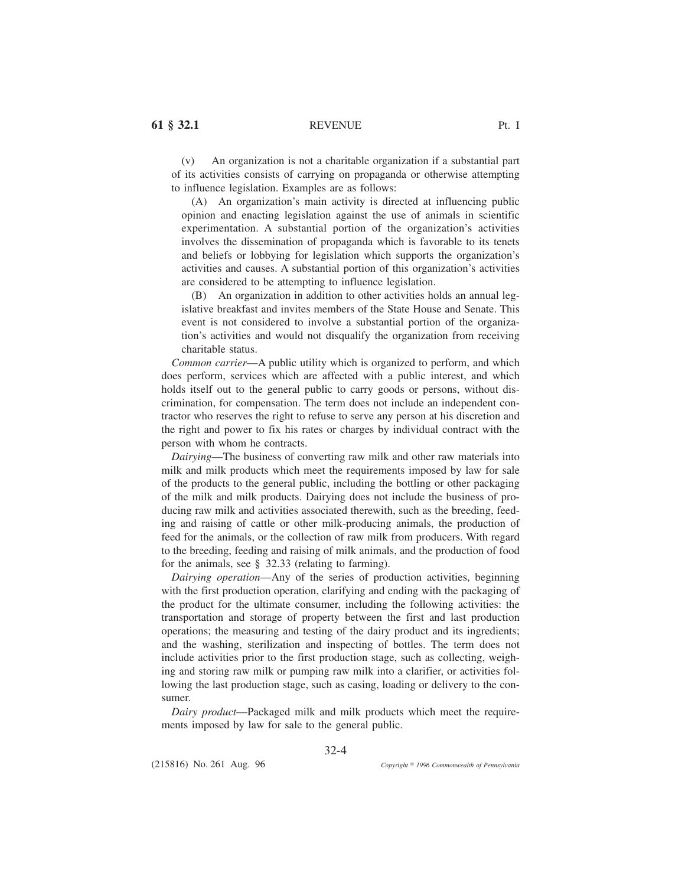(v) An organization is not a charitable organization if a substantial part of its activities consists of carrying on propaganda or otherwise attempting to influence legislation. Examples are as follows:

(A) An organization's main activity is directed at influencing public opinion and enacting legislation against the use of animals in scientific experimentation. A substantial portion of the organization's activities involves the dissemination of propaganda which is favorable to its tenets and beliefs or lobbying for legislation which supports the organization's activities and causes. A substantial portion of this organization's activities are considered to be attempting to influence legislation.

(B) An organization in addition to other activities holds an annual legislative breakfast and invites members of the State House and Senate. This event is not considered to involve a substantial portion of the organization's activities and would not disqualify the organization from receiving charitable status.

*Common carrier*—A public utility which is organized to perform, and which does perform, services which are affected with a public interest, and which holds itself out to the general public to carry goods or persons, without discrimination, for compensation. The term does not include an independent contractor who reserves the right to refuse to serve any person at his discretion and the right and power to fix his rates or charges by individual contract with the person with whom he contracts.

*Dairying*—The business of converting raw milk and other raw materials into milk and milk products which meet the requirements imposed by law for sale of the products to the general public, including the bottling or other packaging of the milk and milk products. Dairying does not include the business of producing raw milk and activities associated therewith, such as the breeding, feeding and raising of cattle or other milk-producing animals, the production of feed for the animals, or the collection of raw milk from producers. With regard to the breeding, feeding and raising of milk animals, and the production of food for the animals, see § 32.33 (relating to farming).

*Dairying operation*—Any of the series of production activities, beginning with the first production operation, clarifying and ending with the packaging of the product for the ultimate consumer, including the following activities: the transportation and storage of property between the first and last production operations; the measuring and testing of the dairy product and its ingredients; and the washing, sterilization and inspecting of bottles. The term does not include activities prior to the first production stage, such as collecting, weighing and storing raw milk or pumping raw milk into a clarifier, or activities following the last production stage, such as casing, loading or delivery to the consumer.

*Dairy product*—Packaged milk and milk products which meet the requirements imposed by law for sale to the general public.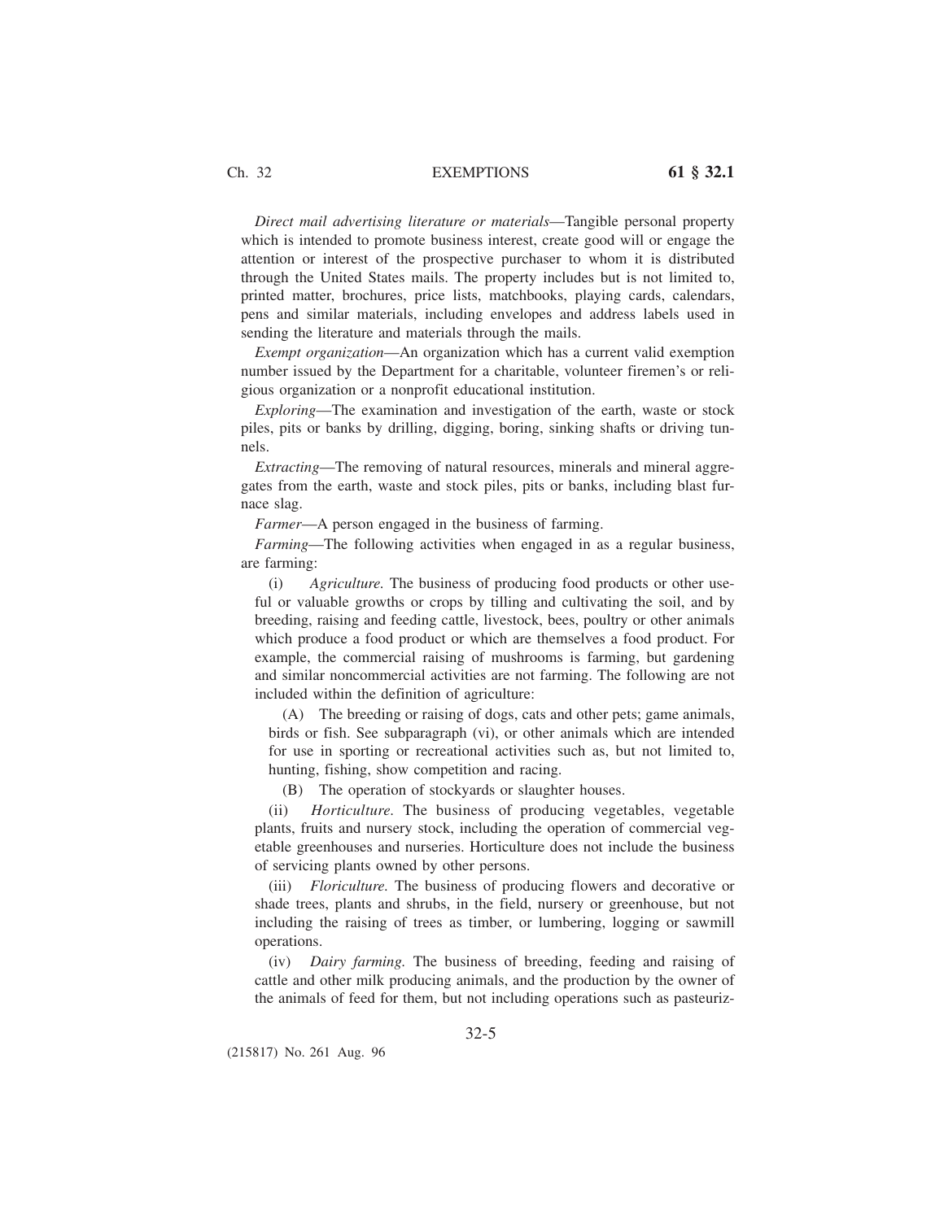*Direct mail advertising literature or materials*—Tangible personal property which is intended to promote business interest, create good will or engage the attention or interest of the prospective purchaser to whom it is distributed through the United States mails. The property includes but is not limited to, printed matter, brochures, price lists, matchbooks, playing cards, calendars, pens and similar materials, including envelopes and address labels used in sending the literature and materials through the mails.

*Exempt organization*—An organization which has a current valid exemption number issued by the Department for a charitable, volunteer firemen's or religious organization or a nonprofit educational institution.

*Exploring*—The examination and investigation of the earth, waste or stock piles, pits or banks by drilling, digging, boring, sinking shafts or driving tunnels.

*Extracting*—The removing of natural resources, minerals and mineral aggregates from the earth, waste and stock piles, pits or banks, including blast furnace slag.

*Farmer*—A person engaged in the business of farming.

*Farming*—The following activities when engaged in as a regular business, are farming:

(i) *Agriculture.* The business of producing food products or other useful or valuable growths or crops by tilling and cultivating the soil, and by breeding, raising and feeding cattle, livestock, bees, poultry or other animals which produce a food product or which are themselves a food product. For example, the commercial raising of mushrooms is farming, but gardening and similar noncommercial activities are not farming. The following are not included within the definition of agriculture:

(A) The breeding or raising of dogs, cats and other pets; game animals, birds or fish. See subparagraph (vi), or other animals which are intended for use in sporting or recreational activities such as, but not limited to, hunting, fishing, show competition and racing.

(B) The operation of stockyards or slaughter houses.

(ii) *Horticulture.* The business of producing vegetables, vegetable plants, fruits and nursery stock, including the operation of commercial vegetable greenhouses and nurseries. Horticulture does not include the business of servicing plants owned by other persons.

(iii) *Floriculture.* The business of producing flowers and decorative or shade trees, plants and shrubs, in the field, nursery or greenhouse, but not including the raising of trees as timber, or lumbering, logging or sawmill operations.

(iv) *Dairy farming.* The business of breeding, feeding and raising of cattle and other milk producing animals, and the production by the owner of the animals of feed for them, but not including operations such as pasteuriz-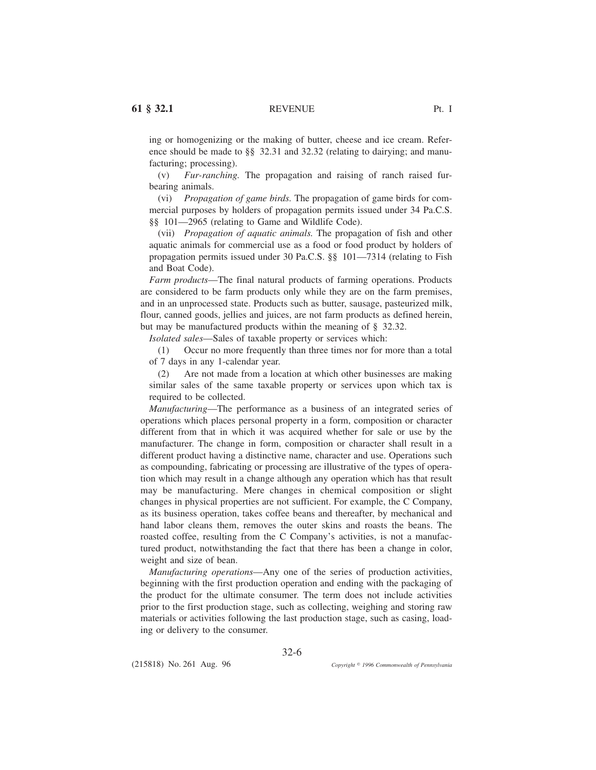ing or homogenizing or the making of butter, cheese and ice cream. Reference should be made to §§ 32.31 and 32.32 (relating to dairying; and manufacturing; processing).

(v) *Fur-ranching.* The propagation and raising of ranch raised fur-bearing animals.

(vi) *Propagation of game birds.* The propagation of game birds for commercial purposes by holders of propagation permits issued under 34 Pa.C.S. §§ 101—2965 (relating to Game and Wildlife Code).

(vii) *Propagation of aquatic animals.* The propagation of fish and other aquatic animals for commercial use as a food or food product by holders of propagation permits issued under 30 Pa.C.S. §§ 101—7314 (relating to Fish and Boat Code).

*Farm products*—The final natural products of farming operations. Products are considered to be farm products only while they are on the farm premises, and in an unprocessed state. Products such as butter, sausage, pasteurized milk, flour, canned goods, jellies and juices, are not farm products as defined herein, but may be manufactured products within the meaning of § 32.32.

*Isolated sales*—Sales of taxable property or services which:

(1) Occur no more frequently than three times nor for more than a total of 7 days in any 1-calendar year.

(2) Are not made from a location at which other businesses are making similar sales of the same taxable property or services upon which tax is required to be collected.

*Manufacturing*—The performance as a business of an integrated series of operations which places personal property in a form, composition or character different from that in which it was acquired whether for sale or use by the manufacturer. The change in form, composition or character shall result in a different product having a distinctive name, character and use. Operations such as compounding, fabricating or processing are illustrative of the types of operation which may result in a change although any operation which has that result may be manufacturing. Mere changes in chemical composition or slight changes in physical properties are not sufficient. For example, the C Company, as its business operation, takes coffee beans and thereafter, by mechanical and hand labor cleans them, removes the outer skins and roasts the beans. The roasted coffee, resulting from the C Company's activities, is not a manufactured product, notwithstanding the fact that there has been a change in color, weight and size of bean.

*Manufacturing operations*—Any one of the series of production activities, beginning with the first production operation and ending with the packaging of the product for the ultimate consumer. The term does not include activities prior to the first production stage, such as collecting, weighing and storing raw materials or activities following the last production stage, such as casing, loading or delivery to the consumer.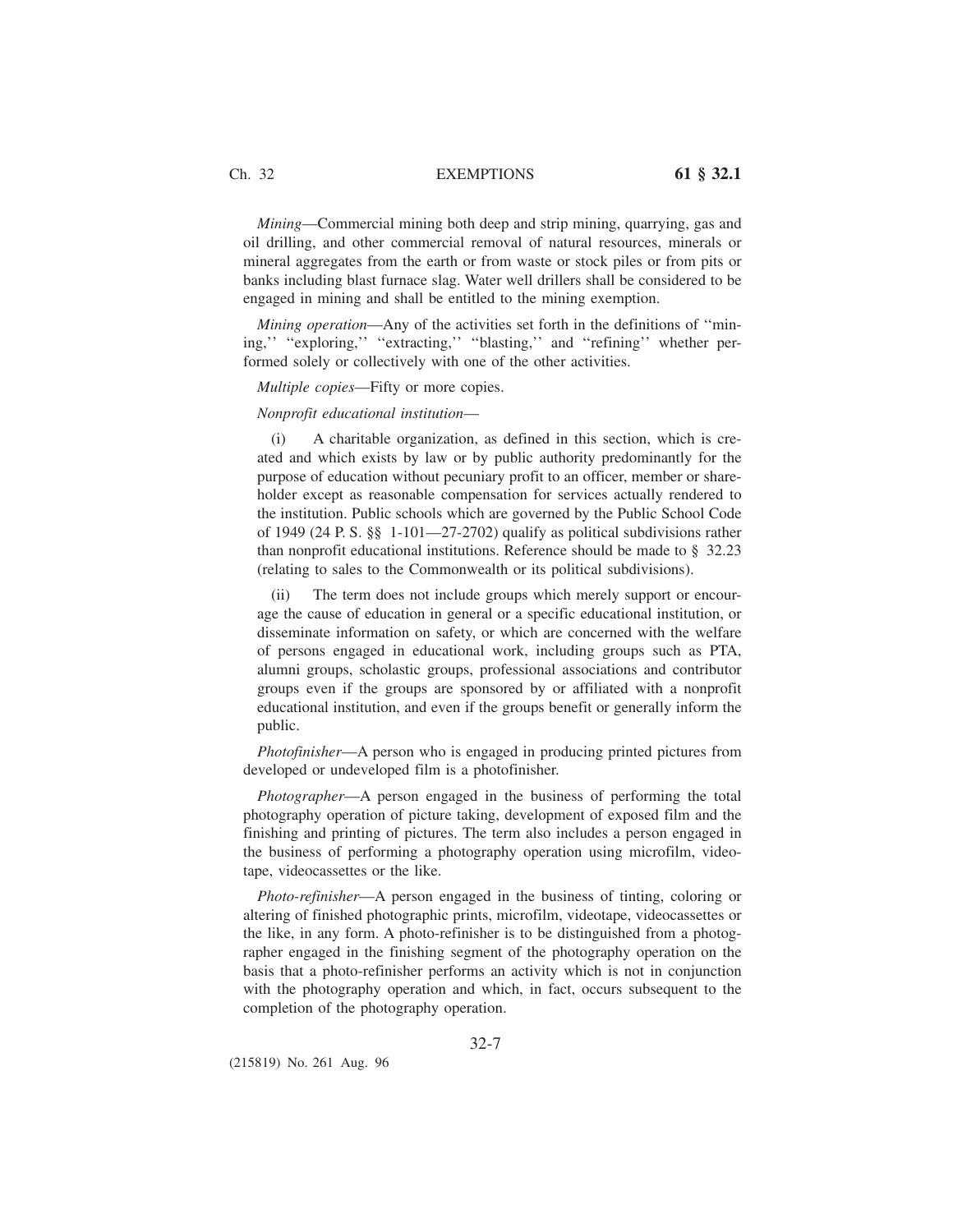*Mining*—Commercial mining both deep and strip mining, quarrying, gas and oil drilling, and other commercial removal of natural resources, minerals or mineral aggregates from the earth or from waste or stock piles or from pits or banks including blast furnace slag. Water well drillers shall be considered to be engaged in mining and shall be entitled to the mining exemption.

*Mining operation*—Any of the activities set forth in the definitions of ''mining,'' ''exploring,'' ''extracting,'' ''blasting,'' and ''refining'' whether performed solely or collectively with one of the other activities.

*Multiple copies*—Fifty or more copies.

*Nonprofit educational institution*—

(i) A charitable organization, as defined in this section, which is created and which exists by law or by public authority predominantly for the purpose of education without pecuniary profit to an officer, member or shareholder except as reasonable compensation for services actually rendered to the institution. Public schools which are governed by the Public School Code of 1949 (24 P. S. §§ 1-101—27-2702) qualify as political subdivisions rather than nonprofit educational institutions. Reference should be made to § 32.23 (relating to sales to the Commonwealth or its political subdivisions).

(ii) The term does not include groups which merely support or encourage the cause of education in general or a specific educational institution, or disseminate information on safety, or which are concerned with the welfare of persons engaged in educational work, including groups such as PTA, alumni groups, scholastic groups, professional associations and contributor groups even if the groups are sponsored by or affiliated with a nonprofit educational institution, and even if the groups benefit or generally inform the public.

*Photofinisher*—A person who is engaged in producing printed pictures from developed or undeveloped film is a photofinisher.

*Photographer*—A person engaged in the business of performing the total photography operation of picture taking, development of exposed film and the finishing and printing of pictures. The term also includes a person engaged in the business of performing a photography operation using microfilm, videotape, videocassettes or the like.

*Photo-refinisher*—A person engaged in the business of tinting, coloring or altering of finished photographic prints, microfilm, videotape, videocassettes or the like, in any form. A photo-refinisher is to be distinguished from a photographer engaged in the finishing segment of the photography operation on the basis that a photo-refinisher performs an activity which is not in conjunction with the photography operation and which, in fact, occurs subsequent to the completion of the photography operation.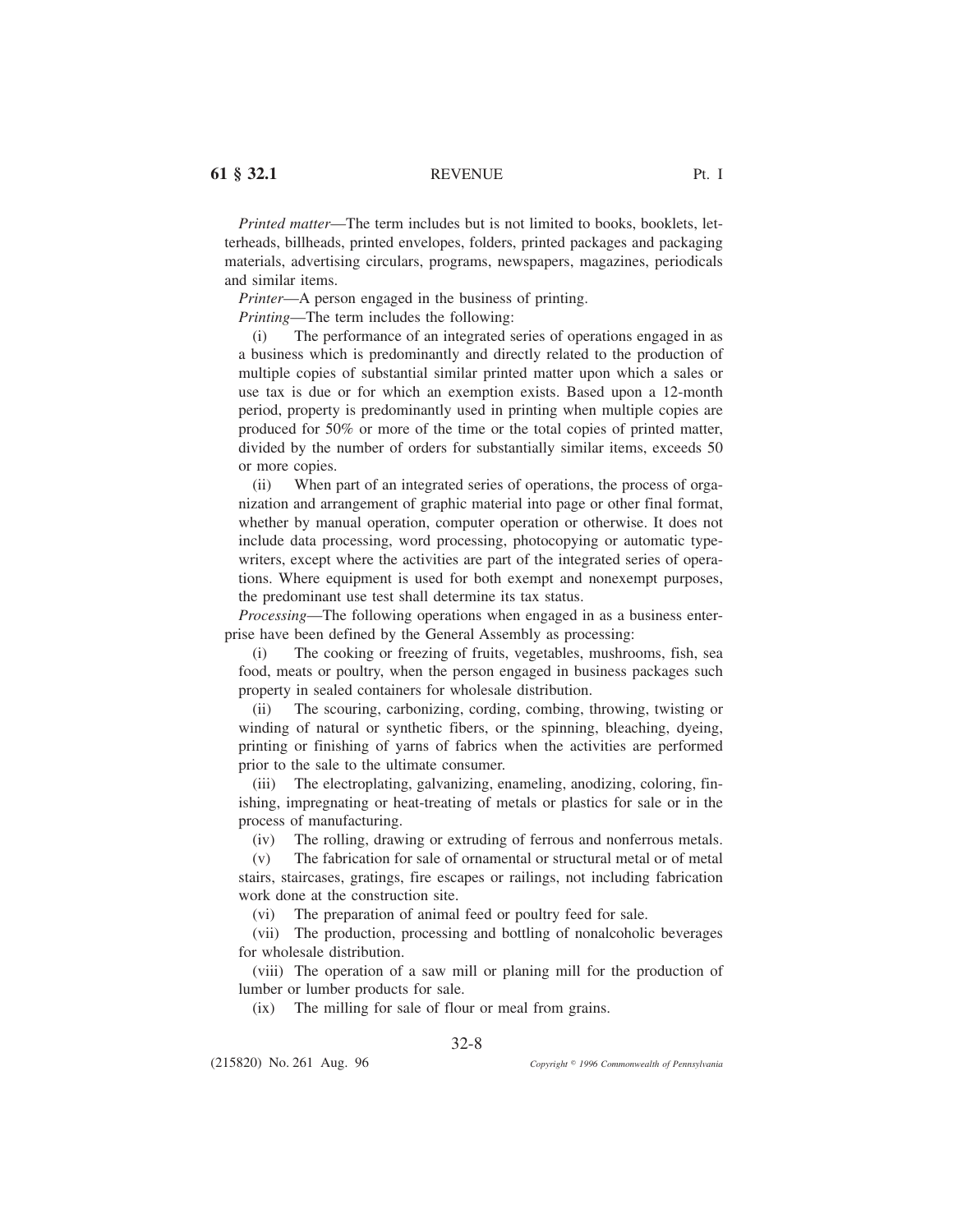*Printed matter*—The term includes but is not limited to books, booklets, letterheads, billheads, printed envelopes, folders, printed packages and packaging materials, advertising circulars, programs, newspapers, magazines, periodicals and similar items.

*Printer*—A person engaged in the business of printing.

*Printing*—The term includes the following:

(i) The performance of an integrated series of operations engaged in as a business which is predominantly and directly related to the production of multiple copies of substantial similar printed matter upon which a sales or use tax is due or for which an exemption exists. Based upon a 12-month period, property is predominantly used in printing when multiple copies are produced for 50% or more of the time or the total copies of printed matter, divided by the number of orders for substantially similar items, exceeds 50 or more copies.

(ii) When part of an integrated series of operations, the process of organization and arrangement of graphic material into page or other final format, whether by manual operation, computer operation or otherwise. It does not include data processing, word processing, photocopying or automatic typewriters, except where the activities are part of the integrated series of operations. Where equipment is used for both exempt and nonexempt purposes, the predominant use test shall determine its tax status.

*Processing*—The following operations when engaged in as a business enterprise have been defined by the General Assembly as processing:

(i) The cooking or freezing of fruits, vegetables, mushrooms, fish, sea food, meats or poultry, when the person engaged in business packages such property in sealed containers for wholesale distribution.

(ii) The scouring, carbonizing, cording, combing, throwing, twisting or winding of natural or synthetic fibers, or the spinning, bleaching, dyeing, printing or finishing of yarns of fabrics when the activities are performed prior to the sale to the ultimate consumer.

(iii) The electroplating, galvanizing, enameling, anodizing, coloring, finishing, impregnating or heat-treating of metals or plastics for sale or in the process of manufacturing.

(iv) The rolling, drawing or extruding of ferrous and nonferrous metals.

(v) The fabrication for sale of ornamental or structural metal or of metal stairs, staircases, gratings, fire escapes or railings, not including fabrication work done at the construction site.

(vi) The preparation of animal feed or poultry feed for sale.

(vii) The production, processing and bottling of nonalcoholic beverages for wholesale distribution.

(viii) The operation of a saw mill or planing mill for the production of lumber or lumber products for sale.

(ix) The milling for sale of flour or meal from grains.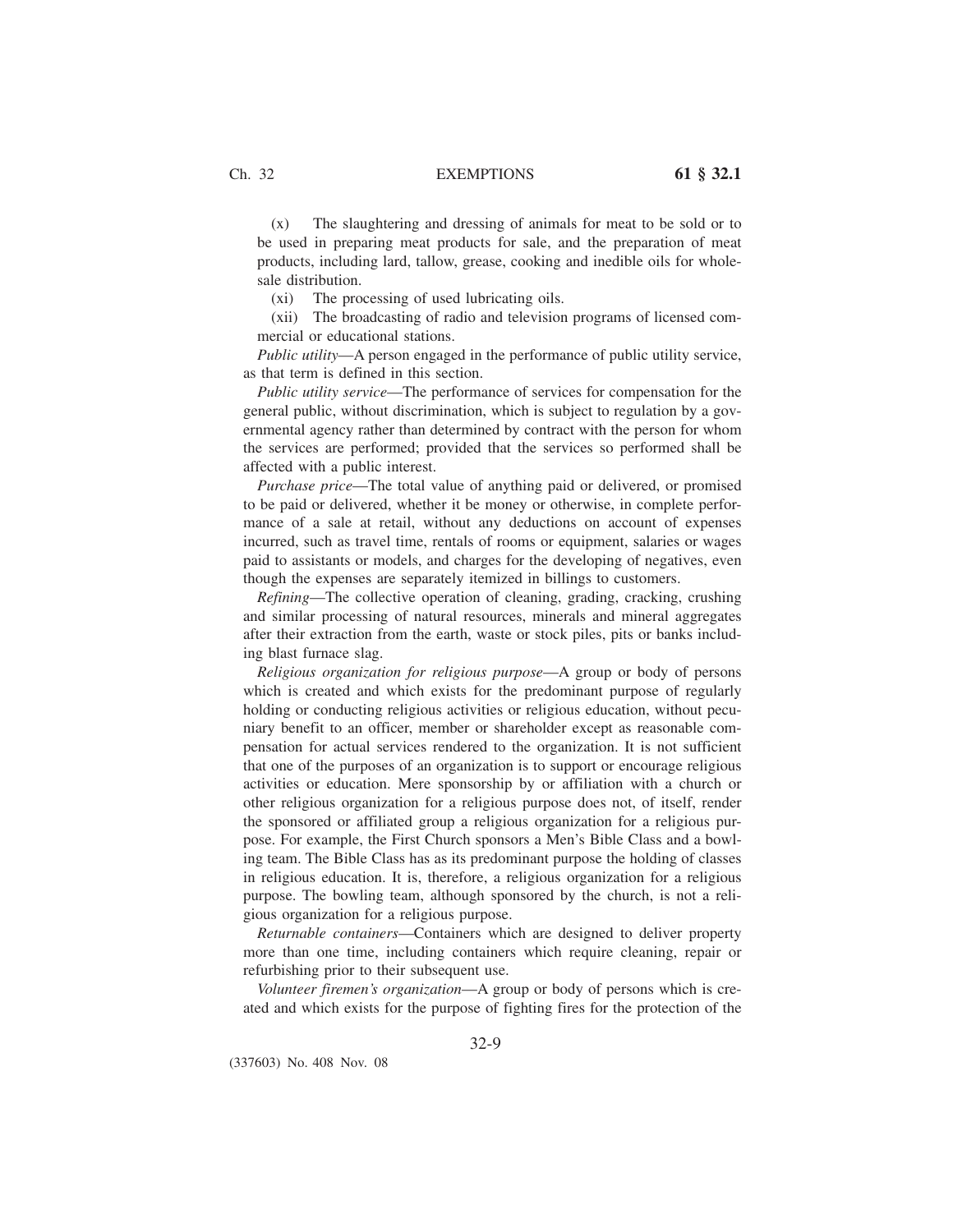(x) The slaughtering and dressing of animals for meat to be sold or to be used in preparing meat products for sale, and the preparation of meat products, including lard, tallow, grease, cooking and inedible oils for wholesale distribution.

(xi) The processing of used lubricating oils.

(xii) The broadcasting of radio and television programs of licensed commercial or educational stations.

*Public utility*—A person engaged in the performance of public utility service, as that term is defined in this section.

*Public utility service*—The performance of services for compensation for the general public, without discrimination, which is subject to regulation by a governmental agency rather than determined by contract with the person for whom the services are performed; provided that the services so performed shall be affected with a public interest.

*Purchase price*—The total value of anything paid or delivered, or promised to be paid or delivered, whether it be money or otherwise, in complete performance of a sale at retail, without any deductions on account of expenses incurred, such as travel time, rentals of rooms or equipment, salaries or wages paid to assistants or models, and charges for the developing of negatives, even though the expenses are separately itemized in billings to customers.

*Refining*—The collective operation of cleaning, grading, cracking, crushing and similar processing of natural resources, minerals and mineral aggregates after their extraction from the earth, waste or stock piles, pits or banks including blast furnace slag.

*Religious organization for religious purpose*—A group or body of persons which is created and which exists for the predominant purpose of regularly holding or conducting religious activities or religious education, without pecuniary benefit to an officer, member or shareholder except as reasonable compensation for actual services rendered to the organization. It is not sufficient that one of the purposes of an organization is to support or encourage religious activities or education. Mere sponsorship by or affiliation with a church or other religious organization for a religious purpose does not, of itself, render the sponsored or affiliated group a religious organization for a religious purpose. For example, the First Church sponsors a Men's Bible Class and a bowling team. The Bible Class has as its predominant purpose the holding of classes in religious education. It is, therefore, a religious organization for a religious purpose. The bowling team, although sponsored by the church, is not a religious organization for a religious purpose.

*Returnable containers*—Containers which are designed to deliver property more than one time, including containers which require cleaning, repair or refurbishing prior to their subsequent use.

*Volunteer firemen's organization*—A group or body of persons which is created and which exists for the purpose of fighting fires for the protection of the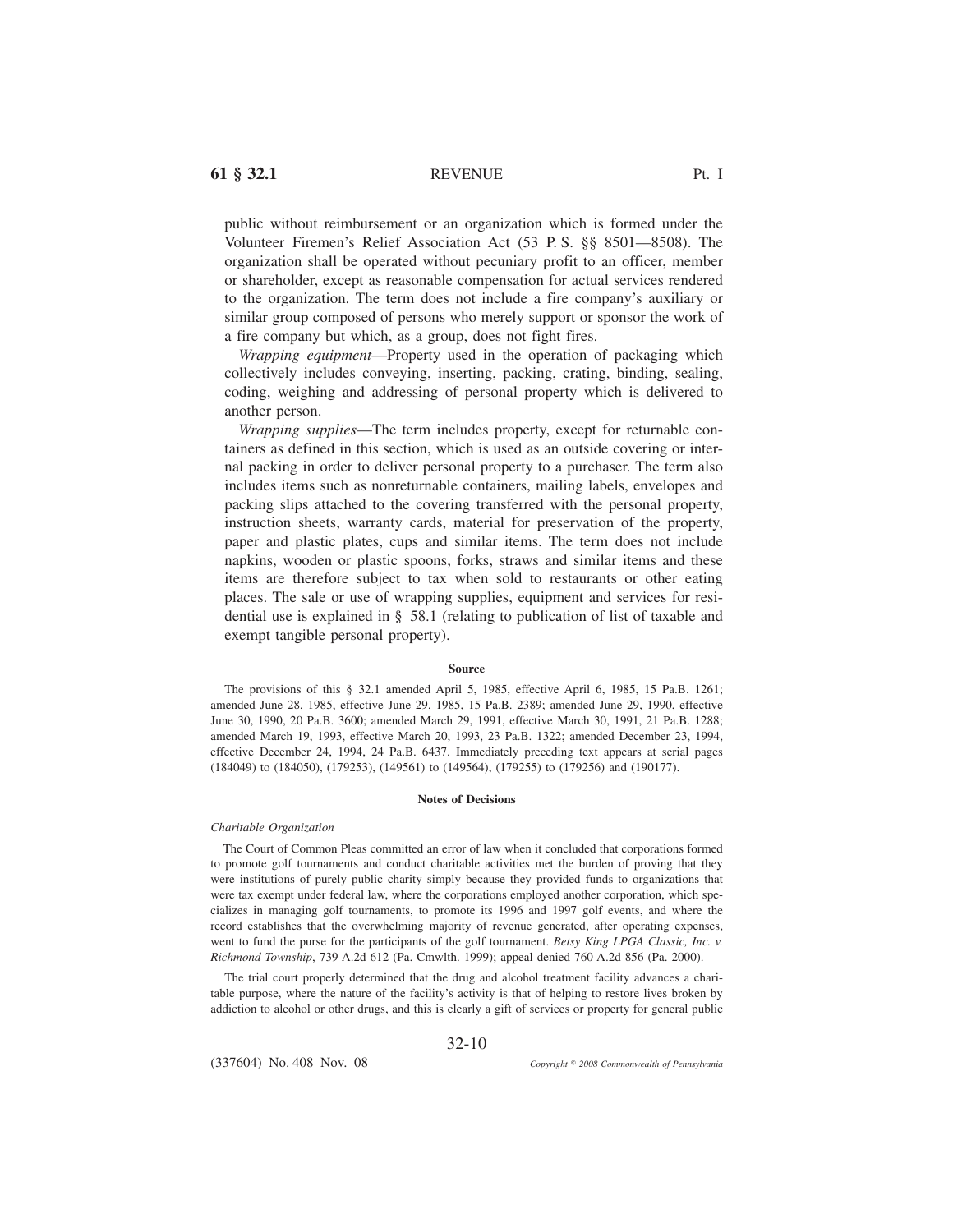public without reimbursement or an organization which is formed under the Volunteer Firemen's Relief Association Act (53 P. S. §§ 8501—8508). The organization shall be operated without pecuniary profit to an officer, member or shareholder, except as reasonable compensation for actual services rendered to the organization. The term does not include a fire company's auxiliary or similar group composed of persons who merely support or sponsor the work of a fire company but which, as a group, does not fight fires.

*Wrapping equipment*—Property used in the operation of packaging which collectively includes conveying, inserting, packing, crating, binding, sealing, coding, weighing and addressing of personal property which is delivered to another person.

*Wrapping supplies*—The term includes property, except for returnable containers as defined in this section, which is used as an outside covering or internal packing in order to deliver personal property to a purchaser. The term also includes items such as nonreturnable containers, mailing labels, envelopes and packing slips attached to the covering transferred with the personal property, instruction sheets, warranty cards, material for preservation of the property, paper and plastic plates, cups and similar items. The term does not include napkins, wooden or plastic spoons, forks, straws and similar items and these items are therefore subject to tax when sold to restaurants or other eating places. The sale or use of wrapping supplies, equipment and services for residential use is explained in § 58.1 (relating to publication of list of taxable and exempt tangible personal property).

#### Source

The provisions of this § 32.1 amended April 5, 1985, effective April 6, 1985, 15 Pa.B. 1261; amended June 28, 1985, effective June 29, 1985, 15 Pa.B. 2389; amended June 29, 1990, effective June 30, 1990, 20 Pa.B. 3600; amended March 29, 1991, effective March 30, 1991, 21 Pa.B. 1288; amended March 19, 1993, effective March 20, 1993, 23 Pa.B. 1322; amended December 23, 1994, effective December 24, 1994, 24 Pa.B. 6437. Immediately preceding text appears at serial pages (184049) to (184050), (179253), (149561) to (149564), (179255) to (179256) and (190177).

#### Notes of Decisions

*Charitable Organization*

The Court of Common Pleas committed an error of law when it concluded that corporations formed to promote golf tournaments and conduct charitable activities met the burden of proving that they were institutions of purely public charity simply because they provided funds to organizations that were tax exempt under federal law, where the corporations employed another corporation, which specializes in managing golf tournaments, to promote its 1996 and 1997 golf events, and where the record establishes that the overwhelming majority of revenue generated, after operating expenses, went to fund the purse for the participants of the golf tournament. *Betsy King LPGA Classic, Inc. v. Richmond Township*, 739 A.2d 612 (Pa. Cmwlth. 1999); appeal denied 760 A.2d 856 (Pa. 2000).

The trial court properly determined that the drug and alcohol treatment facility advances a charitable purpose, where the nature of the facility's activity is that of helping to restore lives broken by addiction to alcohol or other drugs, and this is clearly a gift of services or property for general public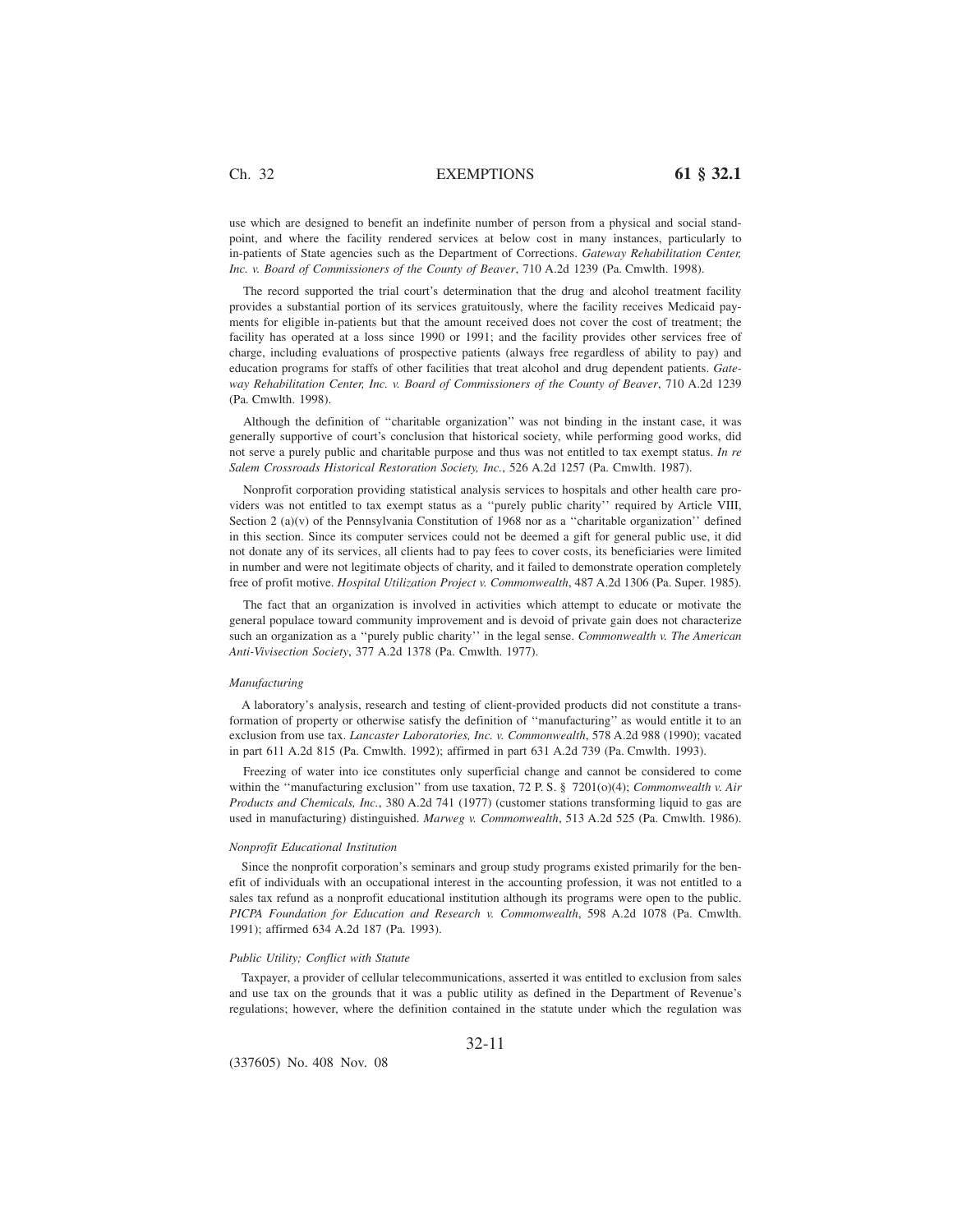use which are designed to benefit an indefinite number of person from a physical and social standpoint, and where the facility rendered services at below cost in many instances, particularly to in-patients of State agencies such as the Department of Corrections. *Gateway Rehabilitation Center, Inc. v. Board of Commissioners of the County of Beaver*, 710 A.2d 1239 (Pa. Cmwlth. 1998).

The record supported the trial court's determination that the drug and alcohol treatment facility provides a substantial portion of its services gratuitously, where the facility receives Medicaid payments for eligible in-patients but that the amount received does not cover the cost of treatment; the facility has operated at a loss since 1990 or 1991; and the facility provides other services free of charge, including evaluations of prospective patients (always free regardless of ability to pay) and education programs for staffs of other facilities that treat alcohol and drug dependent patients. *Gateway Rehabilitation Center, Inc. v. Board of Commissioners of the County of Beaver*, 710 A.2d 1239 (Pa. Cmwlth. 1998).

Although the definition of ''charitable organization'' was not binding in the instant case, it was generally supportive of court's conclusion that historical society, while performing good works, did not serve a purely public and charitable purpose and thus was not entitled to tax exempt status. *In re Salem Crossroads Historical Restoration Society, Inc.*, 526 A.2d 1257 (Pa. Cmwlth. 1987).

Nonprofit corporation providing statistical analysis services to hospitals and other health care providers was not entitled to tax exempt status as a ''purely public charity'' required by Article VIII, Section 2 (a)(v) of the Pennsylvania Constitution of 1968 nor as a ''charitable organization'' defined in this section. Since its computer services could not be deemed a gift for general public use, it did not donate any of its services, all clients had to pay fees to cover costs, its beneficiaries were limited in number and were not legitimate objects of charity, and it failed to demonstrate operation completely free of profit motive. *Hospital Utilization Project v. Commonwealth*, 487 A.2d 1306 (Pa. Super. 1985).

The fact that an organization is involved in activities which attempt to educate or motivate the general populace toward community improvement and is devoid of private gain does not characterize such an organization as a ''purely public charity'' in the legal sense. *Commonwealth v. The American Anti-Vivisection Society*, 377 A.2d 1378 (Pa. Cmwlth. 1977).

*Manufacturing*

A laboratory's analysis, research and testing of client-provided products did not constitute a transformation of property or otherwise satisfy the definition of ''manufacturing'' as would entitle it to an exclusion from use tax. *Lancaster Laboratories, Inc. v. Commonwealth*, 578 A.2d 988 (1990); vacated in part 611 A.2d 815 (Pa. Cmwlth. 1992); affirmed in part 631 A.2d 739 (Pa. Cmwlth. 1993).

Freezing of water into ice constitutes only superficial change and cannot be considered to come within the ''manufacturing exclusion'' from use taxation, 72 P. S. § 7201(o)(4); *Commonwealth v. Air Products and Chemicals, Inc.*, 380 A.2d 741 (1977) (customer stations transforming liquid to gas are used in manufacturing) distinguished. *Marweg v. Commonwealth*, 513 A.2d 525 (Pa. Cmwlth. 1986).

*Nonprofit Educational Institution*

Since the nonprofit corporation's seminars and group study programs existed primarily for the benefit of individuals with an occupational interest in the accounting profession, it was not entitled to a sales tax refund as a nonprofit educational institution although its programs were open to the public. *PICPA Foundation for Education and Research v. Commonwealth*, 598 A.2d 1078 (Pa. Cmwlth. 1991); affirmed 634 A.2d 187 (Pa. 1993).

*Public Utility; Conflict with Statute*

Taxpayer, a provider of cellular telecommunications, asserted it was entitled to exclusion from sales and use tax on the grounds that it was a public utility as defined in the Department of Revenue's regulations; however, where the definition contained in the statute under which the regulation was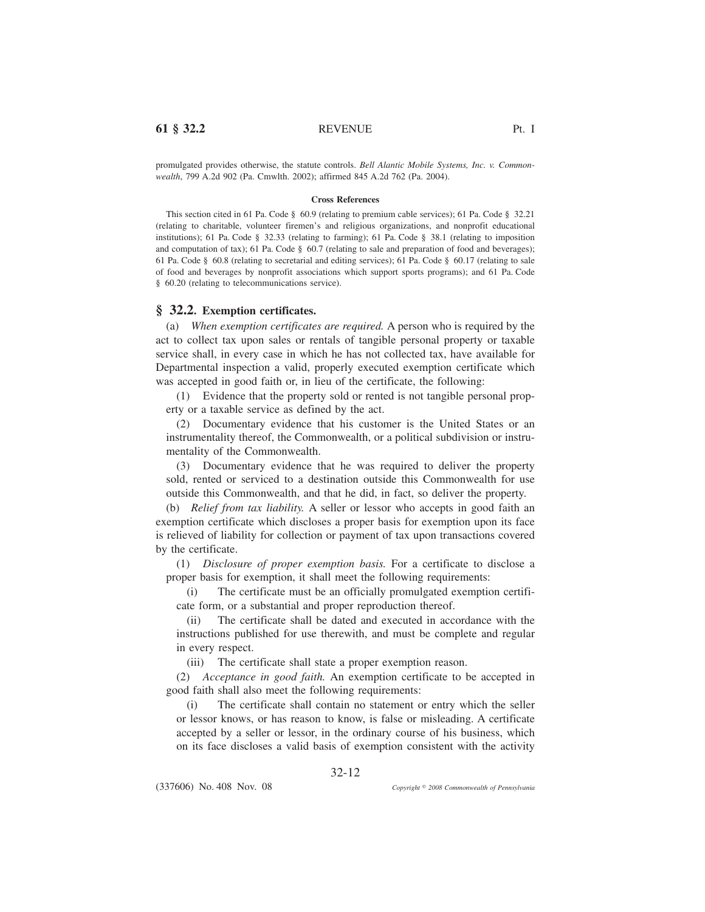promulgated provides otherwise, the statute controls. *Bell Alantic Mobile Systems, Inc. v. Commonwealth*, 799 A.2d 902 (Pa. Cmwlth. 2002); affirmed 845 A.2d 762 (Pa. 2004).

**Cross References**

This section cited in 61 Pa. Code § 60.9 (relating to premium cable services); 61 Pa. Code § 32.21 (relating to charitable, volunteer firemen's and religious organizations, and nonprofit educational institutions); 61 Pa. Code § 32.33 (relating to farming); 61 Pa. Code § 38.1 (relating to imposition and computation of tax); 61 Pa. Code § 60.7 (relating to sale and preparation of food and beverages); 61 Pa. Code § 60.8 (relating to secretarial and editing services); 61 Pa. Code § 60.17 (relating to sale of food and beverages by nonprofit associations which support sports programs); and 61 Pa. Code § 60.20 (relating to telecommunications service).

## § 32.2. Exemption certificates.

(a) *When exemption certificates are required.* A person who is required by the act to collect tax upon sales or rentals of tangible personal property or taxable service shall, in every case in which he has not collected tax, have available for Departmental inspection a valid, properly executed exemption certificate which was accepted in good faith or, in lieu of the certificate, the following:

(1) Evidence that the property sold or rented is not tangible personal property or a taxable service as defined by the act.

(2) Documentary evidence that his customer is the United States or an instrumentality thereof, the Commonwealth, or a political subdivision or instrumentality of the Commonwealth.

(3) Documentary evidence that he was required to deliver the property sold, rented or serviced to a destination outside this Commonwealth for use outside this Commonwealth, and that he did, in fact, so deliver the property.

(b) *Relief from tax liability.* A seller or lessor who accepts in good faith an exemption certificate which discloses a proper basis for exemption upon its face is relieved of liability for collection or payment of tax upon transactions covered by the certificate.

(1) *Disclosure of proper exemption basis.* For a certificate to disclose a proper basis for exemption, it shall meet the following requirements:

(i) The certificate must be an officially promulgated exemption certificate form, or a substantial and proper reproduction thereof.

(ii) The certificate shall be dated and executed in accordance with the instructions published for use therewith, and must be complete and regular in every respect.

(iii) The certificate shall state a proper exemption reason.

(2) *Acceptance in good faith.* An exemption certificate to be accepted in good faith shall also meet the following requirements:

(i) The certificate shall contain no statement or entry which the seller or lessor knows, or has reason to know, is false or misleading. A certificate accepted by a seller or lessor, in the ordinary course of his business, which on its face discloses a valid basis of exemption consistent with the activity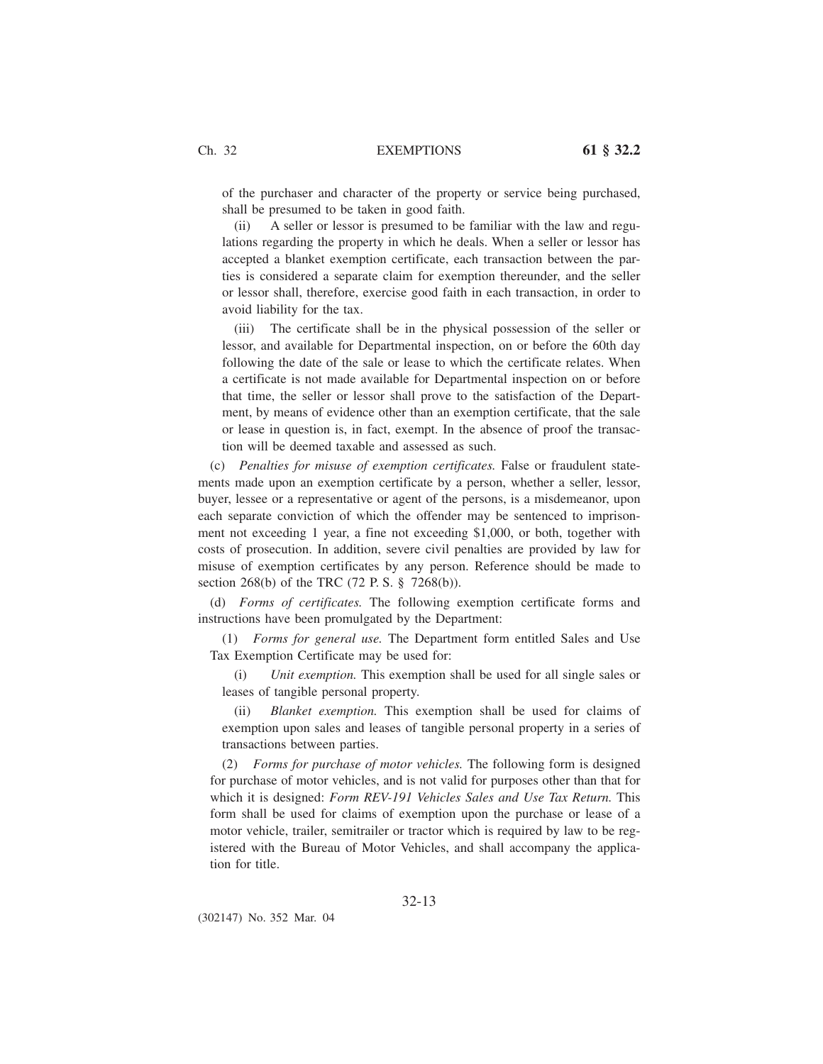of the purchaser and character of the property or service being purchased, shall be presumed to be taken in good faith.

(ii) A seller or lessor is presumed to be familiar with the law and regulations regarding the property in which he deals. When a seller or lessor has accepted a blanket exemption certificate, each transaction between the parties is considered a separate claim for exemption thereunder, and the seller or lessor shall, therefore, exercise good faith in each transaction, in order to avoid liability for the tax.

(iii) The certificate shall be in the physical possession of the seller or lessor, and available for Departmental inspection, on or before the 60th day following the date of the sale or lease to which the certificate relates. When a certificate is not made available for Departmental inspection on or before that time, the seller or lessor shall prove to the satisfaction of the Department, by means of evidence other than an exemption certificate, that the sale or lease in question is, in fact, exempt. In the absence of proof the transaction will be deemed taxable and assessed as such.

(c) *Penalties for misuse of exemption certificates.* False or fraudulent statements made upon an exemption certificate by a person, whether a seller, lessor, buyer, lessee or a representative or agent of the persons, is a misdemeanor, upon each separate conviction of which the offender may be sentenced to imprisonment not exceeding 1 year, a fine not exceeding $1,000, or both, together with costs of prosecution. In addition, severe civil penalties are provided by law for misuse of exemption certificates by any person. Reference should be made to section 268(b) of the TRC (72 P. S. § 7268(b)).

(d) *Forms of certificates.* The following exemption certificate forms and instructions have been promulgated by the Department:

(1) *Forms for general use.* The Department form entitled Sales and Use Tax Exemption Certificate may be used for:

(i) *Unit exemption.* This exemption shall be used for all single sales or leases of tangible personal property.

(ii) *Blanket exemption.* This exemption shall be used for claims of exemption upon sales and leases of tangible personal property in a series of transactions between parties.

(2) *Forms for purchase of motor vehicles.* The following form is designed for purchase of motor vehicles, and is not valid for purposes other than that for which it is designed: *Form REV-191 Vehicles Sales and Use Tax Return.* This form shall be used for claims of exemption upon the purchase or lease of a motor vehicle, trailer, semitrailer or tractor which is required by law to be registered with the Bureau of Motor Vehicles, and shall accompany the application for title.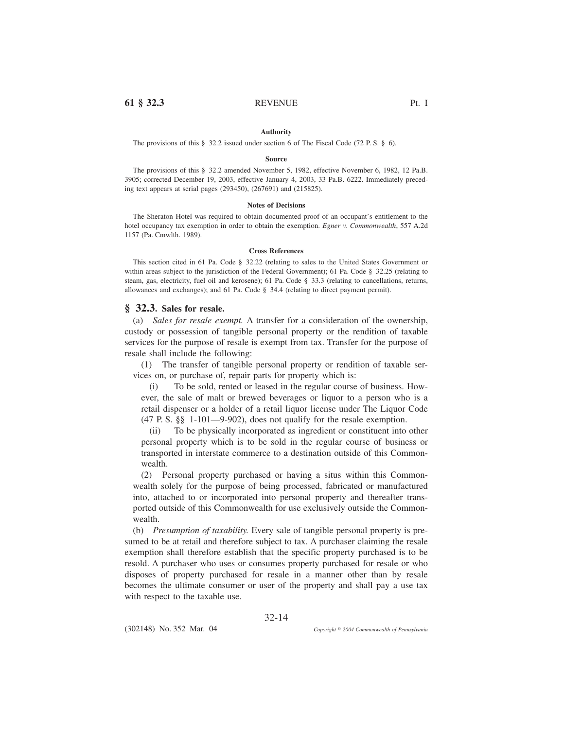**Authority**

The provisions of this § 32.2 issued under section 6 of The Fiscal Code (72 P. S. § 6).

**Source**

The provisions of this § 32.2 amended November 5, 1982, effective November 6, 1982, 12 Pa.B. 3905; corrected December 19, 2003, effective January 4, 2003, 33 Pa.B. 6222. Immediately preceding text appears at serial pages (293450), (267691) and (215825).

**Notes of Decisions**

The Sheraton Hotel was required to obtain documented proof of an occupant's entitlement to the hotel occupancy tax exemption in order to obtain the exemption. *Egner v. Commonwealth*, 557 A.2d 1157 (Pa. Cmwlth. 1989).

**Cross References**

This section cited in 61 Pa. Code § 32.22 (relating to sales to the United States Government or within areas subject to the jurisdiction of the Federal Government); 61 Pa. Code § 32.25 (relating to steam, gas, electricity, fuel oil and kerosene); 61 Pa. Code § 33.3 (relating to cancellations, returns, allowances and exchanges); and 61 Pa. Code § 34.4 (relating to direct payment permit).

## § 32.3. Sales for resale.

(a) *Sales for resale exempt.* A transfer for a consideration of the ownership, custody or possession of tangible personal property or the rendition of taxable services for the purpose of resale is exempt from tax. Transfer for the purpose of resale shall include the following:

(1) The transfer of tangible personal property or rendition of taxable services on, or purchase of, repair parts for property which is:

(i) To be sold, rented or leased in the regular course of business. However, the sale of malt or brewed beverages or liquor to a person who is a retail dispenser or a holder of a retail liquor license under The Liquor Code (47 P. S. §§ 1-101—9-902), does not qualify for the resale exemption.

(ii) To be physically incorporated as ingredient or constituent into other personal property which is to be sold in the regular course of business or transported in interstate commerce to a destination outside of this Commonwealth.

(2) Personal property purchased or having a situs within this Commonwealth solely for the purpose of being processed, fabricated or manufactured into, attached to or incorporated into personal property and thereafter transported outside of this Commonwealth for use exclusively outside the Commonwealth.

(b) *Presumption of taxability.* Every sale of tangible personal property is presumed to be at retail and therefore subject to tax. A purchaser claiming the resale exemption shall therefore establish that the specific property purchased is to be resold. A purchaser who uses or consumes property purchased for resale or who disposes of property purchased for resale in a manner other than by resale becomes the ultimate consumer or user of the property and shall pay a use tax with respect to the taxable use.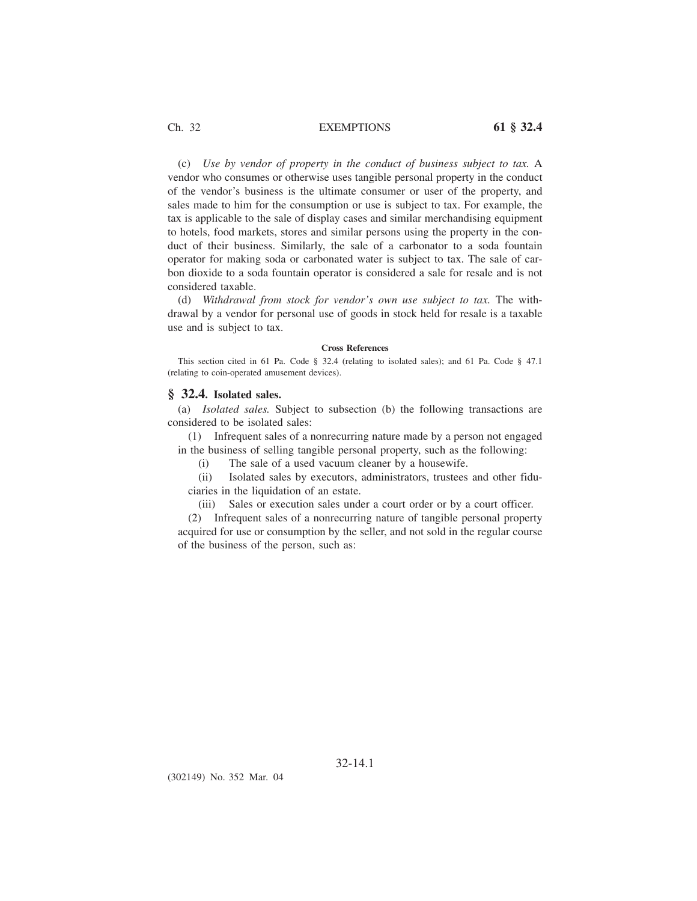(c) *Use by vendor of property in the conduct of business subject to tax.* A vendor who consumes or otherwise uses tangible personal property in the conduct of the vendor's business is the ultimate consumer or user of the property, and sales made to him for the consumption or use is subject to tax. For example, the tax is applicable to the sale of display cases and similar merchandising equipment to hotels, food markets, stores and similar persons using the property in the conduct of their business. Similarly, the sale of a carbonator to a soda fountain operator for making soda or carbonated water is subject to tax. The sale of carbon dioxide to a soda fountain operator is considered a sale for resale and is not considered taxable.

(d) *Withdrawal from stock for vendor's own use subject to tax.* The withdrawal by a vendor for personal use of goods in stock held for resale is a taxable use and is subject to tax.

**Cross References**

This section cited in 61 Pa. Code § 32.4 (relating to isolated sales); and 61 Pa. Code § 47.1 (relating to coin-operated amusement devices).

## § 32.4. Isolated sales.

(a) *Isolated sales.* Subject to subsection (b) the following transactions are considered to be isolated sales:

(1) Infrequent sales of a nonrecurring nature made by a person not engaged in the business of selling tangible personal property, such as the following:

(i) The sale of a used vacuum cleaner by a housewife.

(ii) Isolated sales by executors, administrators, trustees and other fiduciaries in the liquidation of an estate.

(iii) Sales or execution sales under a court order or by a court officer.

(2) Infrequent sales of a nonrecurring nature of tangible personal property acquired for use or consumption by the seller, and not sold in the regular course of the business of the person, such as: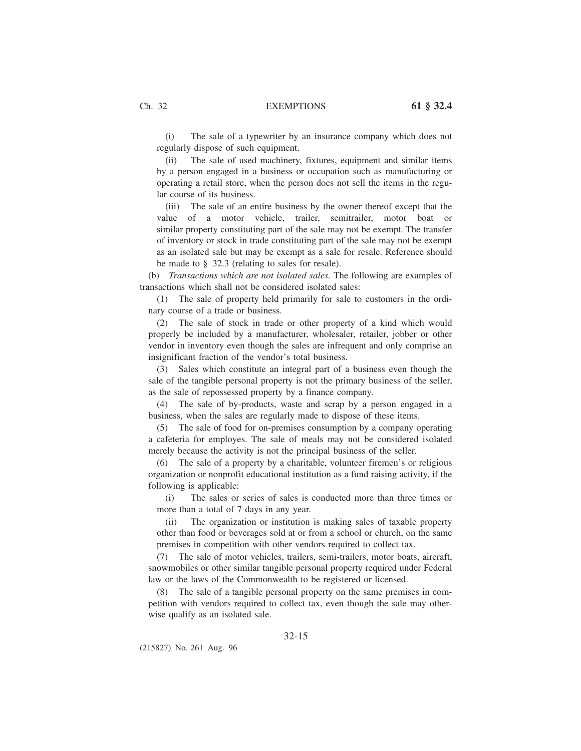(i) The sale of a typewriter by an insurance company which does not regularly dispose of such equipment.

(ii) The sale of used machinery, fixtures, equipment and similar items by a person engaged in a business or occupation such as manufacturing or operating a retail store, when the person does not sell the items in the regular course of its business.

(iii) The sale of an entire business by the owner thereof except that the value of a motor vehicle, trailer, semitrailer, motor boat or similar property constituting part of the sale may not be exempt. The transfer of inventory or stock in trade constituting part of the sale may not be exempt as an isolated sale but may be exempt as a sale for resale. Reference should be made to § 32.3 (relating to sales for resale).

(b) *Transactions which are not isolated sales.* The following are examples of transactions which shall not be considered isolated sales:

(1) The sale of property held primarily for sale to customers in the ordinary course of a trade or business.

(2) The sale of stock in trade or other property of a kind which would properly be included by a manufacturer, wholesaler, retailer, jobber or other vendor in inventory even though the sales are infrequent and only comprise an insignificant fraction of the vendor's total business.

(3) Sales which constitute an integral part of a business even though the sale of the tangible personal property is not the primary business of the seller, as the sale of repossessed property by a finance company.

(4) The sale of by-products, waste and scrap by a person engaged in a business, when the sales are regularly made to dispose of these items.

(5) The sale of food for on-premises consumption by a company operating a cafeteria for employes. The sale of meals may not be considered isolated merely because the activity is not the principal business of the seller.

(6) The sale of a property by a charitable, volunteer firemen's or religious organization or nonprofit educational institution as a fund raising activity, if the following is applicable:

(i) The sales or series of sales is conducted more than three times or more than a total of 7 days in any year.

(ii) The organization or institution is making sales of taxable property other than food or beverages sold at or from a school or church, on the same premises in competition with other vendors required to collect tax.

(7) The sale of motor vehicles, trailers, semi-trailers, motor boats, aircraft, snowmobiles or other similar tangible personal property required under Federal law or the laws of the Commonwealth to be registered or licensed.

(8) The sale of a tangible personal property on the same premises in competition with vendors required to collect tax, even though the sale may otherwise qualify as an isolated sale.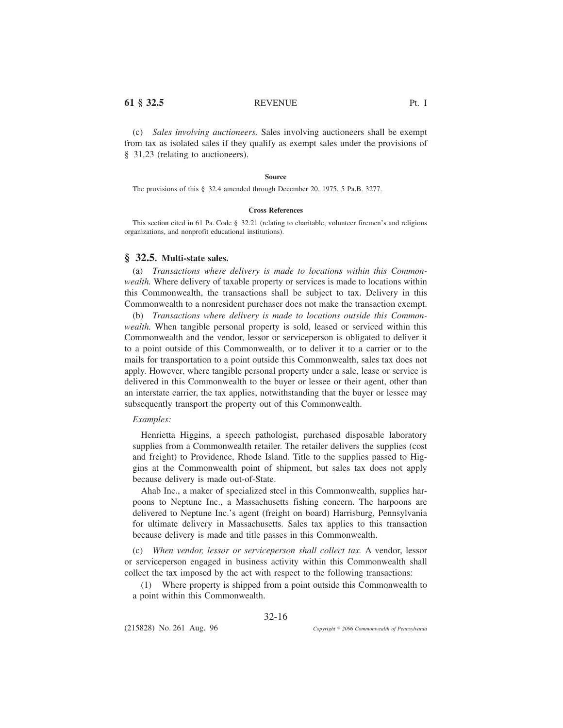(c) *Sales involving auctioneers.* Sales involving auctioneers shall be exempt from tax as isolated sales if they qualify as exempt sales under the provisions of § 31.23 (relating to auctioneers).

**Source**

The provisions of this § 32.4 amended through December 20, 1975, 5 Pa.B. 3277.

**Cross References**

This section cited in 61 Pa. Code § 32.21 (relating to charitable, volunteer firemen's and religious organizations, and nonprofit educational institutions).

## § 32.5. Multi-state sales.

(a) *Transactions where delivery is made to locations within this Commonwealth.* Where delivery of taxable property or services is made to locations within this Commonwealth, the transactions shall be subject to tax. Delivery in this Commonwealth to a nonresident purchaser does not make the transaction exempt.

(b) *Transactions where delivery is made to locations outside this Commonwealth.* When tangible personal property is sold, leased or serviced within this Commonwealth and the vendor, lessor or serviceperson is obligated to deliver it to a point outside of this Commonwealth, or to deliver it to a carrier or to the mails for transportation to a point outside this Commonwealth, sales tax does not apply. However, where tangible personal property under a sale, lease or service is delivered in this Commonwealth to the buyer or lessee or their agent, other than an interstate carrier, the tax applies, notwithstanding that the buyer or lessee may subsequently transport the property out of this Commonwealth.

*Examples:*

Henrietta Higgins, a speech pathologist, purchased disposable laboratory supplies from a Commonwealth retailer. The retailer delivers the supplies (cost and freight) to Providence, Rhode Island. Title to the supplies passed to Higgins at the Commonwealth point of shipment, but sales tax does not apply because delivery is made out-of-State.

Ahab Inc., a maker of specialized steel in this Commonwealth, supplies harpoons to Neptune Inc., a Massachusetts fishing concern. The harpoons are delivered to Neptune Inc.'s agent (freight on board) Harrisburg, Pennsylvania for ultimate delivery in Massachusetts. Sales tax applies to this transaction because delivery is made and title passes in this Commonwealth.

(c) *When vendor, lessor or serviceperson shall collect tax.* A vendor, lessor or serviceperson engaged in business activity within this Commonwealth shall collect the tax imposed by the act with respect to the following transactions:

(1) Where property is shipped from a point outside this Commonwealth to a point within this Commonwealth.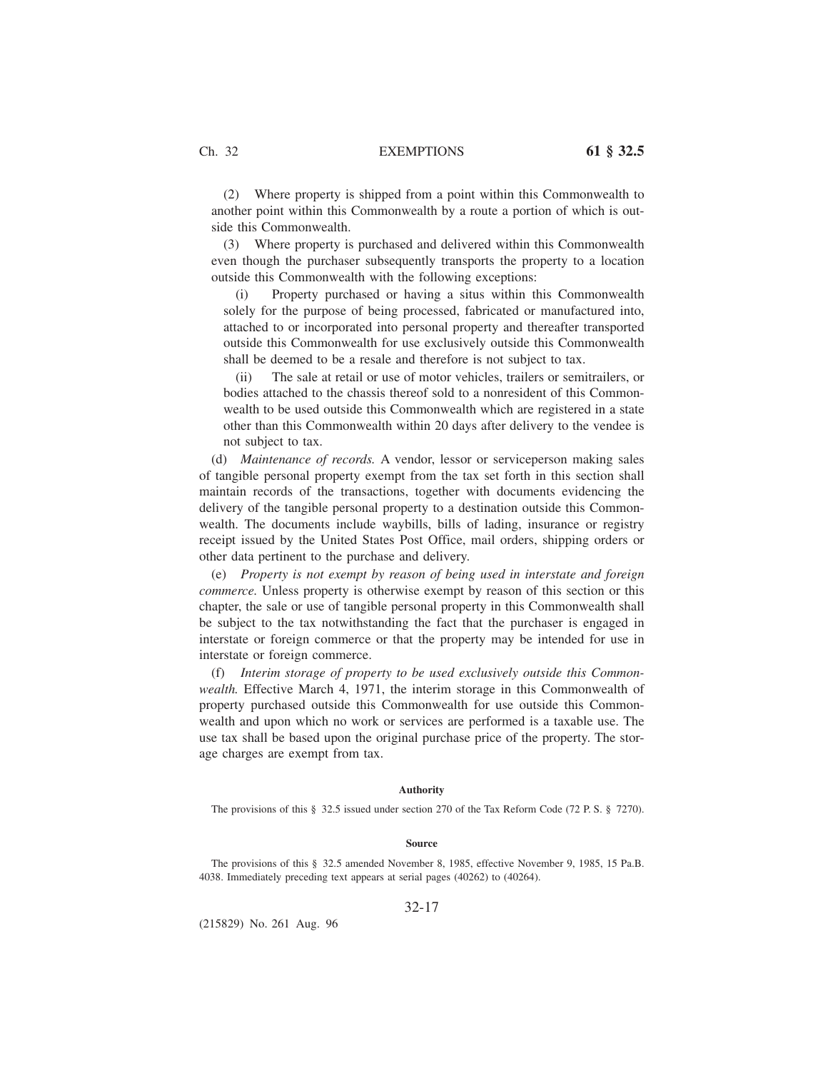(2) Where property is shipped from a point within this Commonwealth to another point within this Commonwealth by a route a portion of which is outside this Commonwealth.

(3) Where property is purchased and delivered within this Commonwealth even though the purchaser subsequently transports the property to a location outside this Commonwealth with the following exceptions:

(i) Property purchased or having a situs within this Commonwealth solely for the purpose of being processed, fabricated or manufactured into, attached to or incorporated into personal property and thereafter transported outside this Commonwealth for use exclusively outside this Commonwealth shall be deemed to be a resale and therefore is not subject to tax.

(ii) The sale at retail or use of motor vehicles, trailers or semitrailers, or bodies attached to the chassis thereof sold to a nonresident of this Commonwealth to be used outside this Commonwealth which are registered in a state other than this Commonwealth within 20 days after delivery to the vendee is not subject to tax.

(d) *Maintenance of records.* A vendor, lessor or serviceperson making sales of tangible personal property exempt from the tax set forth in this section shall maintain records of the transactions, together with documents evidencing the delivery of the tangible personal property to a destination outside this Commonwealth. The documents include waybills, bills of lading, insurance or registry receipt issued by the United States Post Office, mail orders, shipping orders or other data pertinent to the purchase and delivery.

(e) *Property is not exempt by reason of being used in interstate and foreign commerce.* Unless property is otherwise exempt by reason of this section or this chapter, the sale or use of tangible personal property in this Commonwealth shall be subject to the tax notwithstanding the fact that the purchaser is engaged in interstate or foreign commerce or that the property may be intended for use in interstate or foreign commerce.

(f) *Interim storage of property to be used exclusively outside this Commonwealth.* Effective March 4, 1971, the interim storage in this Commonwealth of property purchased outside this Commonwealth for use outside this Commonwealth and upon which no work or services are performed is a taxable use. The use tax shall be based upon the original purchase price of the property. The storage charges are exempt from tax.

**Authority**

The provisions of this § 32.5 issued under section 270 of the Tax Reform Code (72 P. S. § 7270).

**Source**

The provisions of this § 32.5 amended November 8, 1985, effective November 9, 1985, 15 Pa.B. 4038. Immediately preceding text appears at serial pages (40262) to (40264).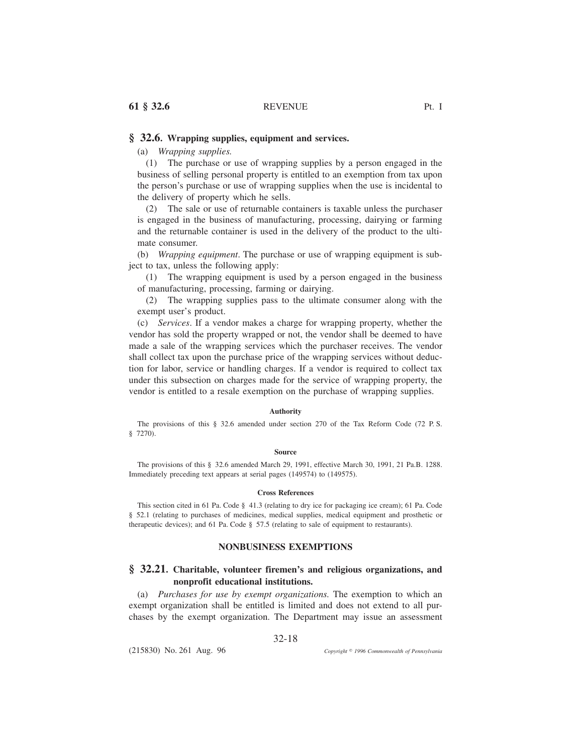## § 32.6. Wrapping supplies, equipment and services.

(a) *Wrapping supplies.*

(1) The purchase or use of wrapping supplies by a person engaged in the business of selling personal property is entitled to an exemption from tax upon the person's purchase or use of wrapping supplies when the use is incidental to the delivery of property which he sells.

(2) The sale or use of returnable containers is taxable unless the purchaser is engaged in the business of manufacturing, processing, dairying or farming and the returnable container is used in the delivery of the product to the ultimate consumer.

(b) *Wrapping equipment*. The purchase or use of wrapping equipment is subject to tax, unless the following apply:

(1) The wrapping equipment is used by a person engaged in the business of manufacturing, processing, farming or dairying.

(2) The wrapping supplies pass to the ultimate consumer along with the exempt user's product.

(c) *Services*. If a vendor makes a charge for wrapping property, whether the vendor has sold the property wrapped or not, the vendor shall be deemed to have made a sale of the wrapping services which the purchaser receives. The vendor shall collect tax upon the purchase price of the wrapping services without deduction for labor, service or handling charges. If a vendor is required to collect tax under this subsection on charges made for the service of wrapping property, the vendor is entitled to a resale exemption on the purchase of wrapping supplies.

#### Authority

The provisions of this § 32.6 amended under section 270 of the Tax Reform Code (72 P. S. § 7270).

#### Source

The provisions of this § 32.6 amended March 29, 1991, effective March 30, 1991, 21 Pa.B. 1288. Immediately preceding text appears at serial pages (149574) to (149575).

#### Cross References

This section cited in 61 Pa. Code § 41.3 (relating to dry ice for packaging ice cream); 61 Pa. Code § 52.1 (relating to purchases of medicines, medical supplies, medical equipment and prosthetic or therapeutic devices); and 61 Pa. Code § 57.5 (relating to sale of equipment to restaurants).

### NONBUSINESS EXEMPTIONS

## § 32.21. Charitable, volunteer firemen's and religious organizations, and nonprofit educational institutions.

(a) *Purchases for use by exempt organizations.* The exemption to which an exempt organization shall be entitled is limited and does not extend to all purchases by the exempt organization. The Department may issue an assessment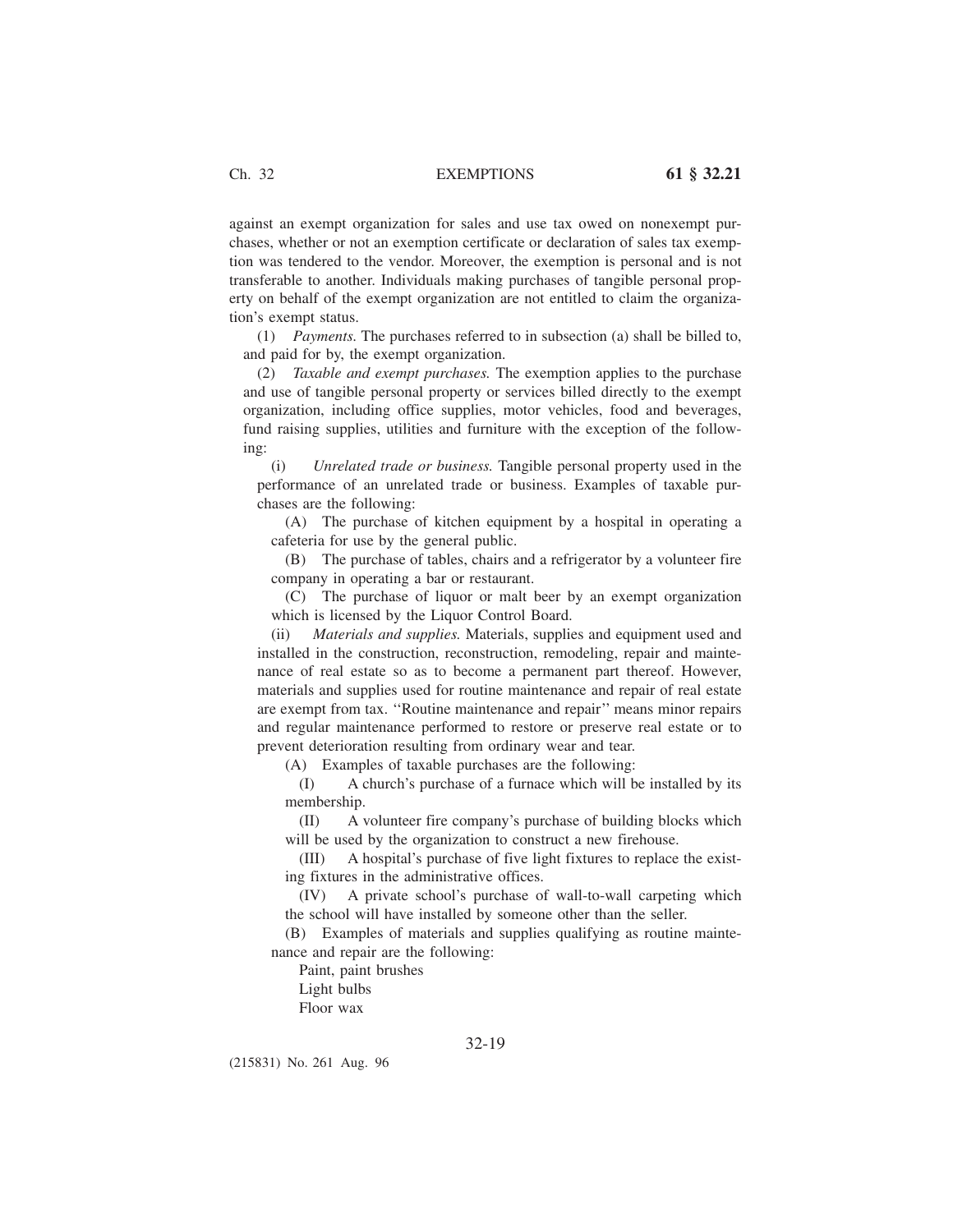against an exempt organization for sales and use tax owed on nonexempt purchases, whether or not an exemption certificate or declaration of sales tax exemption was tendered to the vendor. Moreover, the exemption is personal and is not transferable to another. Individuals making purchases of tangible personal property on behalf of the exempt organization are not entitled to claim the organization's exempt status.

(1) *Payments.* The purchases referred to in subsection (a) shall be billed to, and paid for by, the exempt organization.

(2) *Taxable and exempt purchases.* The exemption applies to the purchase and use of tangible personal property or services billed directly to the exempt organization, including office supplies, motor vehicles, food and beverages, fund raising supplies, utilities and furniture with the exception of the following:

(i) *Unrelated trade or business.* Tangible personal property used in the performance of an unrelated trade or business. Examples of taxable purchases are the following:

(A) The purchase of kitchen equipment by a hospital in operating a cafeteria for use by the general public.

(B) The purchase of tables, chairs and a refrigerator by a volunteer fire company in operating a bar or restaurant.

(C) The purchase of liquor or malt beer by an exempt organization which is licensed by the Liquor Control Board.

(ii) *Materials and supplies.* Materials, supplies and equipment used and installed in the construction, reconstruction, remodeling, repair and maintenance of real estate so as to become a permanent part thereof. However, materials and supplies used for routine maintenance and repair of real estate are exempt from tax. ''Routine maintenance and repair'' means minor repairs and regular maintenance performed to restore or preserve real estate or to prevent deterioration resulting from ordinary wear and tear.

(A) Examples of taxable purchases are the following:

(I) A church's purchase of a furnace which will be installed by its membership.

(II) A volunteer fire company's purchase of building blocks which will be used by the organization to construct a new firehouse.

(III) A hospital's purchase of five light fixtures to replace the existing fixtures in the administrative offices.

(IV) A private school's purchase of wall-to-wall carpeting which the school will have installed by someone other than the seller.

(B) Examples of materials and supplies qualifying as routine maintenance and repair are the following:

Paint, paint brushes
Light bulbs
Floor wax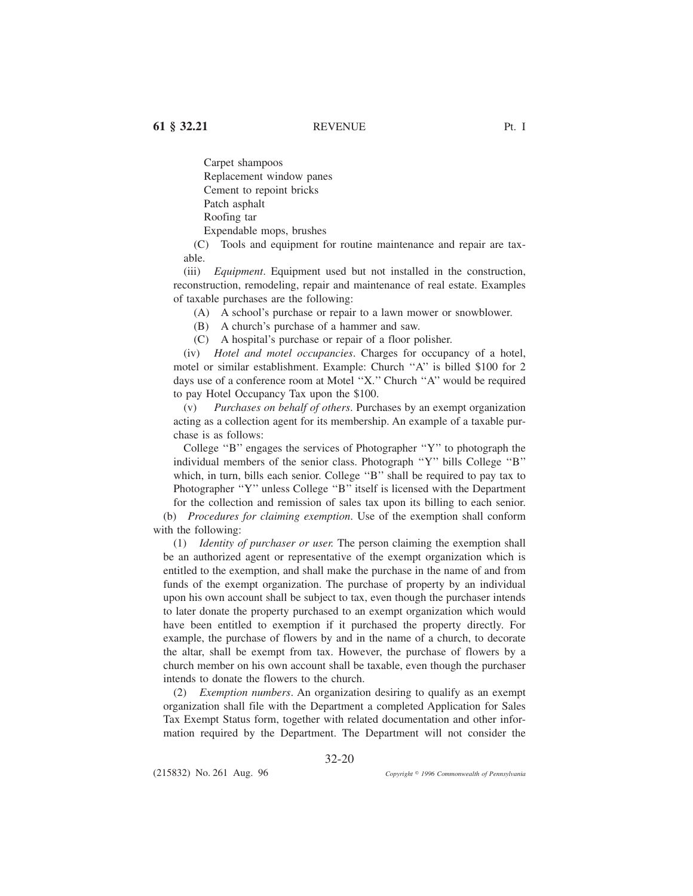Carpet shampoos

Replacement window panes

Cement to repoint bricks

Patch asphalt

Roofing tar

Expendable mops, brushes

(C) Tools and equipment for routine maintenance and repair are taxable.

(iii) *Equipment*. Equipment used but not installed in the construction, reconstruction, remodeling, repair and maintenance of real estate. Examples of taxable purchases are the following:

(A) A school's purchase or repair to a lawn mower or snowblower.

(B) A church's purchase of a hammer and saw.

(C) A hospital's purchase or repair of a floor polisher.

(iv) *Hotel and motel occupancies*. Charges for occupancy of a hotel, motel or similar establishment. Example: Church ''A'' is billed $100 for 2 days use of a conference room at Motel ''X.'' Church ''A'' would be required to pay Hotel Occupancy Tax upon the $100.

(v) *Purchases on behalf of others*. Purchases by an exempt organization acting as a collection agent for its membership. An example of a taxable purchase is as follows:

College ''B'' engages the services of Photographer ''Y'' to photograph the individual members of the senior class. Photograph ''Y'' bills College ''B'' which, in turn, bills each senior. College ''B'' shall be required to pay tax to Photographer ''Y'' unless College ''B'' itself is licensed with the Department for the collection and remission of sales tax upon its billing to each senior.

(b) *Procedures for claiming exemption*. Use of the exemption shall conform with the following:

(1) *Identity of purchaser or user.* The person claiming the exemption shall be an authorized agent or representative of the exempt organization which is entitled to the exemption, and shall make the purchase in the name of and from funds of the exempt organization. The purchase of property by an individual upon his own account shall be subject to tax, even though the purchaser intends to later donate the property purchased to an exempt organization which would have been entitled to exemption if it purchased the property directly. For example, the purchase of flowers by and in the name of a church, to decorate the altar, shall be exempt from tax. However, the purchase of flowers by a church member on his own account shall be taxable, even though the purchaser intends to donate the flowers to the church.

(2) *Exemption numbers*. An organization desiring to qualify as an exempt organization shall file with the Department a completed Application for Sales Tax Exempt Status form, together with related documentation and other information required by the Department. The Department will not consider the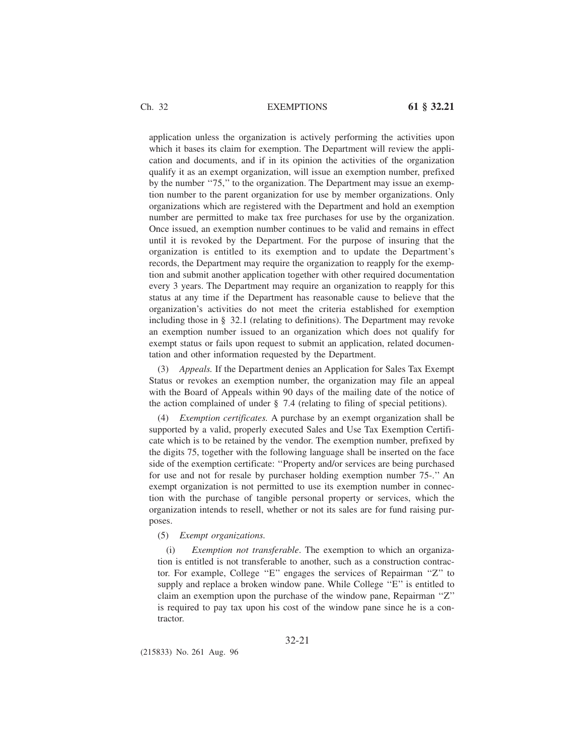application unless the organization is actively performing the activities upon which it bases its claim for exemption. The Department will review the application and documents, and if in its opinion the activities of the organization qualify it as an exempt organization, will issue an exemption number, prefixed by the number ''75,'' to the organization. The Department may issue an exemption number to the parent organization for use by member organizations. Only organizations which are registered with the Department and hold an exemption number are permitted to make tax free purchases for use by the organization. Once issued, an exemption number continues to be valid and remains in effect until it is revoked by the Department. For the purpose of insuring that the organization is entitled to its exemption and to update the Department's records, the Department may require the organization to reapply for the exemption and submit another application together with other required documentation every 3 years. The Department may require an organization to reapply for this status at any time if the Department has reasonable cause to believe that the organization's activities do not meet the criteria established for exemption including those in § 32.1 (relating to definitions). The Department may revoke an exemption number issued to an organization which does not qualify for exempt status or fails upon request to submit an application, related documentation and other information requested by the Department.

(3) *Appeals.* If the Department denies an Application for Sales Tax Exempt Status or revokes an exemption number, the organization may file an appeal with the Board of Appeals within 90 days of the mailing date of the notice of the action complained of under § 7.4 (relating to filing of special petitions).

(4) *Exemption certificates.* A purchase by an exempt organization shall be supported by a valid, properly executed Sales and Use Tax Exemption Certificate which is to be retained by the vendor. The exemption number, prefixed by the digits 75, together with the following language shall be inserted on the face side of the exemption certificate: ''Property and/or services are being purchased for use and not for resale by purchaser holding exemption number 75-.'' An exempt organization is not permitted to use its exemption number in connection with the purchase of tangible personal property or services, which the organization intends to resell, whether or not its sales are for fund raising purposes.

(5) *Exempt organizations.*

(i) *Exemption not transferable*. The exemption to which an organization is entitled is not transferable to another, such as a construction contractor. For example, College ''E'' engages the services of Repairman ''Z'' to supply and replace a broken window pane. While College ''E'' is entitled to claim an exemption upon the purchase of the window pane, Repairman ''Z'' is required to pay tax upon his cost of the window pane since he is a contractor.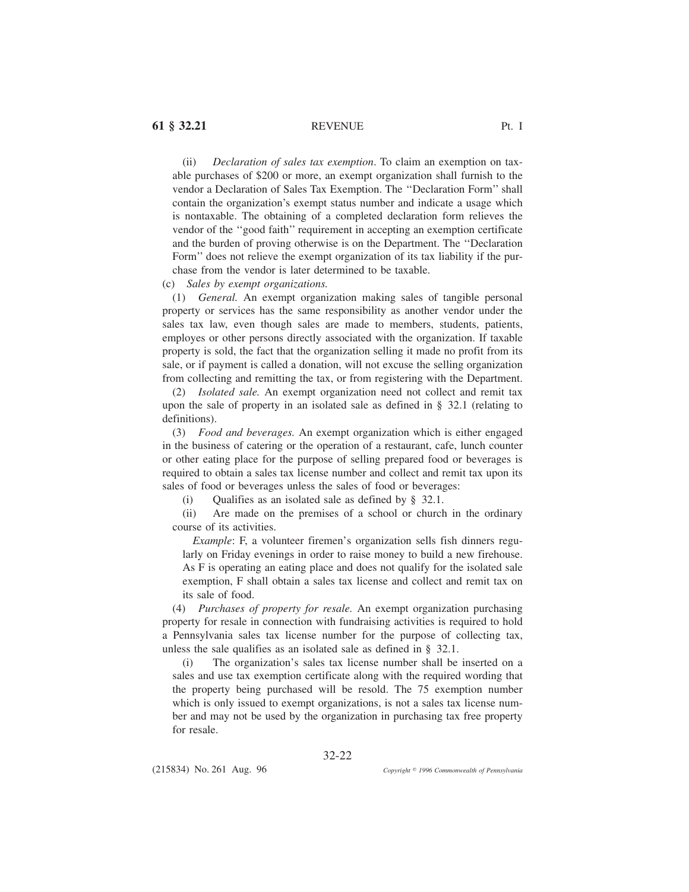(ii) *Declaration of sales tax exemption*. To claim an exemption on taxable purchases of $200 or more, an exempt organization shall furnish to the vendor a Declaration of Sales Tax Exemption. The ''Declaration Form'' shall contain the organization's exempt status number and indicate a usage which is nontaxable. The obtaining of a completed declaration form relieves the vendor of the ''good faith'' requirement in accepting an exemption certificate and the burden of proving otherwise is on the Department. The ''Declaration Form'' does not relieve the exempt organization of its tax liability if the purchase from the vendor is later determined to be taxable.

(c) *Sales by exempt organizations.*

(1) *General.* An exempt organization making sales of tangible personal property or services has the same responsibility as another vendor under the sales tax law, even though sales are made to members, students, patients, employes or other persons directly associated with the organization. If taxable property is sold, the fact that the organization selling it made no profit from its sale, or if payment is called a donation, will not excuse the selling organization from collecting and remitting the tax, or from registering with the Department.

(2) *Isolated sale.* An exempt organization need not collect and remit tax upon the sale of property in an isolated sale as defined in § 32.1 (relating to definitions).

(3) *Food and beverages.* An exempt organization which is either engaged in the business of catering or the operation of a restaurant, cafe, lunch counter or other eating place for the purpose of selling prepared food or beverages is required to obtain a sales tax license number and collect and remit tax upon its sales of food or beverages unless the sales of food or beverages:

(i) Qualifies as an isolated sale as defined by § 32.1.

(ii) Are made on the premises of a school or church in the ordinary course of its activities.

*Example*: F, a volunteer firemen's organization sells fish dinners regularly on Friday evenings in order to raise money to build a new firehouse. As F is operating an eating place and does not qualify for the isolated sale exemption, F shall obtain a sales tax license and collect and remit tax on its sale of food.

(4) *Purchases of property for resale.* An exempt organization purchasing property for resale in connection with fundraising activities is required to hold a Pennsylvania sales tax license number for the purpose of collecting tax, unless the sale qualifies as an isolated sale as defined in § 32.1.

(i) The organization's sales tax license number shall be inserted on a sales and use tax exemption certificate along with the required wording that the property being purchased will be resold. The 75 exemption number which is only issued to exempt organizations, is not a sales tax license number and may not be used by the organization in purchasing tax free property for resale.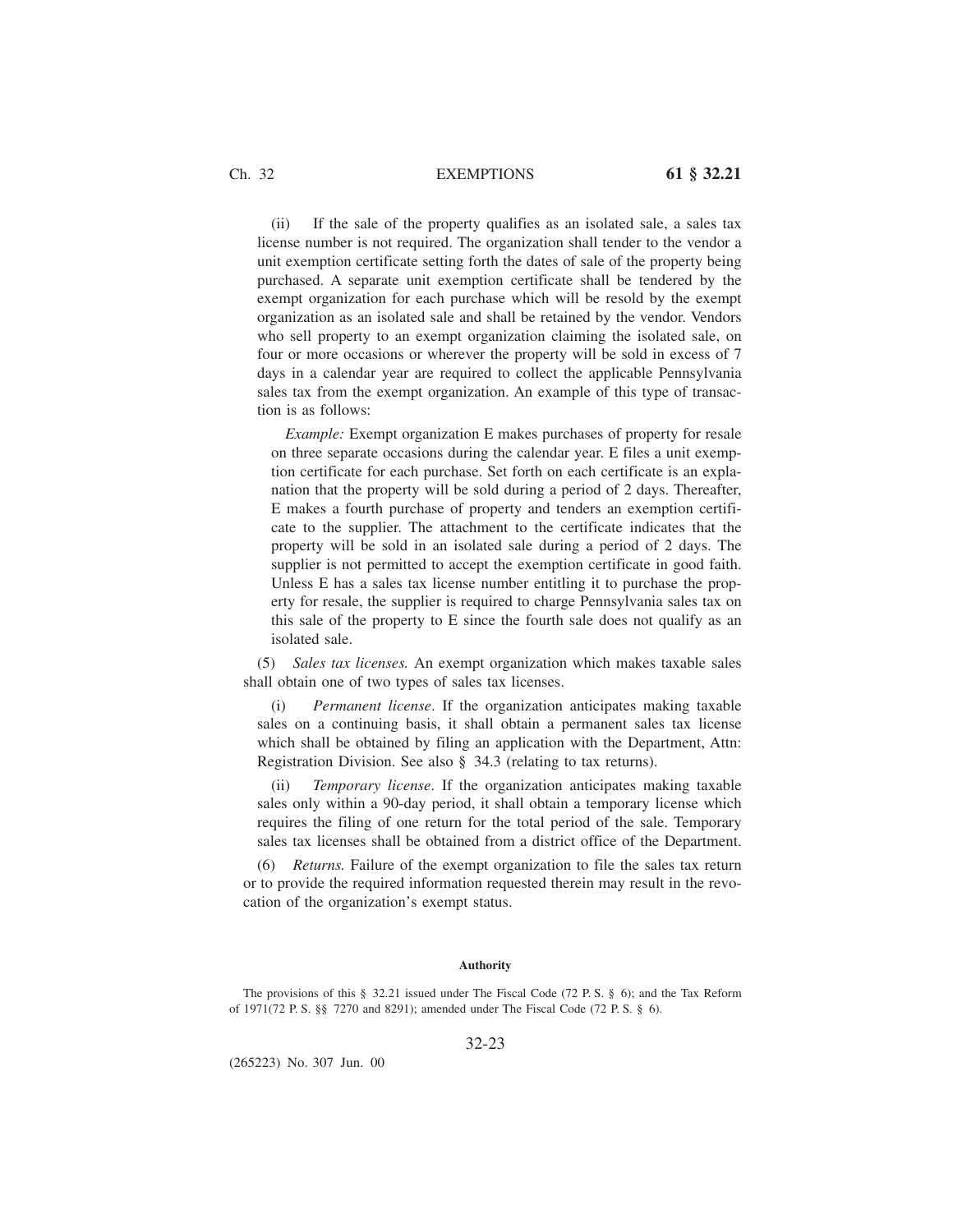(ii) If the sale of the property qualifies as an isolated sale, a sales tax license number is not required. The organization shall tender to the vendor a unit exemption certificate setting forth the dates of sale of the property being purchased. A separate unit exemption certificate shall be tendered by the exempt organization for each purchase which will be resold by the exempt organization as an isolated sale and shall be retained by the vendor. Vendors who sell property to an exempt organization claiming the isolated sale, on four or more occasions or wherever the property will be sold in excess of 7 days in a calendar year are required to collect the applicable Pennsylvania sales tax from the exempt organization. An example of this type of transaction is as follows:

*Example:* Exempt organization E makes purchases of property for resale on three separate occasions during the calendar year. E files a unit exemption certificate for each purchase. Set forth on each certificate is an explanation that the property will be sold during a period of 2 days. Thereafter, E makes a fourth purchase of property and tenders an exemption certificate to the supplier. The attachment to the certificate indicates that the property will be sold in an isolated sale during a period of 2 days. The supplier is not permitted to accept the exemption certificate in good faith. Unless E has a sales tax license number entitling it to purchase the property for resale, the supplier is required to charge Pennsylvania sales tax on this sale of the property to E since the fourth sale does not qualify as an isolated sale.

(5) *Sales tax licenses.* An exempt organization which makes taxable sales shall obtain one of two types of sales tax licenses.

(i) *Permanent license*. If the organization anticipates making taxable sales on a continuing basis, it shall obtain a permanent sales tax license which shall be obtained by filing an application with the Department, Attn: Registration Division. See also § 34.3 (relating to tax returns).

(ii) *Temporary license*. If the organization anticipates making taxable sales only within a 90-day period, it shall obtain a temporary license which requires the filing of one return for the total period of the sale. Temporary sales tax licenses shall be obtained from a district office of the Department.

(6) *Returns.* Failure of the exempt organization to file the sales tax return or to provide the required information requested therein may result in the revocation of the organization's exempt status.

**Authority**

The provisions of this § 32.21 issued under The Fiscal Code (72 P. S. § 6); and the Tax Reform of 1971(72 P. S. §§ 7270 and 8291); amended under The Fiscal Code (72 P. S. § 6).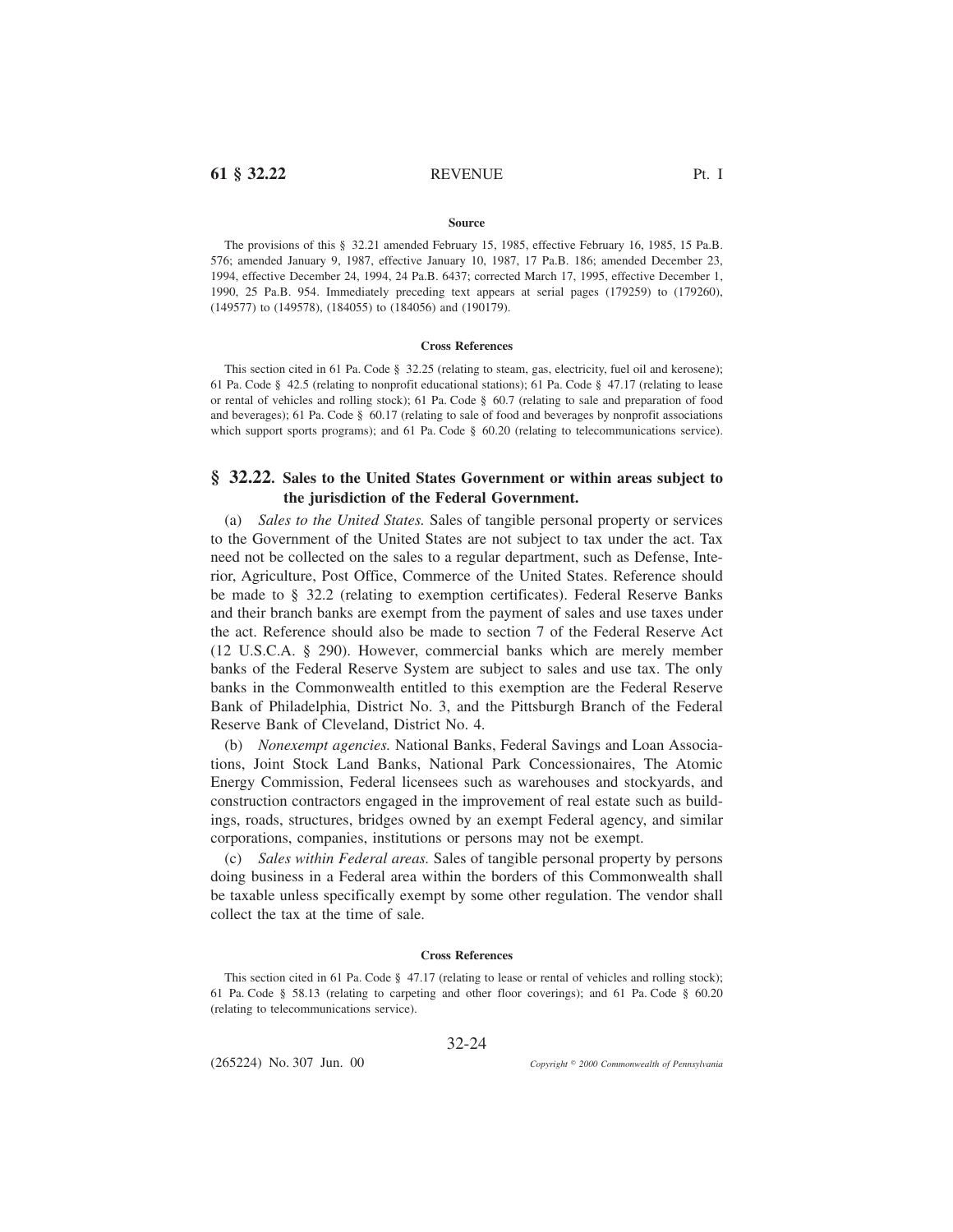#### Source

The provisions of this § 32.21 amended February 15, 1985, effective February 16, 1985, 15 Pa.B. 576; amended January 9, 1987, effective January 10, 1987, 17 Pa.B. 186; amended December 23, 1994, effective December 24, 1994, 24 Pa.B. 6437; corrected March 17, 1995, effective December 1, 1990, 25 Pa.B. 954. Immediately preceding text appears at serial pages (179259) to (179260), (149577) to (149578), (184055) to (184056) and (190179).

#### Cross References

This section cited in 61 Pa. Code § 32.25 (relating to steam, gas, electricity, fuel oil and kerosene); 61 Pa. Code § 42.5 (relating to nonprofit educational stations); 61 Pa. Code § 47.17 (relating to lease or rental of vehicles and rolling stock); 61 Pa. Code § 60.7 (relating to sale and preparation of food and beverages); 61 Pa. Code § 60.17 (relating to sale of food and beverages by nonprofit associations which support sports programs); and 61 Pa. Code § 60.20 (relating to telecommunications service).

## § 32.22. Sales to the United States Government or within areas subject to the jurisdiction of the Federal Government.

(a) *Sales to the United States.* Sales of tangible personal property or services to the Government of the United States are not subject to tax under the act. Tax need not be collected on the sales to a regular department, such as Defense, Interior, Agriculture, Post Office, Commerce of the United States. Reference should be made to § 32.2 (relating to exemption certificates). Federal Reserve Banks and their branch banks are exempt from the payment of sales and use taxes under the act. Reference should also be made to section 7 of the Federal Reserve Act (12 U.S.C.A. § 290). However, commercial banks which are merely member banks of the Federal Reserve System are subject to sales and use tax. The only banks in the Commonwealth entitled to this exemption are the Federal Reserve Bank of Philadelphia, District No. 3, and the Pittsburgh Branch of the Federal Reserve Bank of Cleveland, District No. 4.

(b) *Nonexempt agencies.* National Banks, Federal Savings and Loan Associations, Joint Stock Land Banks, National Park Concessionaires, The Atomic Energy Commission, Federal licensees such as warehouses and stockyards, and construction contractors engaged in the improvement of real estate such as buildings, roads, structures, bridges owned by an exempt Federal agency, and similar corporations, companies, institutions or persons may not be exempt.

(c) *Sales within Federal areas.* Sales of tangible personal property by persons doing business in a Federal area within the borders of this Commonwealth shall be taxable unless specifically exempt by some other regulation. The vendor shall collect the tax at the time of sale.

#### Cross References

This section cited in 61 Pa. Code § 47.17 (relating to lease or rental of vehicles and rolling stock); 61 Pa. Code § 58.13 (relating to carpeting and other floor coverings); and 61 Pa. Code § 60.20 (relating to telecommunications service).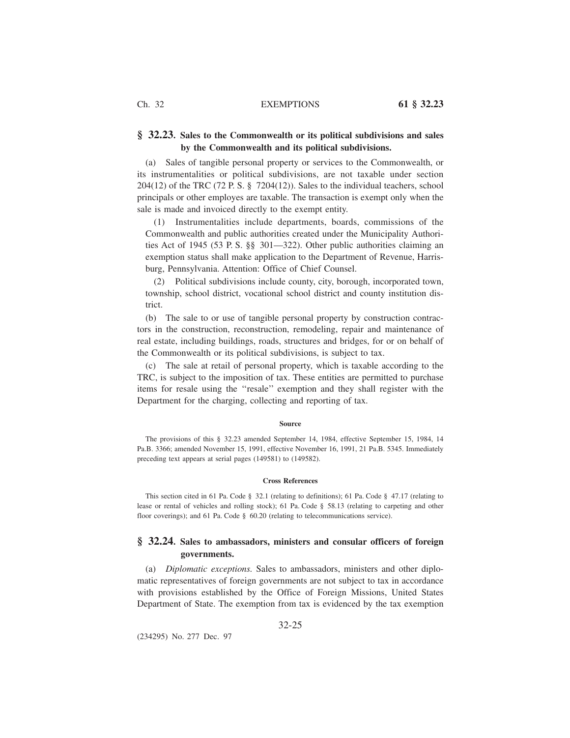## § 32.23. Sales to the Commonwealth or its political subdivisions and sales by the Commonwealth and its political subdivisions.

(a) Sales of tangible personal property or services to the Commonwealth, or its instrumentalities or political subdivisions, are not taxable under section 204(12) of the TRC (72 P. S. § 7204(12)). Sales to the individual teachers, school principals or other employes are taxable. The transaction is exempt only when the sale is made and invoiced directly to the exempt entity.

(1) Instrumentalities include departments, boards, commissions of the Commonwealth and public authorities created under the Municipality Authorities Act of 1945 (53 P. S. §§ 301—322). Other public authorities claiming an exemption status shall make application to the Department of Revenue, Harrisburg, Pennsylvania. Attention: Office of Chief Counsel.

(2) Political subdivisions include county, city, borough, incorporated town, township, school district, vocational school district and county institution district.

(b) The sale to or use of tangible personal property by construction contractors in the construction, reconstruction, remodeling, repair and maintenance of real estate, including buildings, roads, structures and bridges, for or on behalf of the Commonwealth or its political subdivisions, is subject to tax.

(c) The sale at retail of personal property, which is taxable according to the TRC, is subject to the imposition of tax. These entities are permitted to purchase items for resale using the ''resale'' exemption and they shall register with the Department for the charging, collecting and reporting of tax.

#### Source

The provisions of this § 32.23 amended September 14, 1984, effective September 15, 1984, 14 Pa.B. 3366; amended November 15, 1991, effective November 16, 1991, 21 Pa.B. 5345. Immediately preceding text appears at serial pages (149581) to (149582).

#### Cross References

This section cited in 61 Pa. Code § 32.1 (relating to definitions); 61 Pa. Code § 47.17 (relating to lease or rental of vehicles and rolling stock); 61 Pa. Code § 58.13 (relating to carpeting and other floor coverings); and 61 Pa. Code § 60.20 (relating to telecommunications service).

## § 32.24. Sales to ambassadors, ministers and consular officers of foreign governments.

(a) *Diplomatic exceptions.* Sales to ambassadors, ministers and other diplomatic representatives of foreign governments are not subject to tax in accordance with provisions established by the Office of Foreign Missions, United States Department of State. The exemption from tax is evidenced by the tax exemption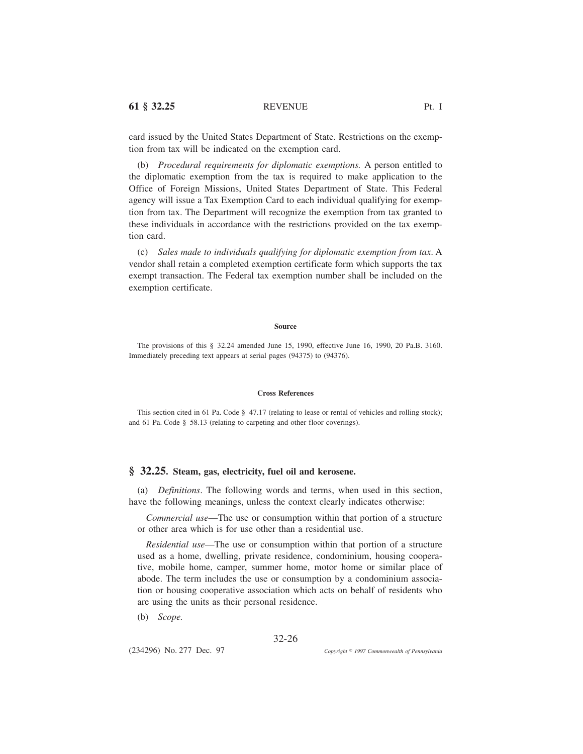card issued by the United States Department of State. Restrictions on the exemption from tax will be indicated on the exemption card.

(b) *Procedural requirements for diplomatic exemptions.* A person entitled to the diplomatic exemption from the tax is required to make application to the Office of Foreign Missions, United States Department of State. This Federal agency will issue a Tax Exemption Card to each individual qualifying for exemption from tax. The Department will recognize the exemption from tax granted to these individuals in accordance with the restrictions provided on the tax exemption card.

(c) *Sales made to individuals qualifying for diplomatic exemption from tax*. A vendor shall retain a completed exemption certificate form which supports the tax exempt transaction. The Federal tax exemption number shall be included on the exemption certificate.

**Source**

The provisions of this § 32.24 amended June 15, 1990, effective June 16, 1990, 20 Pa.B. 3160. Immediately preceding text appears at serial pages (94375) to (94376).

**Cross References**

This section cited in 61 Pa. Code § 47.17 (relating to lease or rental of vehicles and rolling stock); and 61 Pa. Code § 58.13 (relating to carpeting and other floor coverings).

## § 32.25. Steam, gas, electricity, fuel oil and kerosene.

(a) *Definitions*. The following words and terms, when used in this section, have the following meanings, unless the context clearly indicates otherwise:

*Commercial use*—The use or consumption within that portion of a structure or other area which is for use other than a residential use.

*Residential use*—The use or consumption within that portion of a structure used as a home, dwelling, private residence, condominium, housing cooperative, mobile home, camper, summer home, motor home or similar place of abode. The term includes the use or consumption by a condominium association or housing cooperative association which acts on behalf of residents who are using the units as their personal residence.

(b) *Scope.*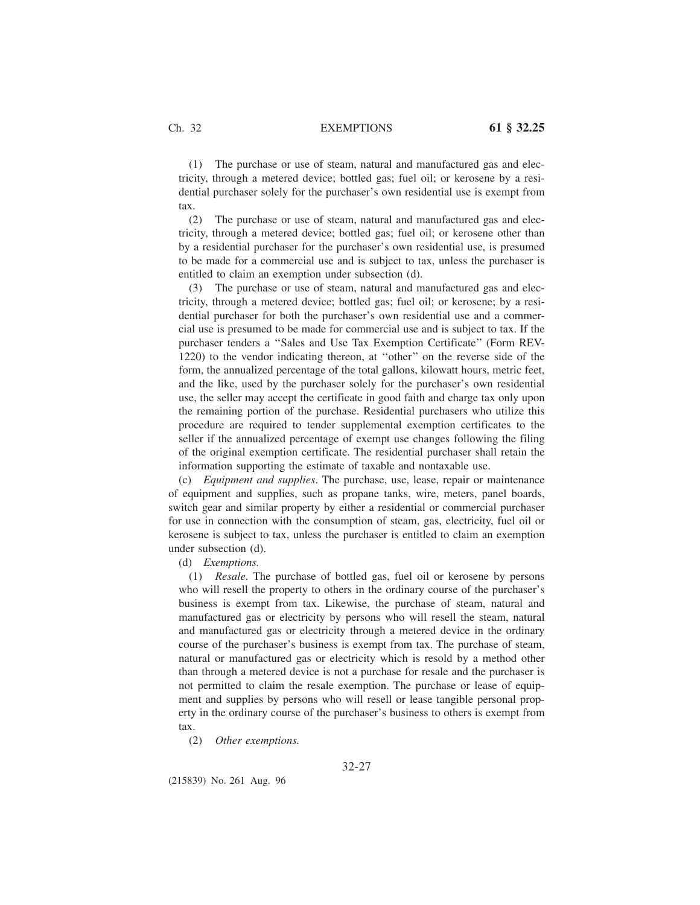(1) The purchase or use of steam, natural and manufactured gas and electricity, through a metered device; bottled gas; fuel oil; or kerosene by a residential purchaser solely for the purchaser's own residential use is exempt from tax.

(2) The purchase or use of steam, natural and manufactured gas and electricity, through a metered device; bottled gas; fuel oil; or kerosene other than by a residential purchaser for the purchaser's own residential use, is presumed to be made for a commercial use and is subject to tax, unless the purchaser is entitled to claim an exemption under subsection (d).

(3) The purchase or use of steam, natural and manufactured gas and electricity, through a metered device; bottled gas; fuel oil; or kerosene; by a residential purchaser for both the purchaser's own residential use and a commercial use is presumed to be made for commercial use and is subject to tax. If the purchaser tenders a ''Sales and Use Tax Exemption Certificate'' (Form REV-1220) to the vendor indicating thereon, at ''other'' on the reverse side of the form, the annualized percentage of the total gallons, kilowatt hours, metric feet, and the like, used by the purchaser solely for the purchaser's own residential use, the seller may accept the certificate in good faith and charge tax only upon the remaining portion of the purchase. Residential purchasers who utilize this procedure are required to tender supplemental exemption certificates to the seller if the annualized percentage of exempt use changes following the filing of the original exemption certificate. The residential purchaser shall retain the information supporting the estimate of taxable and nontaxable use.

(c) *Equipment and supplies*. The purchase, use, lease, repair or maintenance of equipment and supplies, such as propane tanks, wire, meters, panel boards, switch gear and similar property by either a residential or commercial purchaser for use in connection with the consumption of steam, gas, electricity, fuel oil or kerosene is subject to tax, unless the purchaser is entitled to claim an exemption under subsection (d).

(d) *Exemptions.*

(1) *Resale*. The purchase of bottled gas, fuel oil or kerosene by persons who will resell the property to others in the ordinary course of the purchaser's business is exempt from tax. Likewise, the purchase of steam, natural and manufactured gas or electricity by persons who will resell the steam, natural and manufactured gas or electricity through a metered device in the ordinary course of the purchaser's business is exempt from tax. The purchase of steam, natural or manufactured gas or electricity which is resold by a method other than through a metered device is not a purchase for resale and the purchaser is not permitted to claim the resale exemption. The purchase or lease of equipment and supplies by persons who will resell or lease tangible personal property in the ordinary course of the purchaser's business to others is exempt from tax.

(2) *Other exemptions.*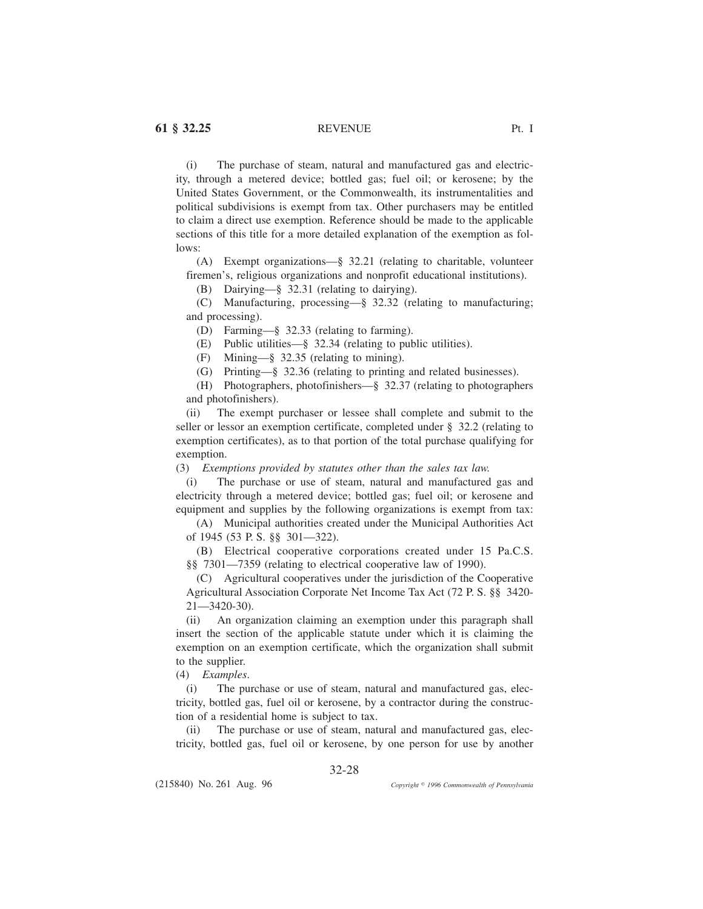(i) The purchase of steam, natural and manufactured gas and electricity, through a metered device; bottled gas; fuel oil; or kerosene; by the United States Government, or the Commonwealth, its instrumentalities and political subdivisions is exempt from tax. Other purchasers may be entitled to claim a direct use exemption. Reference should be made to the applicable sections of this title for a more detailed explanation of the exemption as follows:

(A) Exempt organizations—§ 32.21 (relating to charitable, volunteer firemen's, religious organizations and nonprofit educational institutions).

(B) Dairying—§ 32.31 (relating to dairying).

(C) Manufacturing, processing—§ 32.32 (relating to manufacturing; and processing).

(D) Farming—§ 32.33 (relating to farming).

(E) Public utilities—§ 32.34 (relating to public utilities).

(F) Mining—§ 32.35 (relating to mining).

(G) Printing—§ 32.36 (relating to printing and related businesses).

(H) Photographers, photofinishers—§ 32.37 (relating to photographers and photofinishers).

(ii) The exempt purchaser or lessee shall complete and submit to the seller or lessor an exemption certificate, completed under § 32.2 (relating to exemption certificates), as to that portion of the total purchase qualifying for exemption.

(3) *Exemptions provided by statutes other than the sales tax law.*

(i) The purchase or use of steam, natural and manufactured gas and electricity through a metered device; bottled gas; fuel oil; or kerosene and equipment and supplies by the following organizations is exempt from tax:

(A) Municipal authorities created under the Municipal Authorities Act of 1945 (53 P. S. §§ 301—322).

(B) Electrical cooperative corporations created under 15 Pa.C.S. §§ 7301—7359 (relating to electrical cooperative law of 1990).

(C) Agricultural cooperatives under the jurisdiction of the Cooperative Agricultural Association Corporate Net Income Tax Act (72 P. S. §§ 3420-21—3420-30).

(ii) An organization claiming an exemption under this paragraph shall insert the section of the applicable statute under which it is claiming the exemption on an exemption certificate, which the organization shall submit to the supplier.

(4) *Examples.*

(i) The purchase or use of steam, natural and manufactured gas, electricity, bottled gas, fuel oil or kerosene, by a contractor during the construction of a residential home is subject to tax.

(ii) The purchase or use of steam, natural and manufactured gas, electricity, bottled gas, fuel oil or kerosene, by one person for use by another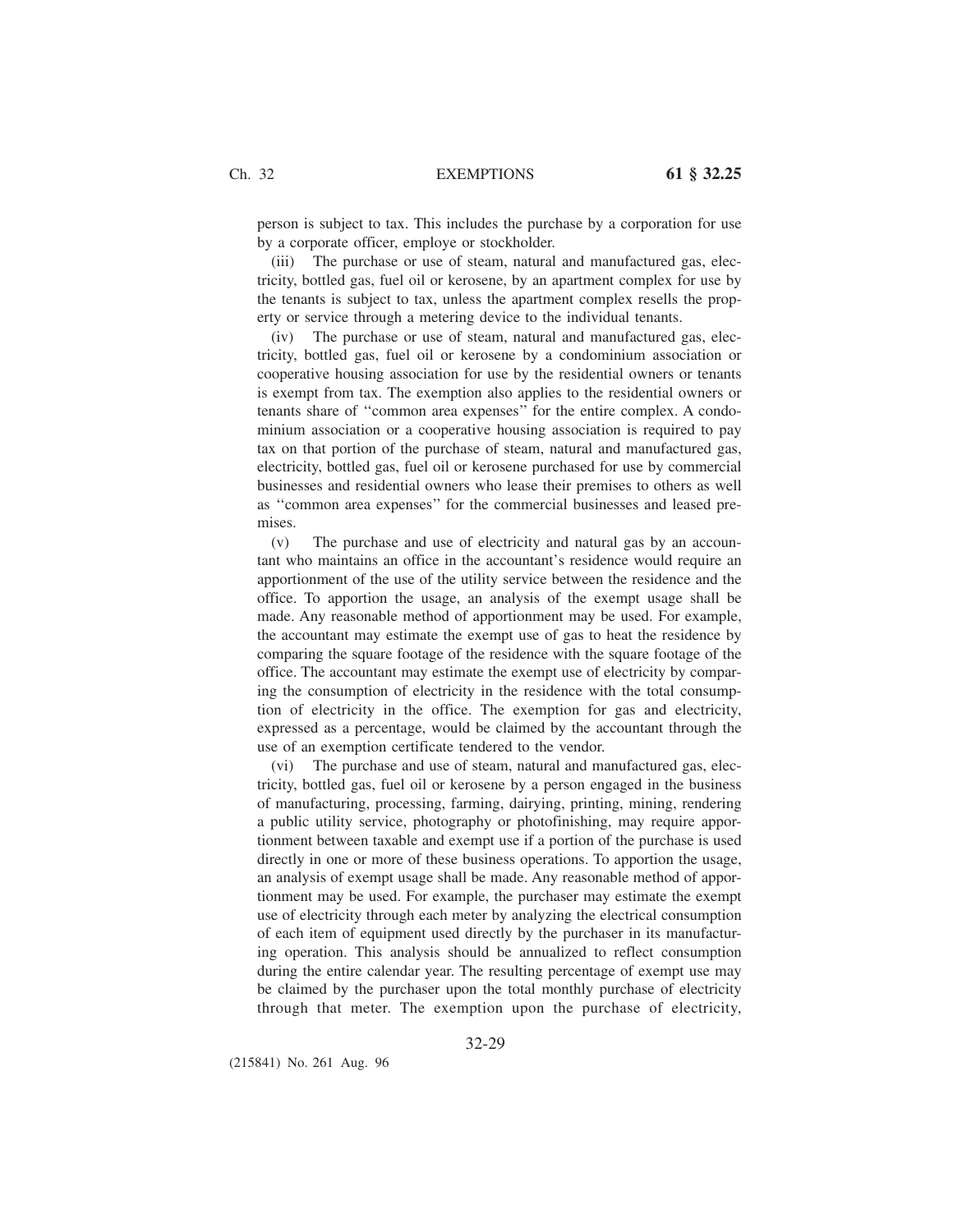person is subject to tax. This includes the purchase by a corporation for use by a corporate officer, employe or stockholder.

(iii) The purchase or use of steam, natural and manufactured gas, electricity, bottled gas, fuel oil or kerosene, by an apartment complex for use by the tenants is subject to tax, unless the apartment complex resells the property or service through a metering device to the individual tenants.

(iv) The purchase or use of steam, natural and manufactured gas, electricity, bottled gas, fuel oil or kerosene by a condominium association or cooperative housing association for use by the residential owners or tenants is exempt from tax. The exemption also applies to the residential owners or tenants share of ''common area expenses'' for the entire complex. A condominium association or a cooperative housing association is required to pay tax on that portion of the purchase of steam, natural and manufactured gas, electricity, bottled gas, fuel oil or kerosene purchased for use by commercial businesses and residential owners who lease their premises to others as well as ''common area expenses'' for the commercial businesses and leased premises.

(v) The purchase and use of electricity and natural gas by an accountant who maintains an office in the accountant's residence would require an apportionment of the use of the utility service between the residence and the office. To apportion the usage, an analysis of the exempt usage shall be made. Any reasonable method of apportionment may be used. For example, the accountant may estimate the exempt use of gas to heat the residence by comparing the square footage of the residence with the square footage of the office. The accountant may estimate the exempt use of electricity by comparing the consumption of electricity in the residence with the total consumption of electricity in the office. The exemption for gas and electricity, expressed as a percentage, would be claimed by the accountant through the use of an exemption certificate tendered to the vendor.

(vi) The purchase and use of steam, natural and manufactured gas, electricity, bottled gas, fuel oil or kerosene by a person engaged in the business of manufacturing, processing, farming, dairying, printing, mining, rendering a public utility service, photography or photofinishing, may require apportionment between taxable and exempt use if a portion of the purchase is used directly in one or more of these business operations. To apportion the usage, an analysis of exempt usage shall be made. Any reasonable method of apportionment may be used. For example, the purchaser may estimate the exempt use of electricity through each meter by analyzing the electrical consumption of each item of equipment used directly by the purchaser in its manufacturing operation. This analysis should be annualized to reflect consumption during the entire calendar year. The resulting percentage of exempt use may be claimed by the purchaser upon the total monthly purchase of electricity through that meter. The exemption upon the purchase of electricity,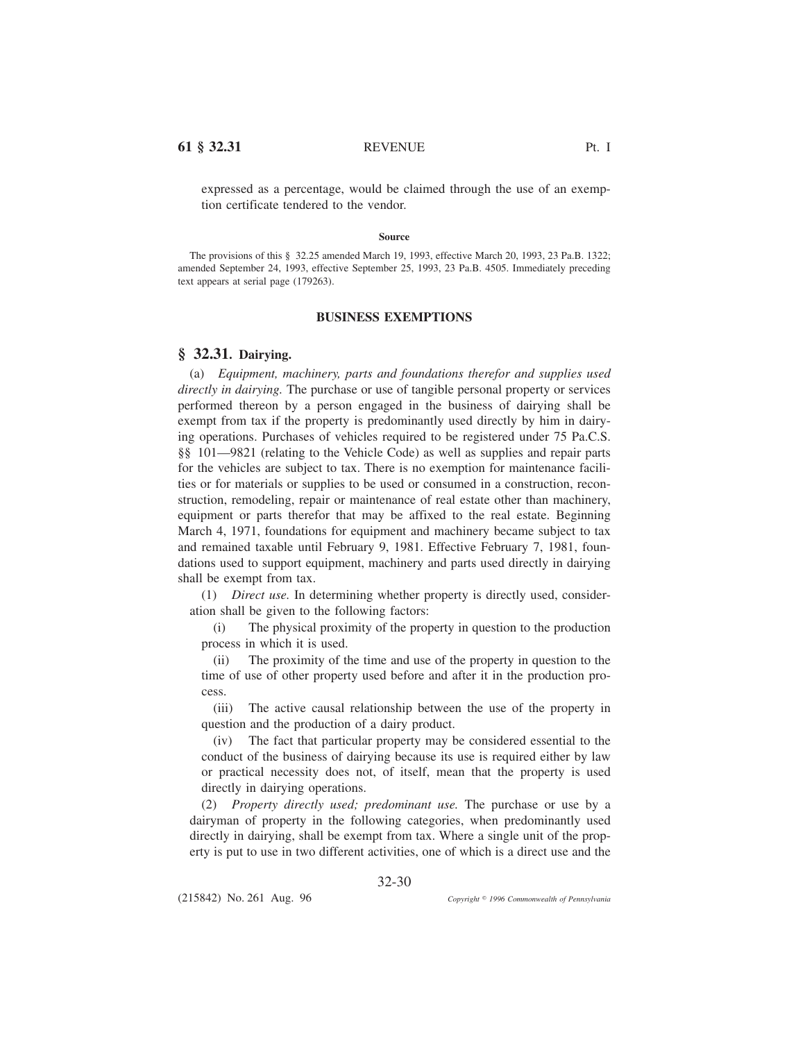expressed as a percentage, would be claimed through the use of an exemption certificate tendered to the vendor.

**Source**

The provisions of this § 32.25 amended March 19, 1993, effective March 20, 1993, 23 Pa.B. 1322; amended September 24, 1993, effective September 25, 1993, 23 Pa.B. 4505. Immediately preceding text appears at serial page (179263).

## BUSINESS EXEMPTIONS

## § 32.31. Dairying.

(a) *Equipment, machinery, parts and foundations therefor and supplies used directly in dairying.* The purchase or use of tangible personal property or services performed thereon by a person engaged in the business of dairying shall be exempt from tax if the property is predominantly used directly by him in dairying operations. Purchases of vehicles required to be registered under 75 Pa.C.S. §§ 101—9821 (relating to the Vehicle Code) as well as supplies and repair parts for the vehicles are subject to tax. There is no exemption for maintenance facilities or for materials or supplies to be used or consumed in a construction, reconstruction, remodeling, repair or maintenance of real estate other than machinery, equipment or parts therefor that may be affixed to the real estate. Beginning March 4, 1971, foundations for equipment and machinery became subject to tax and remained taxable until February 9, 1981. Effective February 7, 1981, foundations used to support equipment, machinery and parts used directly in dairying shall be exempt from tax.

(1) *Direct use.* In determining whether property is directly used, consideration shall be given to the following factors:

(i) The physical proximity of the property in question to the production process in which it is used.

(ii) The proximity of the time and use of the property in question to the time of use of other property used before and after it in the production process.

(iii) The active causal relationship between the use of the property in question and the production of a dairy product.

(iv) The fact that particular property may be considered essential to the conduct of the business of dairying because its use is required either by law or practical necessity does not, of itself, mean that the property is used directly in dairying operations.

(2) *Property directly used; predominant use.* The purchase or use by a dairyman of property in the following categories, when predominantly used directly in dairying, shall be exempt from tax. Where a single unit of the property is put to use in two different activities, one of which is a direct use and the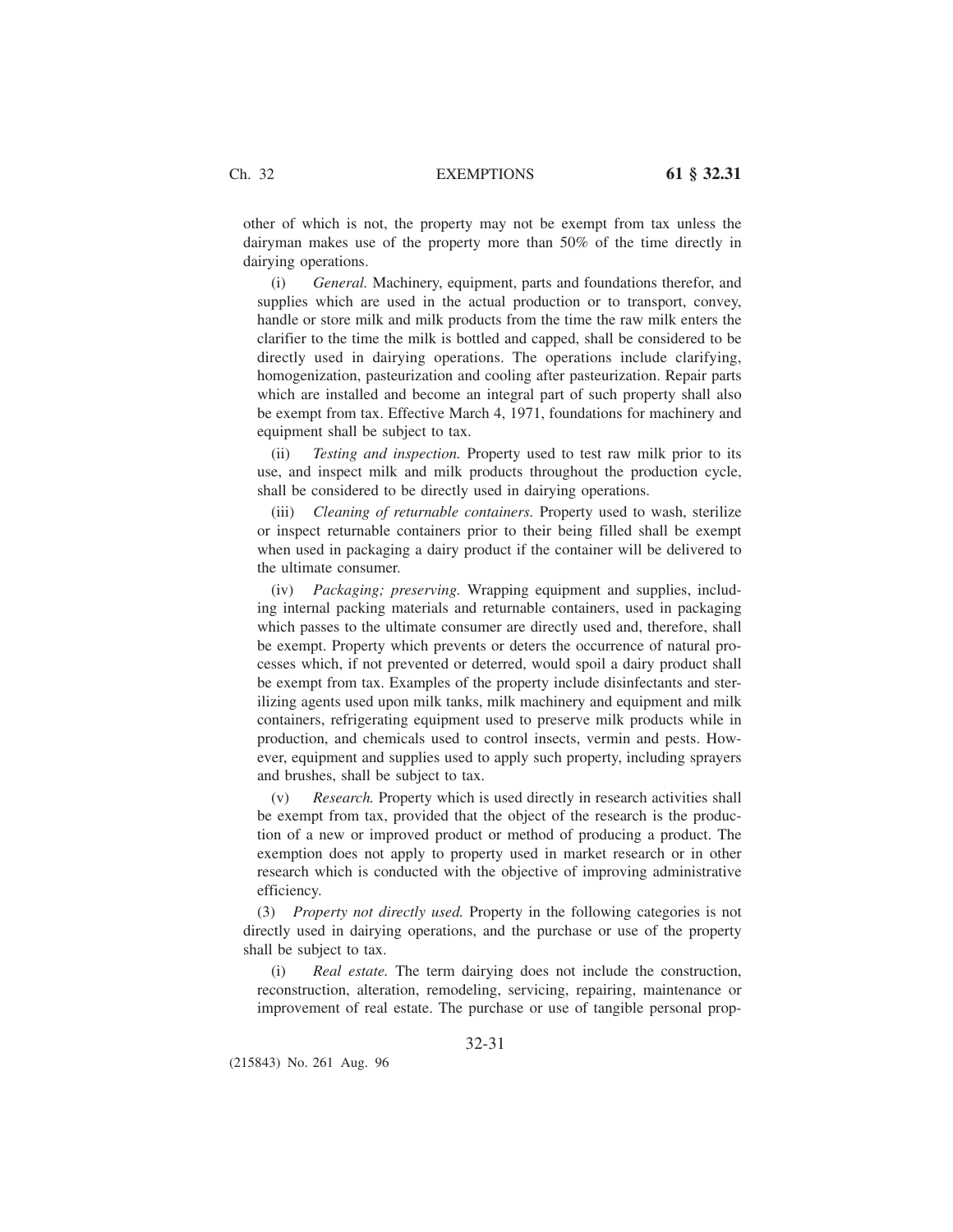other of which is not, the property may not be exempt from tax unless the dairyman makes use of the property more than 50% of the time directly in dairying operations.

(i) *General.* Machinery, equipment, parts and foundations therefor, and supplies which are used in the actual production or to transport, convey, handle or store milk and milk products from the time the raw milk enters the clarifier to the time the milk is bottled and capped, shall be considered to be directly used in dairying operations. The operations include clarifying, homogenization, pasteurization and cooling after pasteurization. Repair parts which are installed and become an integral part of such property shall also be exempt from tax. Effective March 4, 1971, foundations for machinery and equipment shall be subject to tax.

(ii) *Testing and inspection.* Property used to test raw milk prior to its use, and inspect milk and milk products throughout the production cycle, shall be considered to be directly used in dairying operations.

(iii) *Cleaning of returnable containers.* Property used to wash, sterilize or inspect returnable containers prior to their being filled shall be exempt when used in packaging a dairy product if the container will be delivered to the ultimate consumer.

(iv) *Packaging; preserving.* Wrapping equipment and supplies, including internal packing materials and returnable containers, used in packaging which passes to the ultimate consumer are directly used and, therefore, shall be exempt. Property which prevents or deters the occurrence of natural processes which, if not prevented or deterred, would spoil a dairy product shall be exempt from tax. Examples of the property include disinfectants and sterilizing agents used upon milk tanks, milk machinery and equipment and milk containers, refrigerating equipment used to preserve milk products while in production, and chemicals used to control insects, vermin and pests. However, equipment and supplies used to apply such property, including sprayers and brushes, shall be subject to tax.

(v) *Research.* Property which is used directly in research activities shall be exempt from tax, provided that the object of the research is the production of a new or improved product or method of producing a product. The exemption does not apply to property used in market research or in other research which is conducted with the objective of improving administrative efficiency.

(3) *Property not directly used.* Property in the following categories is not directly used in dairying operations, and the purchase or use of the property shall be subject to tax.

(i) *Real estate.* The term dairying does not include the construction, reconstruction, alteration, remodeling, servicing, repairing, maintenance or improvement of real estate. The purchase or use of tangible personal prop-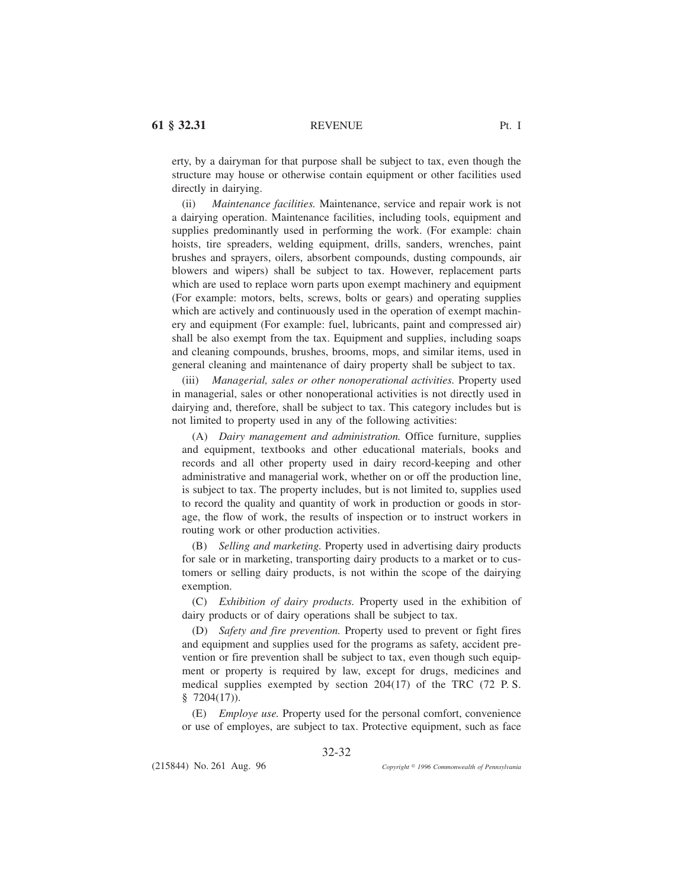erty, by a dairyman for that purpose shall be subject to tax, even though the structure may house or otherwise contain equipment or other facilities used directly in dairying.

(ii) *Maintenance facilities.* Maintenance, service and repair work is not a dairying operation. Maintenance facilities, including tools, equipment and supplies predominantly used in performing the work. (For example: chain hoists, tire spreaders, welding equipment, drills, sanders, wrenches, paint brushes and sprayers, oilers, absorbent compounds, dusting compounds, air blowers and wipers) shall be subject to tax. However, replacement parts which are used to replace worn parts upon exempt machinery and equipment (For example: motors, belts, screws, bolts or gears) and operating supplies which are actively and continuously used in the operation of exempt machinery and equipment (For example: fuel, lubricants, paint and compressed air) shall be also exempt from the tax. Equipment and supplies, including soaps and cleaning compounds, brushes, brooms, mops, and similar items, used in general cleaning and maintenance of dairy property shall be subject to tax.

(iii) *Managerial, sales or other nonoperational activities.* Property used in managerial, sales or other nonoperational activities is not directly used in dairying and, therefore, shall be subject to tax. This category includes but is not limited to property used in any of the following activities:

(A) *Dairy management and administration.* Office furniture, supplies and equipment, textbooks and other educational materials, books and records and all other property used in dairy record-keeping and other administrative and managerial work, whether on or off the production line, is subject to tax. The property includes, but is not limited to, supplies used to record the quality and quantity of work in production or goods in storage, the flow of work, the results of inspection or to instruct workers in routing work or other production activities.

(B) *Selling and marketing.* Property used in advertising dairy products for sale or in marketing, transporting dairy products to a market or to customers or selling dairy products, is not within the scope of the dairying exemption.

(C) *Exhibition of dairy products.* Property used in the exhibition of dairy products or of dairy operations shall be subject to tax.

(D) *Safety and fire prevention.* Property used to prevent or fight fires and equipment and supplies used for the programs as safety, accident prevention or fire prevention shall be subject to tax, even though such equipment or property is required by law, except for drugs, medicines and medical supplies exempted by section 204(17) of the TRC (72 P. S. § 7204(17)).

(E) *Employe use.* Property used for the personal comfort, convenience or use of employes, are subject to tax. Protective equipment, such as face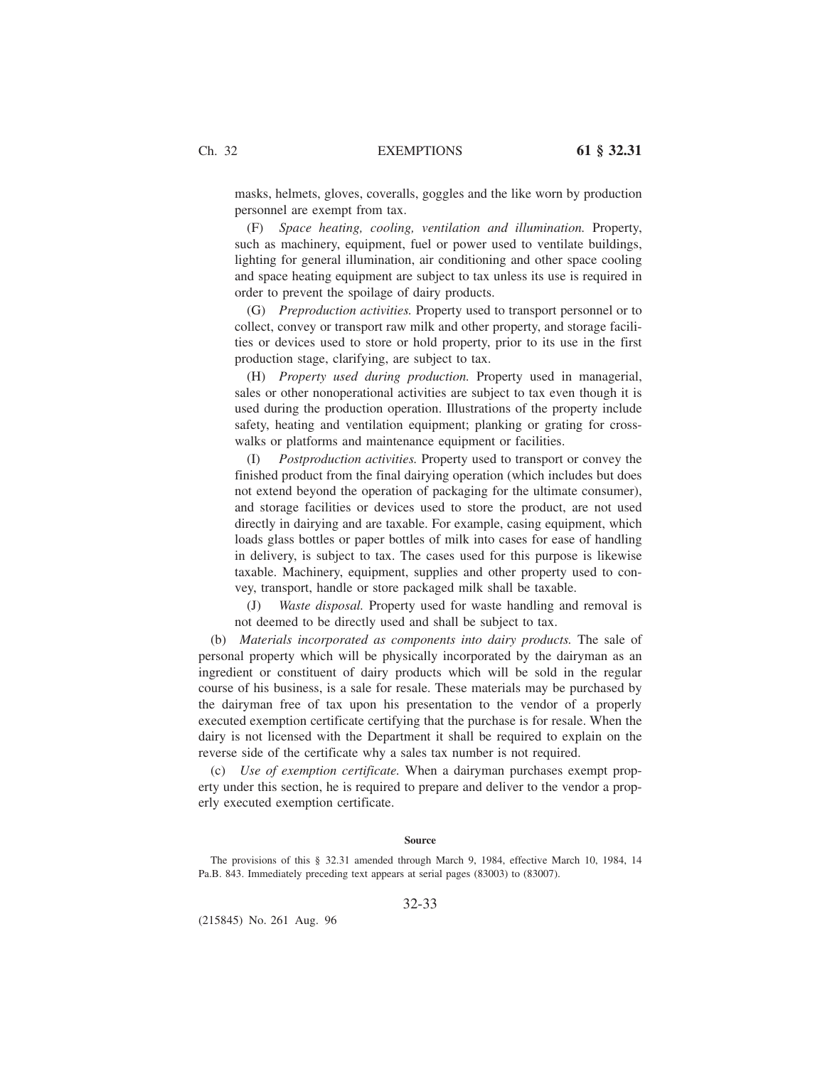masks, helmets, gloves, coveralls, goggles and the like worn by production personnel are exempt from tax.

(F) *Space heating, cooling, ventilation and illumination.* Property, such as machinery, equipment, fuel or power used to ventilate buildings, lighting for general illumination, air conditioning and other space cooling and space heating equipment are subject to tax unless its use is required in order to prevent the spoilage of dairy products.

(G) *Preproduction activities.* Property used to transport personnel or to collect, convey or transport raw milk and other property, and storage facilities or devices used to store or hold property, prior to its use in the first production stage, clarifying, are subject to tax.

(H) *Property used during production.* Property used in managerial, sales or other nonoperational activities are subject to tax even though it is used during the production operation. Illustrations of the property include safety, heating and ventilation equipment; planking or grating for crosswalks or platforms and maintenance equipment or facilities.

(I) *Postproduction activities.* Property used to transport or convey the finished product from the final dairying operation (which includes but does not extend beyond the operation of packaging for the ultimate consumer), and storage facilities or devices used to store the product, are not used directly in dairying and are taxable. For example, casing equipment, which loads glass bottles or paper bottles of milk into cases for ease of handling in delivery, is subject to tax. The cases used for this purpose is likewise taxable. Machinery, equipment, supplies and other property used to convey, transport, handle or store packaged milk shall be taxable.

(J) *Waste disposal.* Property used for waste handling and removal is not deemed to be directly used and shall be subject to tax.

(b) *Materials incorporated as components into dairy products.* The sale of personal property which will be physically incorporated by the dairyman as an ingredient or constituent of dairy products which will be sold in the regular course of his business, is a sale for resale. These materials may be purchased by the dairyman free of tax upon his presentation to the vendor of a properly executed exemption certificate certifying that the purchase is for resale. When the dairy is not licensed with the Department it shall be required to explain on the reverse side of the certificate why a sales tax number is not required.

(c) *Use of exemption certificate.* When a dairyman purchases exempt property under this section, he is required to prepare and deliver to the vendor a properly executed exemption certificate.

**Source**

The provisions of this § 32.31 amended through March 9, 1984, effective March 10, 1984, 14 Pa.B. 843. Immediately preceding text appears at serial pages (83003) to (83007).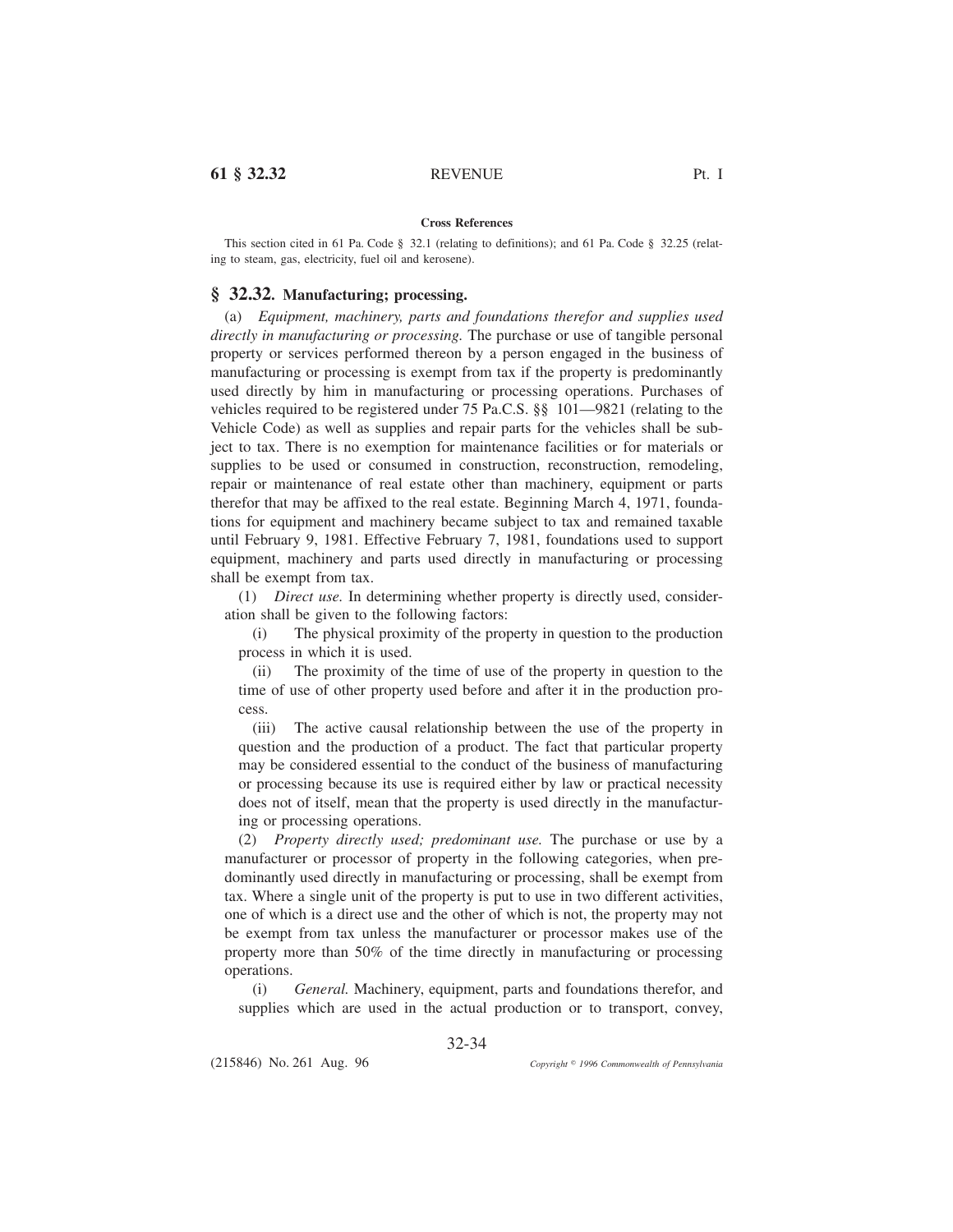**Cross References**

This section cited in 61 Pa. Code § 32.1 (relating to definitions); and 61 Pa. Code § 32.25 (relating to steam, gas, electricity, fuel oil and kerosene).

## § 32.32. Manufacturing; processing.

(a) *Equipment, machinery, parts and foundations therefor and supplies used directly in manufacturing or processing.* The purchase or use of tangible personal property or services performed thereon by a person engaged in the business of manufacturing or processing is exempt from tax if the property is predominantly used directly by him in manufacturing or processing operations. Purchases of vehicles required to be registered under 75 Pa.C.S. §§ 101—9821 (relating to the Vehicle Code) as well as supplies and repair parts for the vehicles shall be subject to tax. There is no exemption for maintenance facilities or for materials or supplies to be used or consumed in construction, reconstruction, remodeling, repair or maintenance of real estate other than machinery, equipment or parts therefor that may be affixed to the real estate. Beginning March 4, 1971, foundations for equipment and machinery became subject to tax and remained taxable until February 9, 1981. Effective February 7, 1981, foundations used to support equipment, machinery and parts used directly in manufacturing or processing shall be exempt from tax.

(1) *Direct use.* In determining whether property is directly used, consideration shall be given to the following factors:

(i) The physical proximity of the property in question to the production process in which it is used.

(ii) The proximity of the time of use of the property in question to the time of use of other property used before and after it in the production process.

(iii) The active causal relationship between the use of the property in question and the production of a product. The fact that particular property may be considered essential to the conduct of the business of manufacturing or processing because its use is required either by law or practical necessity does not of itself, mean that the property is used directly in the manufacturing or processing operations.

(2) *Property directly used; predominant use.* The purchase or use by a manufacturer or processor of property in the following categories, when predominantly used directly in manufacturing or processing, shall be exempt from tax. Where a single unit of the property is put to use in two different activities, one of which is a direct use and the other of which is not, the property may not be exempt from tax unless the manufacturer or processor makes use of the property more than 50% of the time directly in manufacturing or processing operations.

(i) *General.* Machinery, equipment, parts and foundations therefor, and supplies which are used in the actual production or to transport, convey,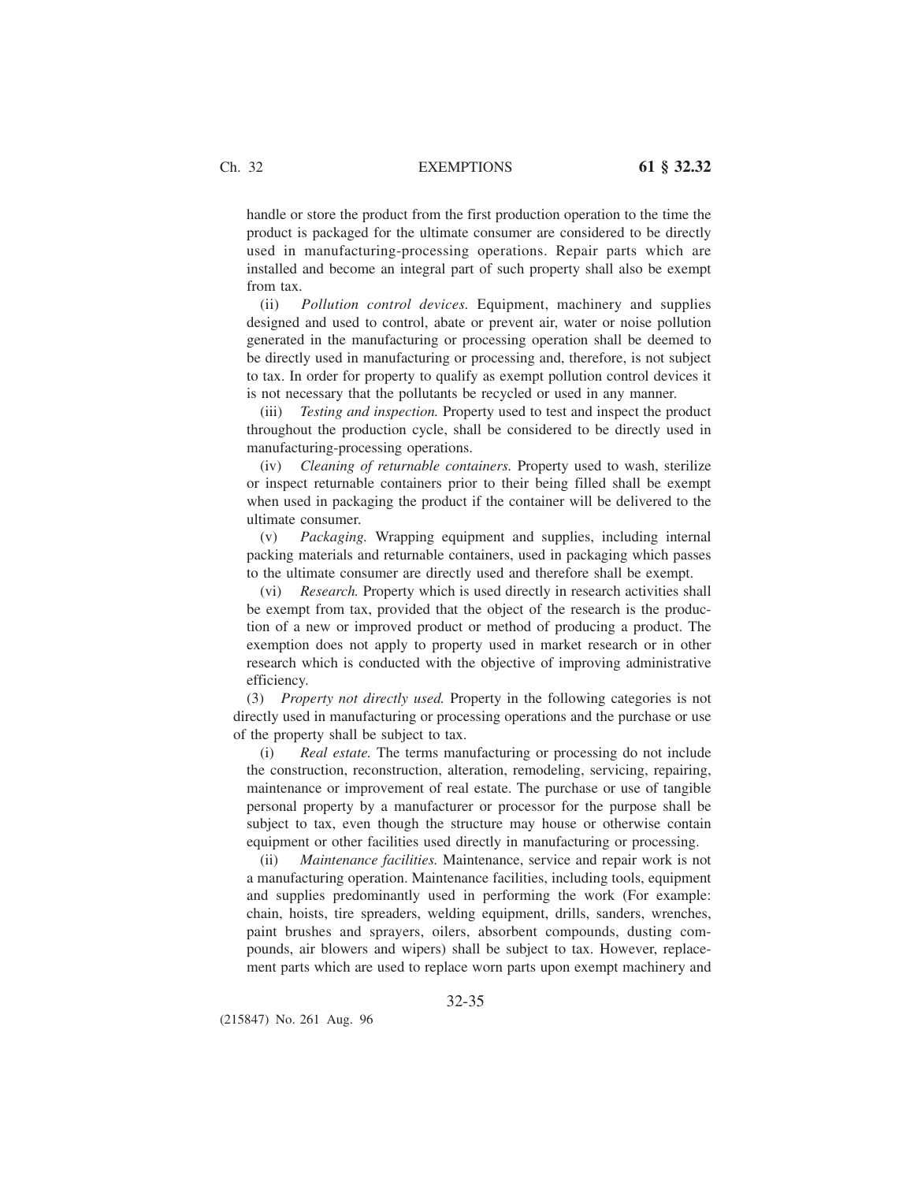handle or store the product from the first production operation to the time the product is packaged for the ultimate consumer are considered to be directly used in manufacturing-processing operations. Repair parts which are installed and become an integral part of such property shall also be exempt from tax.

(ii) *Pollution control devices.* Equipment, machinery and supplies designed and used to control, abate or prevent air, water or noise pollution generated in the manufacturing or processing operation shall be deemed to be directly used in manufacturing or processing and, therefore, is not subject to tax. In order for property to qualify as exempt pollution control devices it is not necessary that the pollutants be recycled or used in any manner.

(iii) *Testing and inspection.* Property used to test and inspect the product throughout the production cycle, shall be considered to be directly used in manufacturing-processing operations.

(iv) *Cleaning of returnable containers.* Property used to wash, sterilize or inspect returnable containers prior to their being filled shall be exempt when used in packaging the product if the container will be delivered to the ultimate consumer.

(v) *Packaging.* Wrapping equipment and supplies, including internal packing materials and returnable containers, used in packaging which passes to the ultimate consumer are directly used and therefore shall be exempt.

(vi) *Research.* Property which is used directly in research activities shall be exempt from tax, provided that the object of the research is the production of a new or improved product or method of producing a product. The exemption does not apply to property used in market research or in other research which is conducted with the objective of improving administrative efficiency.

(3) *Property not directly used.* Property in the following categories is not directly used in manufacturing or processing operations and the purchase or use of the property shall be subject to tax.

(i) *Real estate.* The terms manufacturing or processing do not include the construction, reconstruction, alteration, remodeling, servicing, repairing, maintenance or improvement of real estate. The purchase or use of tangible personal property by a manufacturer or processor for the purpose shall be subject to tax, even though the structure may house or otherwise contain equipment or other facilities used directly in manufacturing or processing.

(ii) *Maintenance facilities.* Maintenance, service and repair work is not a manufacturing operation. Maintenance facilities, including tools, equipment and supplies predominantly used in performing the work (For example: chain, hoists, tire spreaders, welding equipment, drills, sanders, wrenches, paint brushes and sprayers, oilers, absorbent compounds, dusting compounds, air blowers and wipers) shall be subject to tax. However, replacement parts which are used to replace worn parts upon exempt machinery and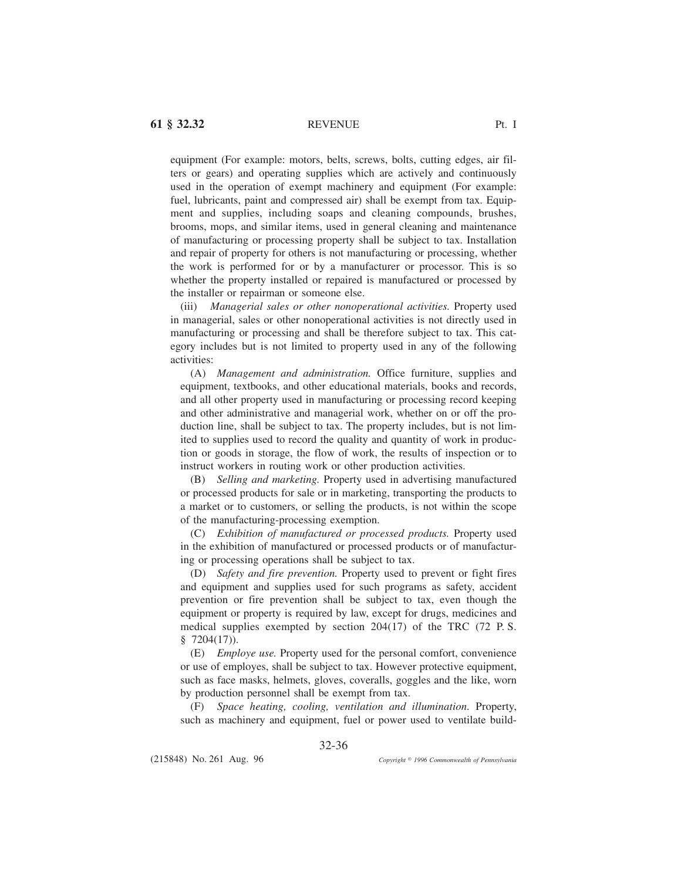equipment (For example: motors, belts, screws, bolts, cutting edges, air filters or gears) and operating supplies which are actively and continuously used in the operation of exempt machinery and equipment (For example: fuel, lubricants, paint and compressed air) shall be exempt from tax. Equipment and supplies, including soaps and cleaning compounds, brushes, brooms, mops, and similar items, used in general cleaning and maintenance of manufacturing or processing property shall be subject to tax. Installation and repair of property for others is not manufacturing or processing, whether the work is performed for or by a manufacturer or processor. This is so whether the property installed or repaired is manufactured or processed by the installer or repairman or someone else.

(iii) *Managerial sales or other nonoperational activities.* Property used in managerial, sales or other nonoperational activities is not directly used in manufacturing or processing and shall be therefore subject to tax. This category includes but is not limited to property used in any of the following activities:

(A) *Management and administration.* Office furniture, supplies and equipment, textbooks, and other educational materials, books and records, and all other property used in manufacturing or processing record keeping and other administrative and managerial work, whether on or off the production line, shall be subject to tax. The property includes, but is not limited to supplies used to record the quality and quantity of work in production or goods in storage, the flow of work, the results of inspection or to instruct workers in routing work or other production activities.

(B) *Selling and marketing.* Property used in advertising manufactured or processed products for sale or in marketing, transporting the products to a market or to customers, or selling the products, is not within the scope of the manufacturing-processing exemption.

(C) *Exhibition of manufactured or processed products.* Property used in the exhibition of manufactured or processed products or of manufacturing or processing operations shall be subject to tax.

(D) *Safety and fire prevention.* Property used to prevent or fight fires and equipment and supplies used for such programs as safety, accident prevention or fire prevention shall be subject to tax, even though the equipment or property is required by law, except for drugs, medicines and medical supplies exempted by section 204(17) of the TRC (72 P. S. § 7204(17)).

(E) *Employe use.* Property used for the personal comfort, convenience or use of employes, shall be subject to tax. However protective equipment, such as face masks, helmets, gloves, coveralls, goggles and the like, worn by production personnel shall be exempt from tax.

(F) *Space heating, cooling, ventilation and illumination.* Property, such as machinery and equipment, fuel or power used to ventilate build-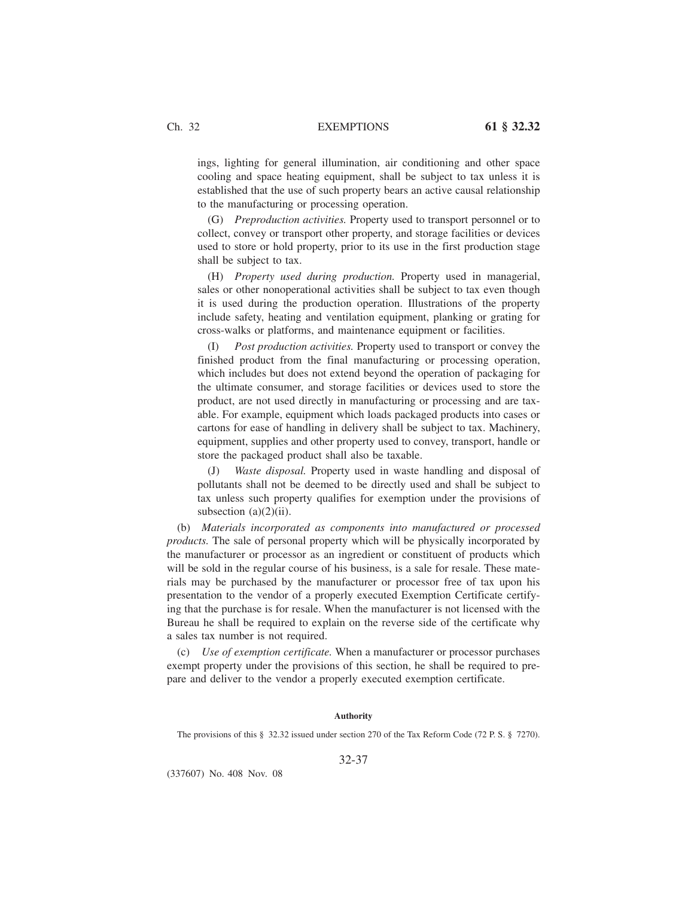ings, lighting for general illumination, air conditioning and other space cooling and space heating equipment, shall be subject to tax unless it is established that the use of such property bears an active causal relationship to the manufacturing or processing operation.

(G) *Preproduction activities.* Property used to transport personnel or to collect, convey or transport other property, and storage facilities or devices used to store or hold property, prior to its use in the first production stage shall be subject to tax.

(H) *Property used during production.* Property used in managerial, sales or other nonoperational activities shall be subject to tax even though it is used during the production operation. Illustrations of the property include safety, heating and ventilation equipment, planking or grating for cross-walks or platforms, and maintenance equipment or facilities.

(I) *Post production activities.* Property used to transport or convey the finished product from the final manufacturing or processing operation, which includes but does not extend beyond the operation of packaging for the ultimate consumer, and storage facilities or devices used to store the product, are not used directly in manufacturing or processing and are taxable. For example, equipment which loads packaged products into cases or cartons for ease of handling in delivery shall be subject to tax. Machinery, equipment, supplies and other property used to convey, transport, handle or store the packaged product shall also be taxable.

(J) *Waste disposal.* Property used in waste handling and disposal of pollutants shall not be deemed to be directly used and shall be subject to tax unless such property qualifies for exemption under the provisions of subsection (a)(2)(ii).

(b) *Materials incorporated as components into manufactured or processed products.* The sale of personal property which will be physically incorporated by the manufacturer or processor as an ingredient or constituent of products which will be sold in the regular course of his business, is a sale for resale. These materials may be purchased by the manufacturer or processor free of tax upon his presentation to the vendor of a properly executed Exemption Certificate certifying that the purchase is for resale. When the manufacturer is not licensed with the Bureau he shall be required to explain on the reverse side of the certificate why a sales tax number is not required.

(c) *Use of exemption certificate.* When a manufacturer or processor purchases exempt property under the provisions of this section, he shall be required to prepare and deliver to the vendor a properly executed exemption certificate.

**Authority**

The provisions of this § 32.32 issued under section 270 of the Tax Reform Code (72 P. S. § 7270).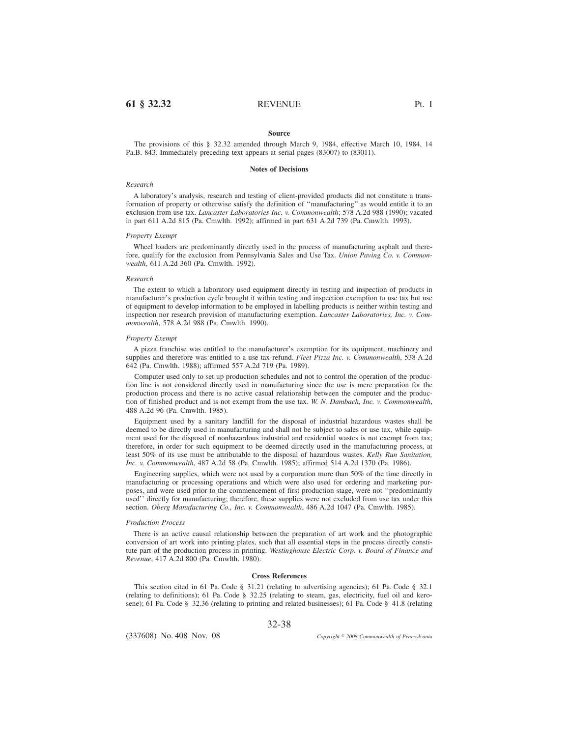#### Source

The provisions of this § 32.32 amended through March 9, 1984, effective March 10, 1984, 14 Pa.B. 843. Immediately preceding text appears at serial pages (83007) to (83011).

#### Notes of Decisions

*Research*

A laboratory's analysis, research and testing of client-provided products did not constitute a transformation of property or otherwise satisfy the definition of ''manufacturing'' as would entitle it to an exclusion from use tax. *Lancaster Laboratories Inc. v. Commonwealth*; 578 A.2d 988 (1990); vacated in part 611 A.2d 815 (Pa. Cmwlth. 1992); affirmed in part 631 A.2d 739 (Pa. Cmwlth. 1993).

*Property Exempt*

Wheel loaders are predominantly directly used in the process of manufacturing asphalt and therefore, qualify for the exclusion from Pennsylvania Sales and Use Tax. *Union Paving Co. v. Commonwealth*, 611 A.2d 360 (Pa. Cmwlth. 1992).

*Research*

The extent to which a laboratory used equipment directly in testing and inspection of products in manufacturer's production cycle brought it within testing and inspection exemption to use tax but use of equipment to develop information to be employed in labelling products is neither within testing and inspection nor research provision of manufacturing exemption. *Lancaster Laboratories, Inc. v. Commonwealth*, 578 A.2d 988 (Pa. Cmwlth. 1990).

*Property Exempt*

A pizza franchise was entitled to the manufacturer's exemption for its equipment, machinery and supplies and therefore was entitled to a use tax refund. *Fleet Pizza Inc. v. Commonwealth*, 538 A.2d 642 (Pa. Cmwlth. 1988); affirmed 557 A.2d 719 (Pa. 1989).

Computer used only to set up production schedules and not to control the operation of the production line is not considered directly used in manufacturing since the use is mere preparation for the production process and there is no active casual relationship between the computer and the production of finished product and is not exempt from the use tax. *W. N. Dambach, Inc. v. Commonwealth*, 488 A.2d 96 (Pa. Cmwlth. 1985).

Equipment used by a sanitary landfill for the disposal of industrial hazardous wastes shall be deemed to be directly used in manufacturing and shall not be subject to sales or use tax, while equipment used for the disposal of nonhazardous industrial and residential wastes is not exempt from tax; therefore, in order for such equipment to be deemed directly used in the manufacturing process, at least 50% of its use must be attributable to the disposal of hazardous wastes. *Kelly Run Sanitation, Inc. v. Commonwealth*, 487 A.2d 58 (Pa. Cmwlth. 1985); affirmed 514 A.2d 1370 (Pa. 1986).

Engineering supplies, which were not used by a corporation more than 50% of the time directly in manufacturing or processing operations and which were also used for ordering and marketing purposes, and were used prior to the commencement of first production stage, were not ''predominantly used'' directly for manufacturing; therefore, these supplies were not excluded from use tax under this section. *Oberg Manufacturing Co., Inc. v. Commonwealth*, 486 A.2d 1047 (Pa. Cmwlth. 1985).

*Production Process*

There is an active causal relationship between the preparation of art work and the photographic conversion of art work into printing plates, such that all essential steps in the process directly constitute part of the production process in printing. *Westinghouse Electric Corp. v. Board of Finance and Revenue*, 417 A.2d 800 (Pa. Cmwlth. 1980).

#### Cross References

This section cited in 61 Pa. Code § 31.21 (relating to advertising agencies); 61 Pa. Code § 32.1 (relating to definitions); 61 Pa. Code § 32.25 (relating to steam, gas, electricity, fuel oil and kerosene); 61 Pa. Code § 32.36 (relating to printing and related businesses); 61 Pa. Code § 41.8 (relating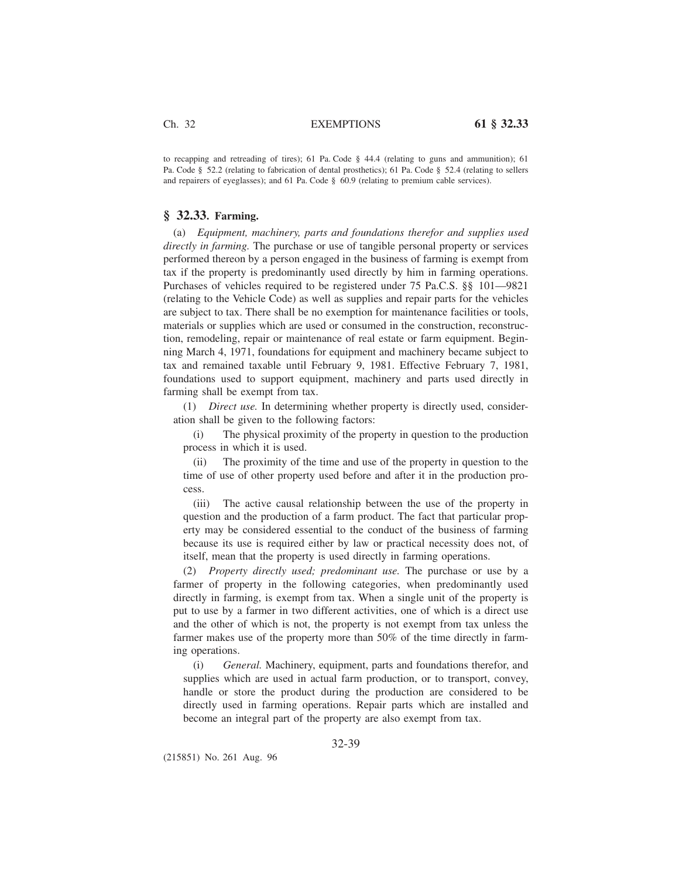to recapping and retreading of tires); 61 Pa. Code § 44.4 (relating to guns and ammunition); 61 Pa. Code § 52.2 (relating to fabrication of dental prosthetics); 61 Pa. Code § 52.4 (relating to sellers and repairers of eyeglasses); and 61 Pa. Code § 60.9 (relating to premium cable services).

## § 32.33. Farming.

(a) *Equipment, machinery, parts and foundations therefor and supplies used directly in farming.* The purchase or use of tangible personal property or services performed thereon by a person engaged in the business of farming is exempt from tax if the property is predominantly used directly by him in farming operations. Purchases of vehicles required to be registered under 75 Pa.C.S. §§ 101—9821 (relating to the Vehicle Code) as well as supplies and repair parts for the vehicles are subject to tax. There shall be no exemption for maintenance facilities or tools, materials or supplies which are used or consumed in the construction, reconstruction, remodeling, repair or maintenance of real estate or farm equipment. Beginning March 4, 1971, foundations for equipment and machinery became subject to tax and remained taxable until February 9, 1981. Effective February 7, 1981, foundations used to support equipment, machinery and parts used directly in farming shall be exempt from tax.

(1) *Direct use.* In determining whether property is directly used, consideration shall be given to the following factors:

(i) The physical proximity of the property in question to the production process in which it is used.

(ii) The proximity of the time and use of the property in question to the time of use of other property used before and after it in the production process.

(iii) The active causal relationship between the use of the property in question and the production of a farm product. The fact that particular property may be considered essential to the conduct of the business of farming because its use is required either by law or practical necessity does not, of itself, mean that the property is used directly in farming operations.

(2) *Property directly used; predominant use.* The purchase or use by a farmer of property in the following categories, when predominantly used directly in farming, is exempt from tax. When a single unit of the property is put to use by a farmer in two different activities, one of which is a direct use and the other of which is not, the property is not exempt from tax unless the farmer makes use of the property more than 50% of the time directly in farming operations.

(i) *General.* Machinery, equipment, parts and foundations therefor, and supplies which are used in actual farm production, or to transport, convey, handle or store the product during the production are considered to be directly used in farming operations. Repair parts which are installed and become an integral part of the property are also exempt from tax.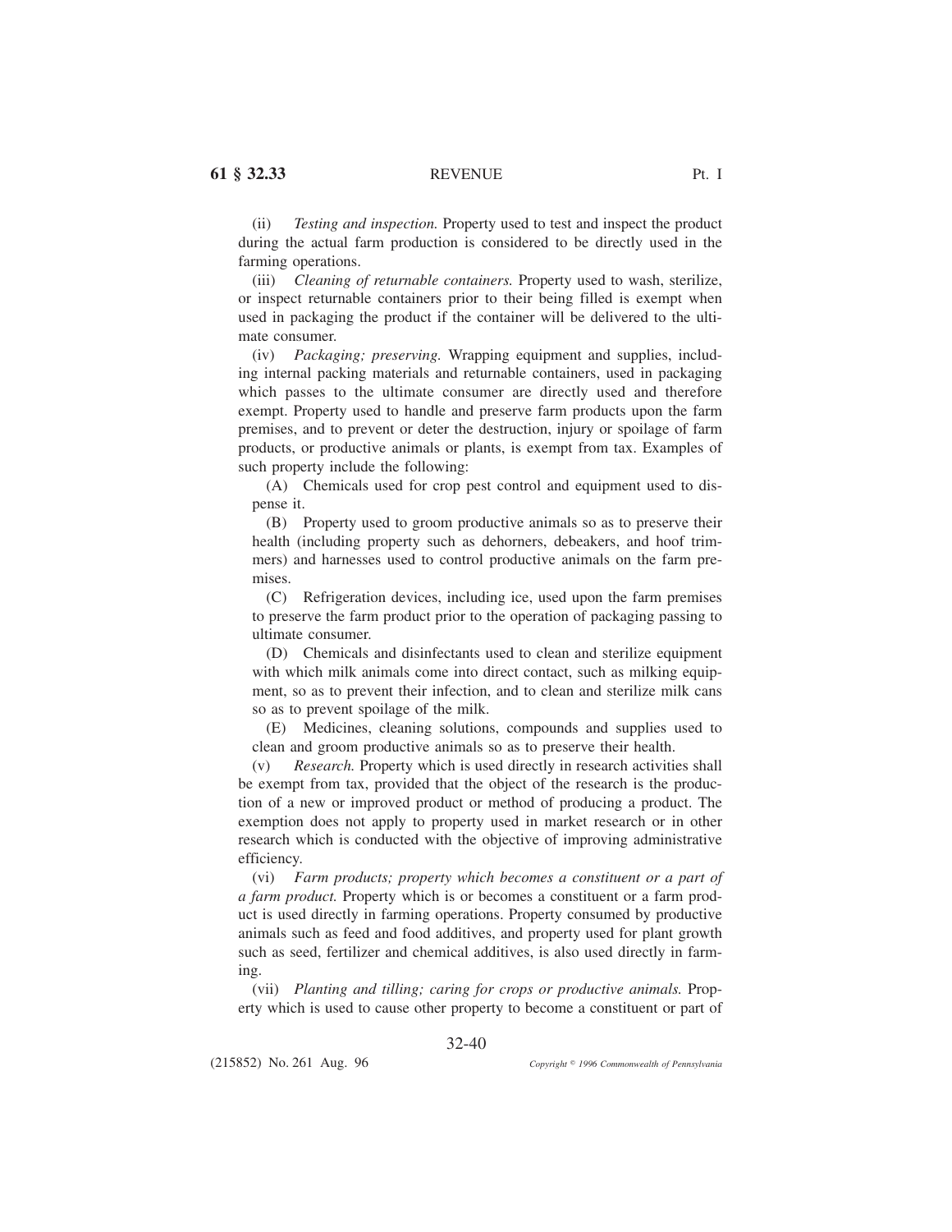(ii) *Testing and inspection.* Property used to test and inspect the product during the actual farm production is considered to be directly used in the farming operations.

(iii) *Cleaning of returnable containers.* Property used to wash, sterilize, or inspect returnable containers prior to their being filled is exempt when used in packaging the product if the container will be delivered to the ultimate consumer.

(iv) *Packaging; preserving.* Wrapping equipment and supplies, including internal packing materials and returnable containers, used in packaging which passes to the ultimate consumer are directly used and therefore exempt. Property used to handle and preserve farm products upon the farm premises, and to prevent or deter the destruction, injury or spoilage of farm products, or productive animals or plants, is exempt from tax. Examples of such property include the following:

(A) Chemicals used for crop pest control and equipment used to dispense it.

(B) Property used to groom productive animals so as to preserve their health (including property such as dehorners, debeakers, and hoof trimmers) and harnesses used to control productive animals on the farm premises.

(C) Refrigeration devices, including ice, used upon the farm premises to preserve the farm product prior to the operation of packaging passing to ultimate consumer.

(D) Chemicals and disinfectants used to clean and sterilize equipment with which milk animals come into direct contact, such as milking equipment, so as to prevent their infection, and to clean and sterilize milk cans so as to prevent spoilage of the milk.

(E) Medicines, cleaning solutions, compounds and supplies used to clean and groom productive animals so as to preserve their health.

(v) *Research.* Property which is used directly in research activities shall be exempt from tax, provided that the object of the research is the production of a new or improved product or method of producing a product. The exemption does not apply to property used in market research or in other research which is conducted with the objective of improving administrative efficiency.

(vi) *Farm products; property which becomes a constituent or a part of a farm product.* Property which is or becomes a constituent or a farm product is used directly in farming operations. Property consumed by productive animals such as feed and food additives, and property used for plant growth such as seed, fertilizer and chemical additives, is also used directly in farming.

(vii) *Planting and tilling; caring for crops or productive animals.* Property which is used to cause other property to become a constituent or part of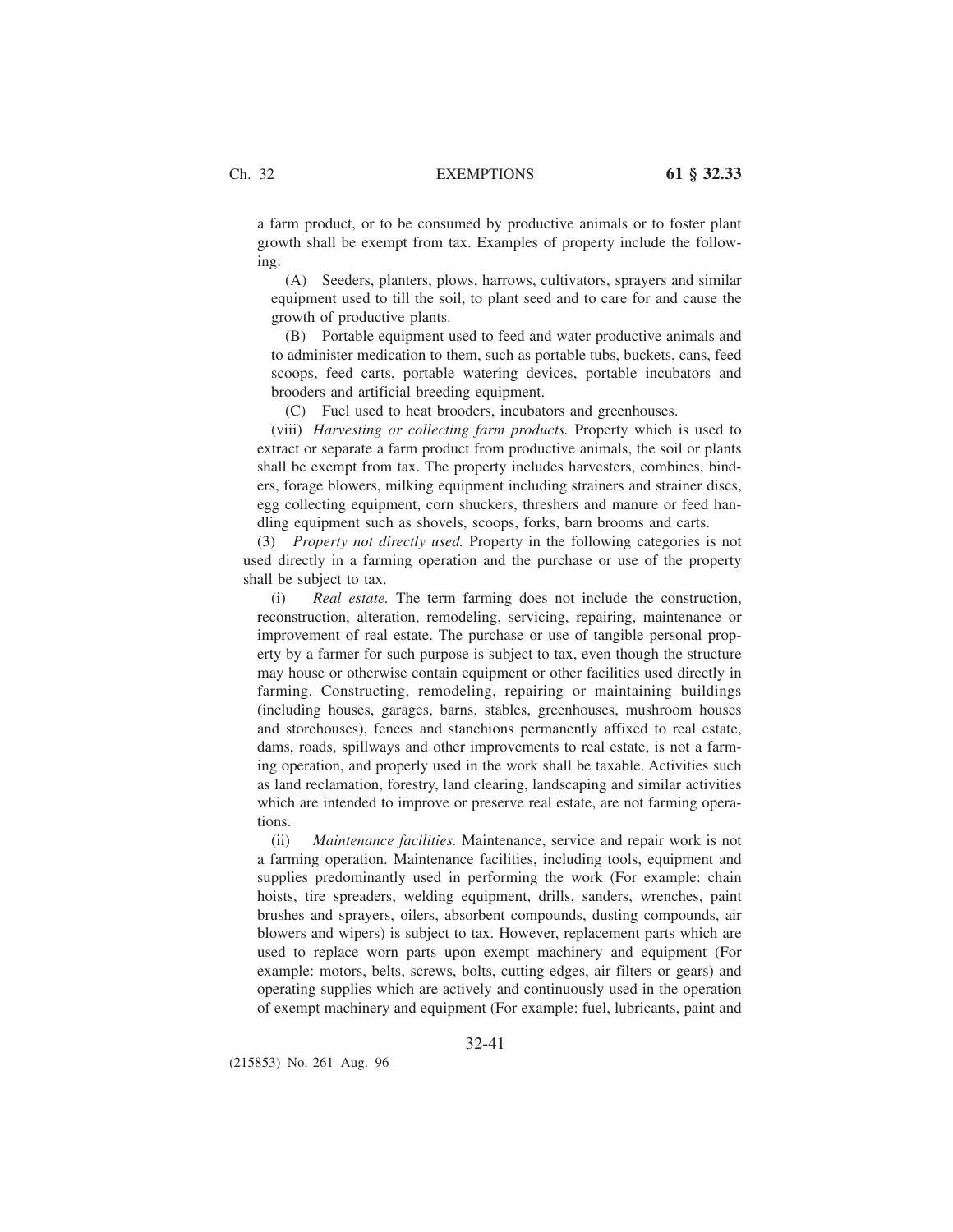a farm product, or to be consumed by productive animals or to foster plant growth shall be exempt from tax. Examples of property include the following:

(A) Seeders, planters, plows, harrows, cultivators, sprayers and similar equipment used to till the soil, to plant seed and to care for and cause the growth of productive plants.

(B) Portable equipment used to feed and water productive animals and to administer medication to them, such as portable tubs, buckets, cans, feed scoops, feed carts, portable watering devices, portable incubators and brooders and artificial breeding equipment.

(C) Fuel used to heat brooders, incubators and greenhouses.

(viii) *Harvesting or collecting farm products.* Property which is used to extract or separate a farm product from productive animals, the soil or plants shall be exempt from tax. The property includes harvesters, combines, binders, forage blowers, milking equipment including strainers and strainer discs, egg collecting equipment, corn shuckers, threshers and manure or feed handling equipment such as shovels, scoops, forks, barn brooms and carts.

(3) *Property not directly used.* Property in the following categories is not used directly in a farming operation and the purchase or use of the property shall be subject to tax.

(i) *Real estate.* The term farming does not include the construction, reconstruction, alteration, remodeling, servicing, repairing, maintenance or improvement of real estate. The purchase or use of tangible personal property by a farmer for such purpose is subject to tax, even though the structure may house or otherwise contain equipment or other facilities used directly in farming. Constructing, remodeling, repairing or maintaining buildings (including houses, garages, barns, stables, greenhouses, mushroom houses and storehouses), fences and stanchions permanently affixed to real estate, dams, roads, spillways and other improvements to real estate, is not a farming operation, and properly used in the work shall be taxable. Activities such as land reclamation, forestry, land clearing, landscaping and similar activities which are intended to improve or preserve real estate, are not farming operations.

(ii) *Maintenance facilities.* Maintenance, service and repair work is not a farming operation. Maintenance facilities, including tools, equipment and supplies predominantly used in performing the work (For example: chain hoists, tire spreaders, welding equipment, drills, sanders, wrenches, paint brushes and sprayers, oilers, absorbent compounds, dusting compounds, air blowers and wipers) is subject to tax. However, replacement parts which are used to replace worn parts upon exempt machinery and equipment (For example: motors, belts, screws, bolts, cutting edges, air filters or gears) and operating supplies which are actively and continuously used in the operation of exempt machinery and equipment (For example: fuel, lubricants, paint and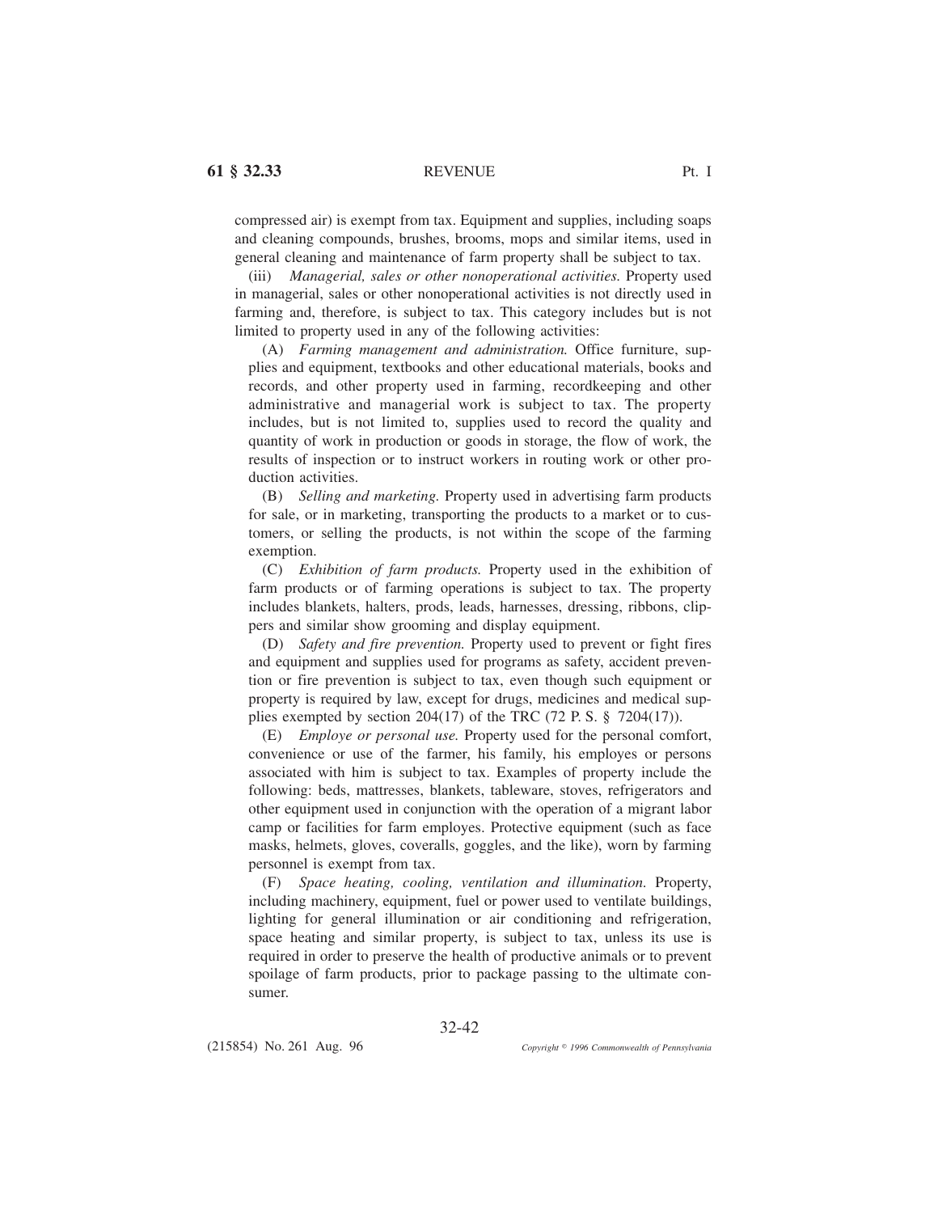compressed air) is exempt from tax. Equipment and supplies, including soaps and cleaning compounds, brushes, brooms, mops and similar items, used in general cleaning and maintenance of farm property shall be subject to tax.

(iii) *Managerial, sales or other nonoperational activities.* Property used in managerial, sales or other nonoperational activities is not directly used in farming and, therefore, is subject to tax. This category includes but is not limited to property used in any of the following activities:

(A) *Farming management and administration.* Office furniture, supplies and equipment, textbooks and other educational materials, books and records, and other property used in farming, recordkeeping and other administrative and managerial work is subject to tax. The property includes, but is not limited to, supplies used to record the quality and quantity of work in production or goods in storage, the flow of work, the results of inspection or to instruct workers in routing work or other production activities.

(B) *Selling and marketing.* Property used in advertising farm products for sale, or in marketing, transporting the products to a market or to customers, or selling the products, is not within the scope of the farming exemption.

(C) *Exhibition of farm products.* Property used in the exhibition of farm products or of farming operations is subject to tax. The property includes blankets, halters, prods, leads, harnesses, dressing, ribbons, clippers and similar show grooming and display equipment.

(D) *Safety and fire prevention.* Property used to prevent or fight fires and equipment and supplies used for programs as safety, accident prevention or fire prevention is subject to tax, even though such equipment or property is required by law, except for drugs, medicines and medical supplies exempted by section 204(17) of the TRC (72 P. S. § 7204(17)).

(E) *Employe or personal use.* Property used for the personal comfort, convenience or use of the farmer, his family, his employes or persons associated with him is subject to tax. Examples of property include the following: beds, mattresses, blankets, tableware, stoves, refrigerators and other equipment used in conjunction with the operation of a migrant labor camp or facilities for farm employes. Protective equipment (such as face masks, helmets, gloves, coveralls, goggles, and the like), worn by farming personnel is exempt from tax.

(F) *Space heating, cooling, ventilation and illumination.* Property, including machinery, equipment, fuel or power used to ventilate buildings, lighting for general illumination or air conditioning and refrigeration, space heating and similar property, is subject to tax, unless its use is required in order to preserve the health of productive animals or to prevent spoilage of farm products, prior to package passing to the ultimate consumer.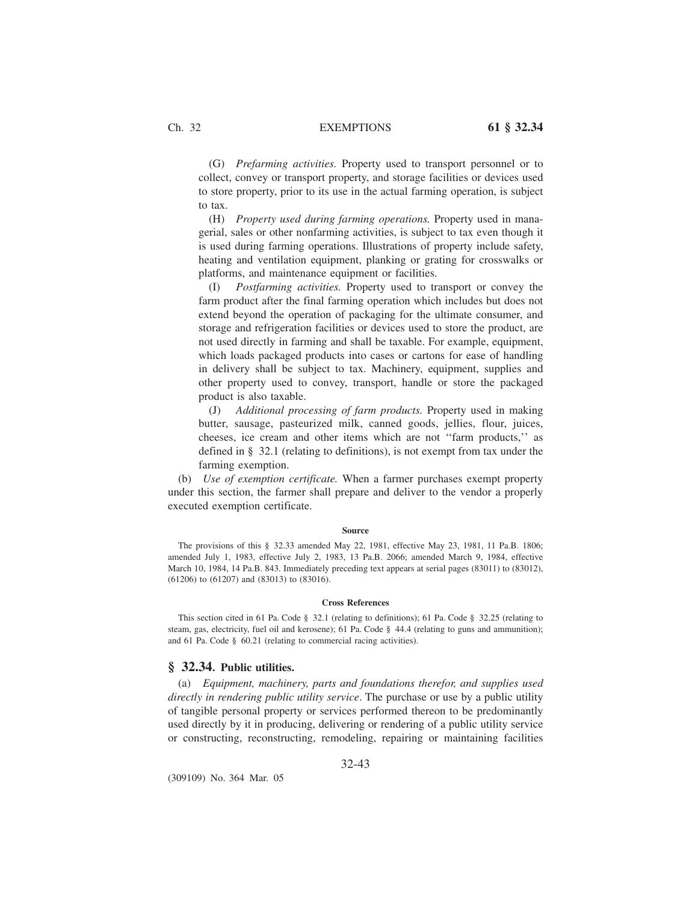(G) *Prefarming activities.* Property used to transport personnel or to collect, convey or transport property, and storage facilities or devices used to store property, prior to its use in the actual farming operation, is subject to tax.

(H) *Property used during farming operations.* Property used in managerial, sales or other nonfarming activities, is subject to tax even though it is used during farming operations. Illustrations of property include safety, heating and ventilation equipment, planking or grating for crosswalks or platforms, and maintenance equipment or facilities.

(I) *Postfarming activities.* Property used to transport or convey the farm product after the final farming operation which includes but does not extend beyond the operation of packaging for the ultimate consumer, and storage and refrigeration facilities or devices used to store the product, are not used directly in farming and shall be taxable. For example, equipment, which loads packaged products into cases or cartons for ease of handling in delivery shall be subject to tax. Machinery, equipment, supplies and other property used to convey, transport, handle or store the packaged product is also taxable.

(J) *Additional processing of farm products.* Property used in making butter, sausage, pasteurized milk, canned goods, jellies, flour, juices, cheeses, ice cream and other items which are not ''farm products,'' as defined in § 32.1 (relating to definitions), is not exempt from tax under the farming exemption.

(b) *Use of exemption certificate.* When a farmer purchases exempt property under this section, the farmer shall prepare and deliver to the vendor a properly executed exemption certificate.

**Source**

The provisions of this § 32.33 amended May 22, 1981, effective May 23, 1981, 11 Pa.B. 1806; amended July 1, 1983, effective July 2, 1983, 13 Pa.B. 2066; amended March 9, 1984, effective March 10, 1984, 14 Pa.B. 843. Immediately preceding text appears at serial pages (83011) to (83012), (61206) to (61207) and (83013) to (83016).

**Cross References**

This section cited in 61 Pa. Code § 32.1 (relating to definitions); 61 Pa. Code § 32.25 (relating to steam, gas, electricity, fuel oil and kerosene); 61 Pa. Code § 44.4 (relating to guns and ammunition); and 61 Pa. Code § 60.21 (relating to commercial racing activities).

## § 32.34. Public utilities.

(a) *Equipment, machinery, parts and foundations therefor, and supplies used directly in rendering public utility service*. The purchase or use by a public utility of tangible personal property or services performed thereon to be predominantly used directly by it in producing, delivering or rendering of a public utility service or constructing, reconstructing, remodeling, repairing or maintaining facilities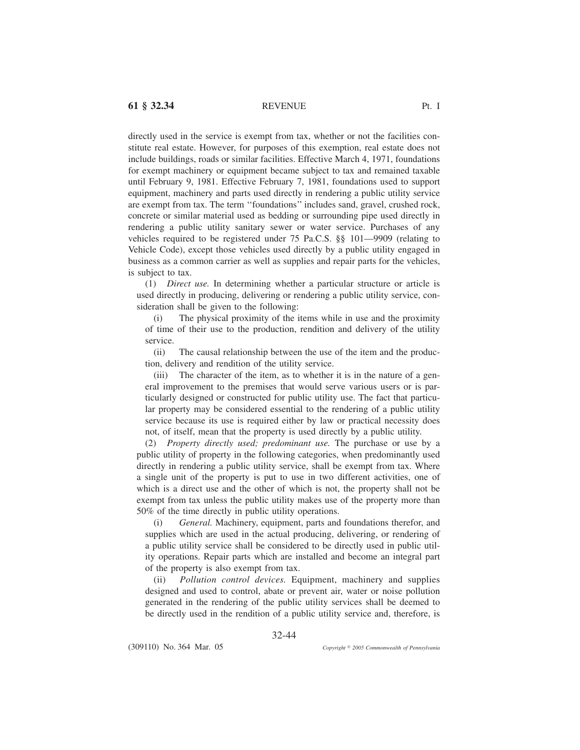directly used in the service is exempt from tax, whether or not the facilities constitute real estate. However, for purposes of this exemption, real estate does not include buildings, roads or similar facilities. Effective March 4, 1971, foundations for exempt machinery or equipment became subject to tax and remained taxable until February 9, 1981. Effective February 7, 1981, foundations used to support equipment, machinery and parts used directly in rendering a public utility service are exempt from tax. The term ''foundations'' includes sand, gravel, crushed rock, concrete or similar material used as bedding or surrounding pipe used directly in rendering a public utility sanitary sewer or water service. Purchases of any vehicles required to be registered under 75 Pa.C.S. §§ 101—9909 (relating to Vehicle Code), except those vehicles used directly by a public utility engaged in business as a common carrier as well as supplies and repair parts for the vehicles, is subject to tax.

(1) *Direct use.* In determining whether a particular structure or article is used directly in producing, delivering or rendering a public utility service, consideration shall be given to the following:

(i) The physical proximity of the items while in use and the proximity of time of their use to the production, rendition and delivery of the utility service.

(ii) The causal relationship between the use of the item and the production, delivery and rendition of the utility service.

(iii) The character of the item, as to whether it is in the nature of a general improvement to the premises that would serve various users or is particularly designed or constructed for public utility use. The fact that particular property may be considered essential to the rendering of a public utility service because its use is required either by law or practical necessity does not, of itself, mean that the property is used directly by a public utility.

(2) *Property directly used; predominant use.* The purchase or use by a public utility of property in the following categories, when predominantly used directly in rendering a public utility service, shall be exempt from tax. Where a single unit of the property is put to use in two different activities, one of which is a direct use and the other of which is not, the property shall not be exempt from tax unless the public utility makes use of the property more than 50% of the time directly in public utility operations.

(i) *General.* Machinery, equipment, parts and foundations therefor, and supplies which are used in the actual producing, delivering, or rendering of a public utility service shall be considered to be directly used in public utility operations. Repair parts which are installed and become an integral part of the property is also exempt from tax.

(ii) *Pollution control devices.* Equipment, machinery and supplies designed and used to control, abate or prevent air, water or noise pollution generated in the rendering of the public utility services shall be deemed to be directly used in the rendition of a public utility service and, therefore, is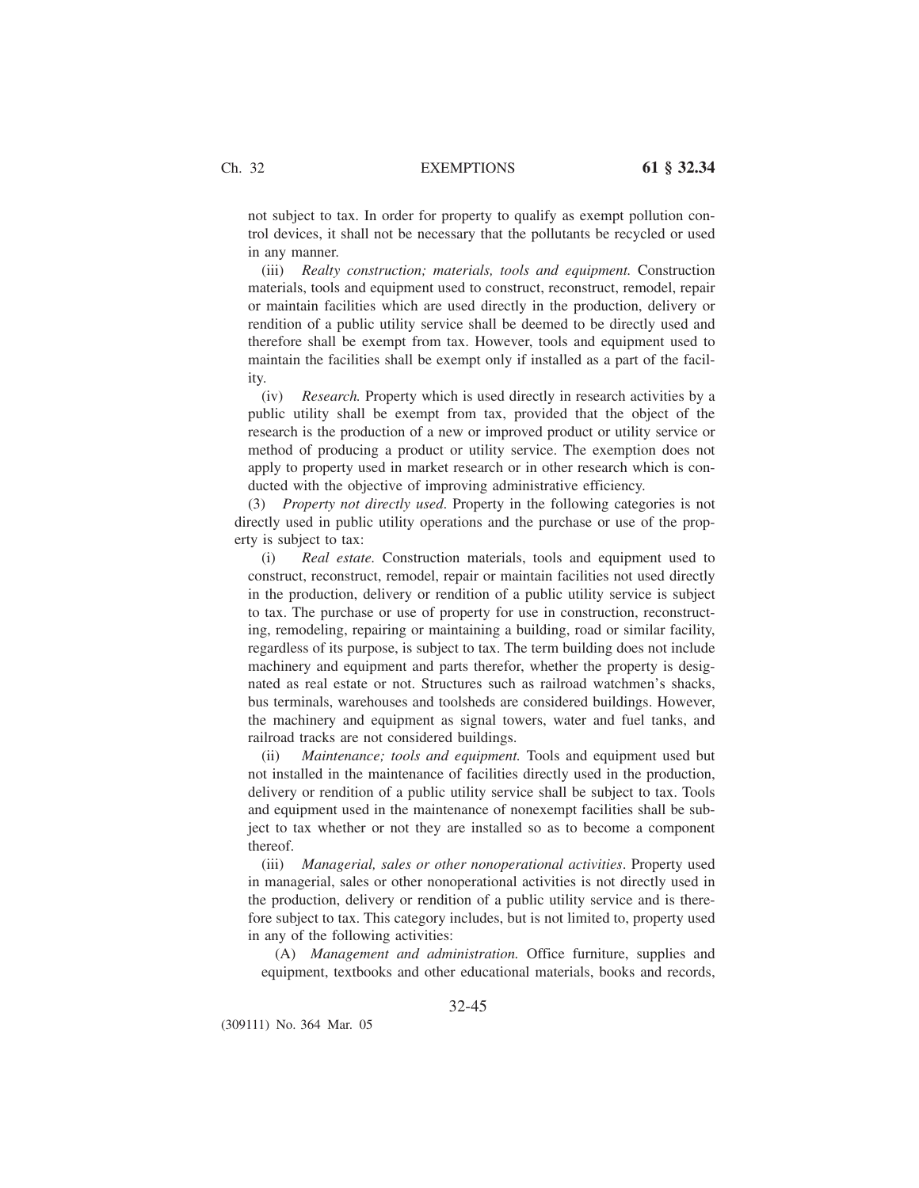not subject to tax. In order for property to qualify as exempt pollution control devices, it shall not be necessary that the pollutants be recycled or used in any manner.

(iii) *Realty construction; materials, tools and equipment.* Construction materials, tools and equipment used to construct, reconstruct, remodel, repair or maintain facilities which are used directly in the production, delivery or rendition of a public utility service shall be deemed to be directly used and therefore shall be exempt from tax. However, tools and equipment used to maintain the facilities shall be exempt only if installed as a part of the facility.

(iv) *Research.* Property which is used directly in research activities by a public utility shall be exempt from tax, provided that the object of the research is the production of a new or improved product or utility service or method of producing a product or utility service. The exemption does not apply to property used in market research or in other research which is conducted with the objective of improving administrative efficiency.

(3) *Property not directly used*. Property in the following categories is not directly used in public utility operations and the purchase or use of the property is subject to tax:

(i) *Real estate.* Construction materials, tools and equipment used to construct, reconstruct, remodel, repair or maintain facilities not used directly in the production, delivery or rendition of a public utility service is subject to tax. The purchase or use of property for use in construction, reconstructing, remodeling, repairing or maintaining a building, road or similar facility, regardless of its purpose, is subject to tax. The term building does not include machinery and equipment and parts therefor, whether the property is designated as real estate or not. Structures such as railroad watchmen's shacks, bus terminals, warehouses and toolsheds are considered buildings. However, the machinery and equipment as signal towers, water and fuel tanks, and railroad tracks are not considered buildings.

(ii) *Maintenance; tools and equipment.* Tools and equipment used but not installed in the maintenance of facilities directly used in the production, delivery or rendition of a public utility service shall be subject to tax. Tools and equipment used in the maintenance of nonexempt facilities shall be subject to tax whether or not they are installed so as to become a component thereof.

(iii) *Managerial, sales or other nonoperational activities*. Property used in managerial, sales or other nonoperational activities is not directly used in the production, delivery or rendition of a public utility service and is therefore subject to tax. This category includes, but is not limited to, property used in any of the following activities:

(A) *Management and administration.* Office furniture, supplies and equipment, textbooks and other educational materials, books and records,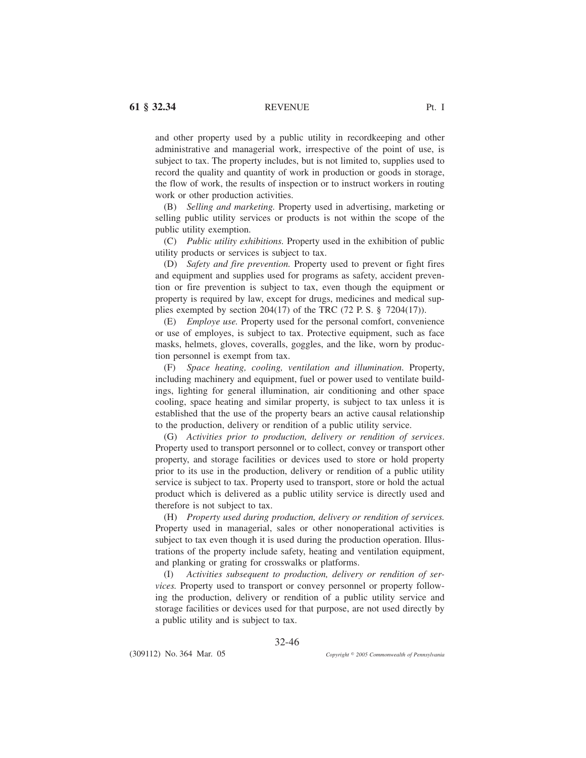and other property used by a public utility in recordkeeping and other administrative and managerial work, irrespective of the point of use, is subject to tax. The property includes, but is not limited to, supplies used to record the quality and quantity of work in production or goods in storage, the flow of work, the results of inspection or to instruct workers in routing work or other production activities.

(B) *Selling and marketing.* Property used in advertising, marketing or selling public utility services or products is not within the scope of the public utility exemption.

(C) *Public utility exhibitions.* Property used in the exhibition of public utility products or services is subject to tax.

(D) *Safety and fire prevention.* Property used to prevent or fight fires and equipment and supplies used for programs as safety, accident prevention or fire prevention is subject to tax, even though the equipment or property is required by law, except for drugs, medicines and medical supplies exempted by section 204(17) of the TRC (72 P. S. § 7204(17)).

(E) *Employe use.* Property used for the personal comfort, convenience or use of employes, is subject to tax. Protective equipment, such as face masks, helmets, gloves, coveralls, goggles, and the like, worn by production personnel is exempt from tax.

(F) *Space heating, cooling, ventilation and illumination.* Property, including machinery and equipment, fuel or power used to ventilate buildings, lighting for general illumination, air conditioning and other space cooling, space heating and similar property, is subject to tax unless it is established that the use of the property bears an active causal relationship to the production, delivery or rendition of a public utility service.

(G) *Activities prior to production, delivery or rendition of services.* Property used to transport personnel or to collect, convey or transport other property, and storage facilities or devices used to store or hold property prior to its use in the production, delivery or rendition of a public utility service is subject to tax. Property used to transport, store or hold the actual product which is delivered as a public utility service is directly used and therefore is not subject to tax.

(H) *Property used during production, delivery or rendition of services.* Property used in managerial, sales or other nonoperational activities is subject to tax even though it is used during the production operation. Illustrations of the property include safety, heating and ventilation equipment, and planking or grating for crosswalks or platforms.

(I) *Activities subsequent to production, delivery or rendition of services.* Property used to transport or convey personnel or property following the production, delivery or rendition of a public utility service and storage facilities or devices used for that purpose, are not used directly by a public utility and is subject to tax.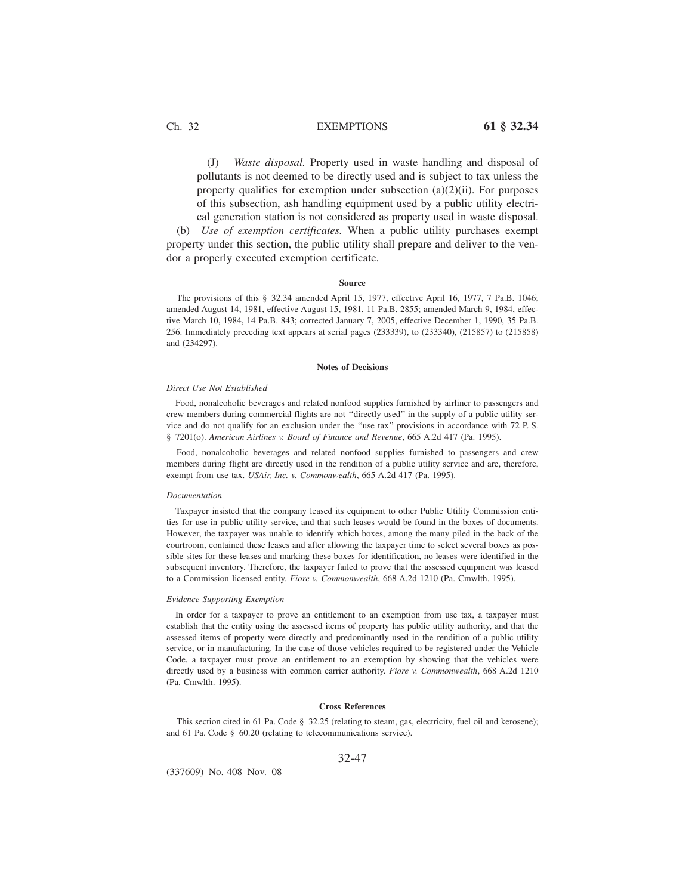(J) *Waste disposal.* Property used in waste handling and disposal of pollutants is not deemed to be directly used and is subject to tax unless the property qualifies for exemption under subsection (a)(2)(ii). For purposes of this subsection, ash handling equipment used by a public utility electrical generation station is not considered as property used in waste disposal.

(b) *Use of exemption certificates.* When a public utility purchases exempt property under this section, the public utility shall prepare and deliver to the vendor a properly executed exemption certificate.

#### Source

The provisions of this § 32.34 amended April 15, 1977, effective April 16, 1977, 7 Pa.B. 1046; amended August 14, 1981, effective August 15, 1981, 11 Pa.B. 2855; amended March 9, 1984, effective March 10, 1984, 14 Pa.B. 843; corrected January 7, 2005, effective December 1, 1990, 35 Pa.B. 256. Immediately preceding text appears at serial pages (233339), to (233340), (215857) to (215858) and (234297).

#### Notes of Decisions

*Direct Use Not Established*

Food, nonalcoholic beverages and related nonfood supplies furnished by airliner to passengers and crew members during commercial flights are not ''directly used'' in the supply of a public utility service and do not qualify for an exclusion under the ''use tax'' provisions in accordance with 72 P. S. § 7201(o). *American Airlines v. Board of Finance and Revenue*, 665 A.2d 417 (Pa. 1995).

Food, nonalcoholic beverages and related nonfood supplies furnished to passengers and crew members during flight are directly used in the rendition of a public utility service and are, therefore, exempt from use tax. *USAir, Inc. v. Commonwealth*, 665 A.2d 417 (Pa. 1995).

*Documentation*

Taxpayer insisted that the company leased its equipment to other Public Utility Commission entities for use in public utility service, and that such leases would be found in the boxes of documents. However, the taxpayer was unable to identify which boxes, among the many piled in the back of the courtroom, contained these leases and after allowing the taxpayer time to select several boxes as possible sites for these leases and marking these boxes for identification, no leases were identified in the subsequent inventory. Therefore, the taxpayer failed to prove that the assessed equipment was leased to a Commission licensed entity. *Fiore v. Commonwealth*, 668 A.2d 1210 (Pa. Cmwlth. 1995).

*Evidence Supporting Exemption*

In order for a taxpayer to prove an entitlement to an exemption from use tax, a taxpayer must establish that the entity using the assessed items of property has public utility authority, and that the assessed items of property were directly and predominantly used in the rendition of a public utility service, or in manufacturing. In the case of those vehicles required to be registered under the Vehicle Code, a taxpayer must prove an entitlement to an exemption by showing that the vehicles were directly used by a business with common carrier authority. *Fiore v. Commonwealth*, 668 A.2d 1210 (Pa. Cmwlth. 1995).

#### Cross References

This section cited in 61 Pa. Code § 32.25 (relating to steam, gas, electricity, fuel oil and kerosene); and 61 Pa. Code § 60.20 (relating to telecommunications service).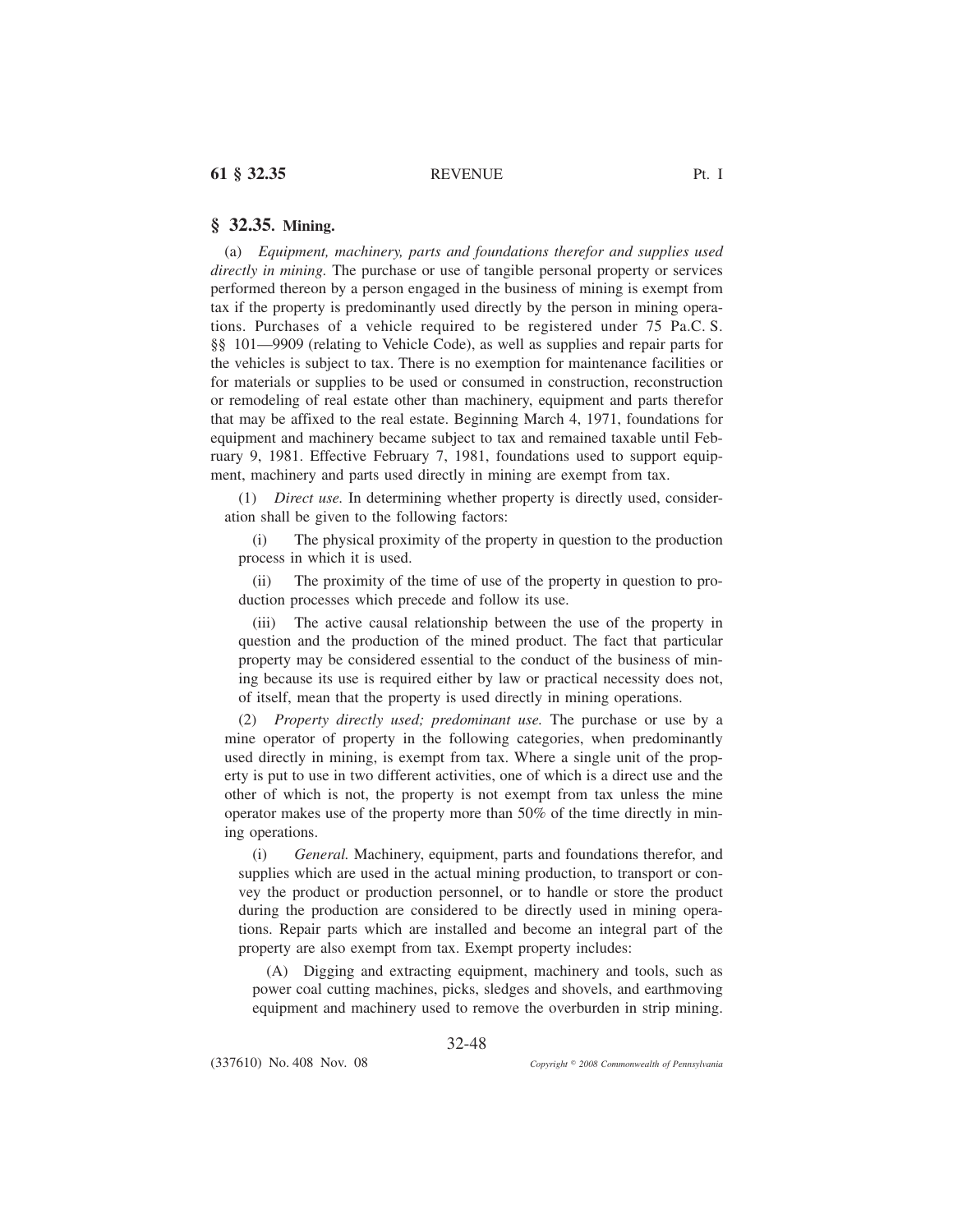## § 32.35. Mining.

(a) *Equipment, machinery, parts and foundations therefor and supplies used directly in mining.* The purchase or use of tangible personal property or services performed thereon by a person engaged in the business of mining is exempt from tax if the property is predominantly used directly by the person in mining operations. Purchases of a vehicle required to be registered under 75 Pa.C. S. §§ 101—9909 (relating to Vehicle Code), as well as supplies and repair parts for the vehicles is subject to tax. There is no exemption for maintenance facilities or for materials or supplies to be used or consumed in construction, reconstruction or remodeling of real estate other than machinery, equipment and parts therefor that may be affixed to the real estate. Beginning March 4, 1971, foundations for equipment and machinery became subject to tax and remained taxable until February 9, 1981. Effective February 7, 1981, foundations used to support equipment, machinery and parts used directly in mining are exempt from tax.

(1) *Direct use.* In determining whether property is directly used, consideration shall be given to the following factors:

(i) The physical proximity of the property in question to the production process in which it is used.

(ii) The proximity of the time of use of the property in question to production processes which precede and follow its use.

(iii) The active causal relationship between the use of the property in question and the production of the mined product. The fact that particular property may be considered essential to the conduct of the business of mining because its use is required either by law or practical necessity does not, of itself, mean that the property is used directly in mining operations.

(2) *Property directly used; predominant use.* The purchase or use by a mine operator of property in the following categories, when predominantly used directly in mining, is exempt from tax. Where a single unit of the property is put to use in two different activities, one of which is a direct use and the other of which is not, the property is not exempt from tax unless the mine operator makes use of the property more than 50% of the time directly in mining operations.

(i) *General.* Machinery, equipment, parts and foundations therefor, and supplies which are used in the actual mining production, to transport or convey the product or production personnel, or to handle or store the product during the production are considered to be directly used in mining operations. Repair parts which are installed and become an integral part of the property are also exempt from tax. Exempt property includes:

(A) Digging and extracting equipment, machinery and tools, such as power coal cutting machines, picks, sledges and shovels, and earthmoving equipment and machinery used to remove the overburden in strip mining.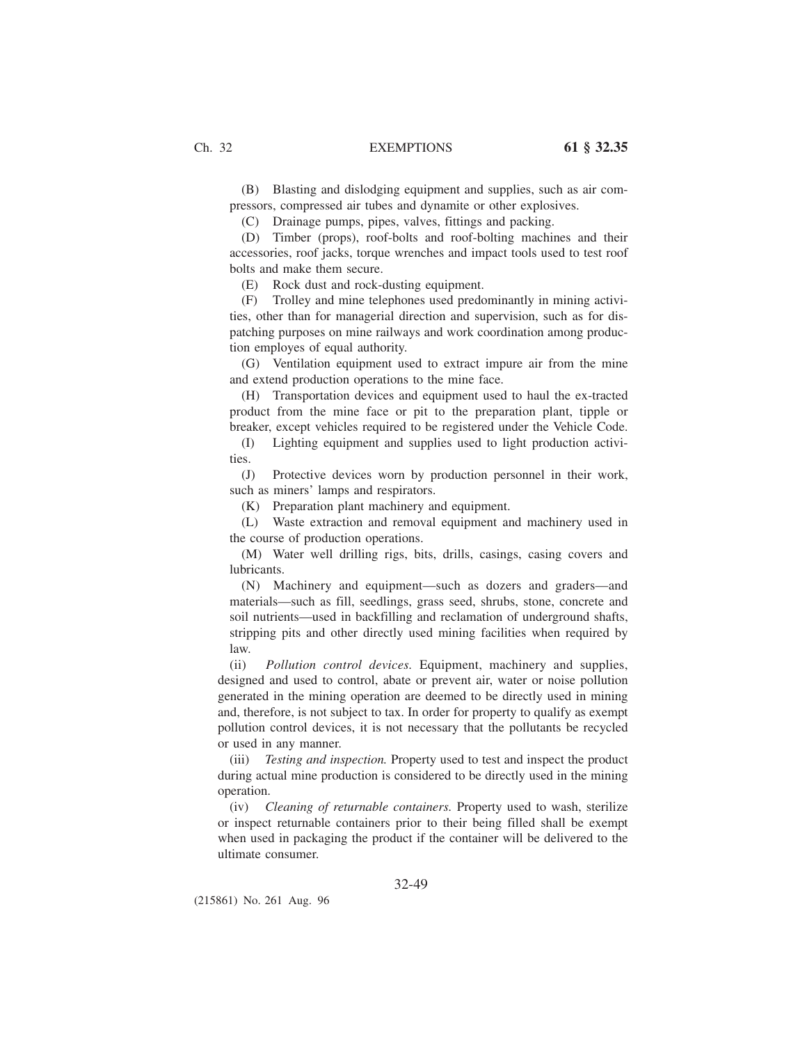(B) Blasting and dislodging equipment and supplies, such as air compressors, compressed air tubes and dynamite or other explosives.

(C) Drainage pumps, pipes, valves, fittings and packing.

(D) Timber (props), roof-bolts and roof-bolting machines and their accessories, roof jacks, torque wrenches and impact tools used to test roof bolts and make them secure.

(E) Rock dust and rock-dusting equipment.

(F) Trolley and mine telephones used predominantly in mining activities, other than for managerial direction and supervision, such as for dispatching purposes on mine railways and work coordination among production employes of equal authority.

(G) Ventilation equipment used to extract impure air from the mine and extend production operations to the mine face.

(H) Transportation devices and equipment used to haul the ex-tracted product from the mine face or pit to the preparation plant, tipple or breaker, except vehicles required to be registered under the Vehicle Code.

(I) Lighting equipment and supplies used to light production activities.

(J) Protective devices worn by production personnel in their work, such as miners' lamps and respirators.

(K) Preparation plant machinery and equipment.

(L) Waste extraction and removal equipment and machinery used in the course of production operations.

(M) Water well drilling rigs, bits, drills, casings, casing covers and lubricants.

(N) Machinery and equipment—such as dozers and graders—and materials—such as fill, seedlings, grass seed, shrubs, stone, concrete and soil nutrients—used in backfilling and reclamation of underground shafts, stripping pits and other directly used mining facilities when required by law.

(ii) *Pollution control devices.* Equipment, machinery and supplies, designed and used to control, abate or prevent air, water or noise pollution generated in the mining operation are deemed to be directly used in mining and, therefore, is not subject to tax. In order for property to qualify as exempt pollution control devices, it is not necessary that the pollutants be recycled or used in any manner.

(iii) *Testing and inspection.* Property used to test and inspect the product during actual mine production is considered to be directly used in the mining operation.

(iv) *Cleaning of returnable containers.* Property used to wash, sterilize or inspect returnable containers prior to their being filled shall be exempt when used in packaging the product if the container will be delivered to the ultimate consumer.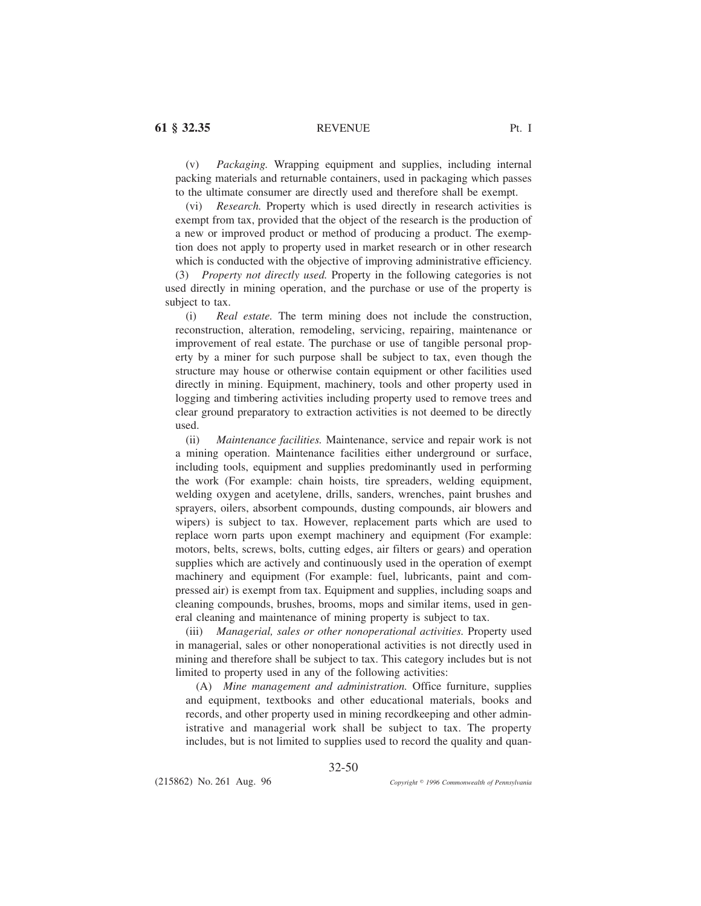(v) *Packaging.* Wrapping equipment and supplies, including internal packing materials and returnable containers, used in packaging which passes to the ultimate consumer are directly used and therefore shall be exempt.

(vi) *Research.* Property which is used directly in research activities is exempt from tax, provided that the object of the research is the production of a new or improved product or method of producing a product. The exemption does not apply to property used in market research or in other research which is conducted with the objective of improving administrative efficiency.

(3) *Property not directly used.* Property in the following categories is not used directly in mining operation, and the purchase or use of the property is subject to tax.

(i) *Real estate.* The term mining does not include the construction, reconstruction, alteration, remodeling, servicing, repairing, maintenance or improvement of real estate. The purchase or use of tangible personal property by a miner for such purpose shall be subject to tax, even though the structure may house or otherwise contain equipment or other facilities used directly in mining. Equipment, machinery, tools and other property used in logging and timbering activities including property used to remove trees and clear ground preparatory to extraction activities is not deemed to be directly used.

(ii) *Maintenance facilities.* Maintenance, service and repair work is not a mining operation. Maintenance facilities either underground or surface, including tools, equipment and supplies predominantly used in performing the work (For example: chain hoists, tire spreaders, welding equipment, welding oxygen and acetylene, drills, sanders, wrenches, paint brushes and sprayers, oilers, absorbent compounds, dusting compounds, air blowers and wipers) is subject to tax. However, replacement parts which are used to replace worn parts upon exempt machinery and equipment (For example: motors, belts, screws, bolts, cutting edges, air filters or gears) and operation supplies which are actively and continuously used in the operation of exempt machinery and equipment (For example: fuel, lubricants, paint and compressed air) is exempt from tax. Equipment and supplies, including soaps and cleaning compounds, brushes, brooms, mops and similar items, used in general cleaning and maintenance of mining property is subject to tax.

(iii) *Managerial, sales or other nonoperational activities.* Property used in managerial, sales or other nonoperational activities is not directly used in mining and therefore shall be subject to tax. This category includes but is not limited to property used in any of the following activities:

(A) *Mine management and administration.* Office furniture, supplies and equipment, textbooks and other educational materials, books and records, and other property used in mining recordkeeping and other administrative and managerial work shall be subject to tax. The property includes, but is not limited to supplies used to record the quality and quan-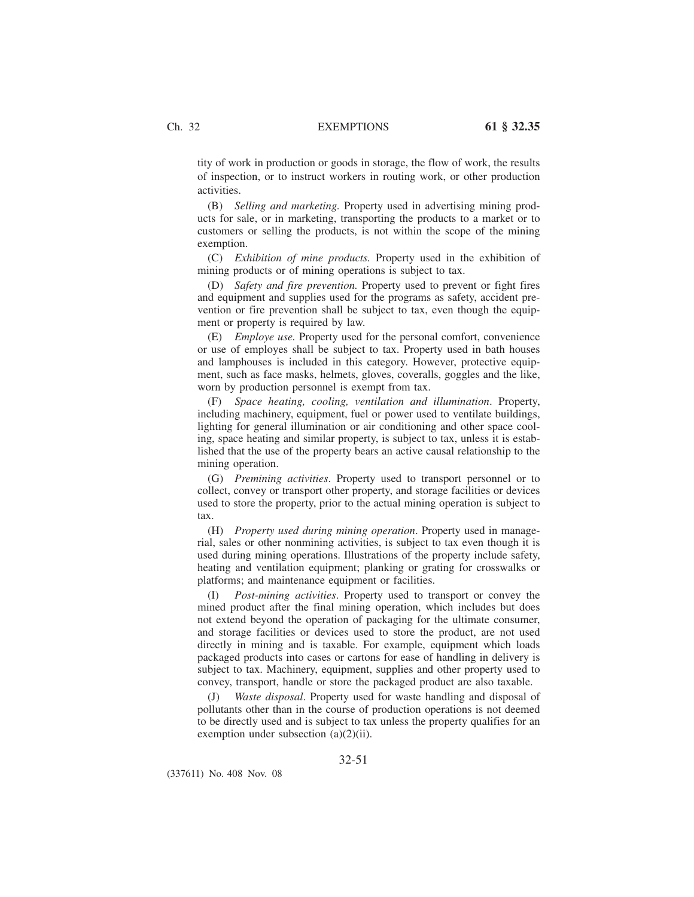tity of work in production or goods in storage, the flow of work, the results of inspection, or to instruct workers in routing work, or other production activities.

(B) *Selling and marketing.* Property used in advertising mining products for sale, or in marketing, transporting the products to a market or to customers or selling the products, is not within the scope of the mining exemption.

(C) *Exhibition of mine products.* Property used in the exhibition of mining products or of mining operations is subject to tax.

(D) *Safety and fire prevention.* Property used to prevent or fight fires and equipment and supplies used for the programs as safety, accident prevention or fire prevention shall be subject to tax, even though the equipment or property is required by law.

(E) *Employe use.* Property used for the personal comfort, convenience or use of employes shall be subject to tax. Property used in bath houses and lamphouses is included in this category. However, protective equipment, such as face masks, helmets, gloves, coveralls, goggles and the like, worn by production personnel is exempt from tax.

(F) *Space heating, cooling, ventilation and illumination*. Property, including machinery, equipment, fuel or power used to ventilate buildings, lighting for general illumination or air conditioning and other space cooling, space heating and similar property, is subject to tax, unless it is established that the use of the property bears an active causal relationship to the mining operation.

(G) *Premining activities*. Property used to transport personnel or to collect, convey or transport other property, and storage facilities or devices used to store the property, prior to the actual mining operation is subject to tax.

(H) *Property used during mining operation*. Property used in managerial, sales or other nonmining activities, is subject to tax even though it is used during mining operations. Illustrations of the property include safety, heating and ventilation equipment; planking or grating for crosswalks or platforms; and maintenance equipment or facilities.

(I) *Post-mining activities*. Property used to transport or convey the mined product after the final mining operation, which includes but does not extend beyond the operation of packaging for the ultimate consumer, and storage facilities or devices used to store the product, are not used directly in mining and is taxable. For example, equipment which loads packaged products into cases or cartons for ease of handling in delivery is subject to tax. Machinery, equipment, supplies and other property used to convey, transport, handle or store the packaged product are also taxable.

(J) *Waste disposal*. Property used for waste handling and disposal of pollutants other than in the course of production operations is not deemed to be directly used and is subject to tax unless the property qualifies for an exemption under subsection (a)(2)(ii).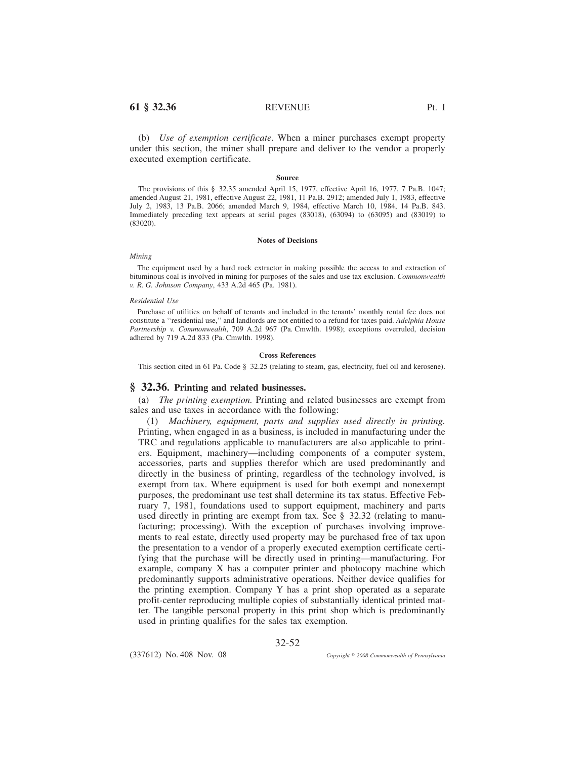(b) *Use of exemption certificate*. When a miner purchases exempt property under this section, the miner shall prepare and deliver to the vendor a properly executed exemption certificate.

**Source**

The provisions of this § 32.35 amended April 15, 1977, effective April 16, 1977, 7 Pa.B. 1047; amended August 21, 1981, effective August 22, 1981, 11 Pa.B. 2912; amended July 1, 1983, effective July 2, 1983, 13 Pa.B. 2066; amended March 9, 1984, effective March 10, 1984, 14 Pa.B. 843. Immediately preceding text appears at serial pages (83018), (63094) to (63095) and (83019) to (83020).

**Notes of Decisions**

*Mining*

The equipment used by a hard rock extractor in making possible the access to and extraction of bituminous coal is involved in mining for purposes of the sales and use tax exclusion. *Commonwealth v. R. G. Johnson Company*, 433 A.2d 465 (Pa. 1981).

*Residential Use*

Purchase of utilities on behalf of tenants and included in the tenants' monthly rental fee does not constitute a ''residential use,'' and landlords are not entitled to a refund for taxes paid. *Adelphia House Partnership v. Commonwealth*, 709 A.2d 967 (Pa. Cmwlth. 1998); exceptions overruled, decision adhered by 719 A.2d 833 (Pa. Cmwlth. 1998).

**Cross References**

This section cited in 61 Pa. Code § 32.25 (relating to steam, gas, electricity, fuel oil and kerosene).

## § 32.36. Printing and related businesses.

(a) *The printing exemption.* Printing and related businesses are exempt from sales and use taxes in accordance with the following:

(1) *Machinery, equipment, parts and supplies used directly in printing.* Printing, when engaged in as a business, is included in manufacturing under the TRC and regulations applicable to manufacturers are also applicable to printers. Equipment, machinery—including components of a computer system, accessories, parts and supplies therefor which are used predominantly and directly in the business of printing, regardless of the technology involved, is exempt from tax. Where equipment is used for both exempt and nonexempt purposes, the predominant use test shall determine its tax status. Effective February 7, 1981, foundations used to support equipment, machinery and parts used directly in printing are exempt from tax. See § 32.32 (relating to manufacturing; processing). With the exception of purchases involving improvements to real estate, directly used property may be purchased free of tax upon the presentation to a vendor of a properly executed exemption certificate certifying that the purchase will be directly used in printing—manufacturing. For example, company X has a computer printer and photocopy machine which predominantly supports administrative operations. Neither device qualifies for the printing exemption. Company Y has a print shop operated as a separate profit-center reproducing multiple copies of substantially identical printed matter. The tangible personal property in this print shop which is predominantly used in printing qualifies for the sales tax exemption.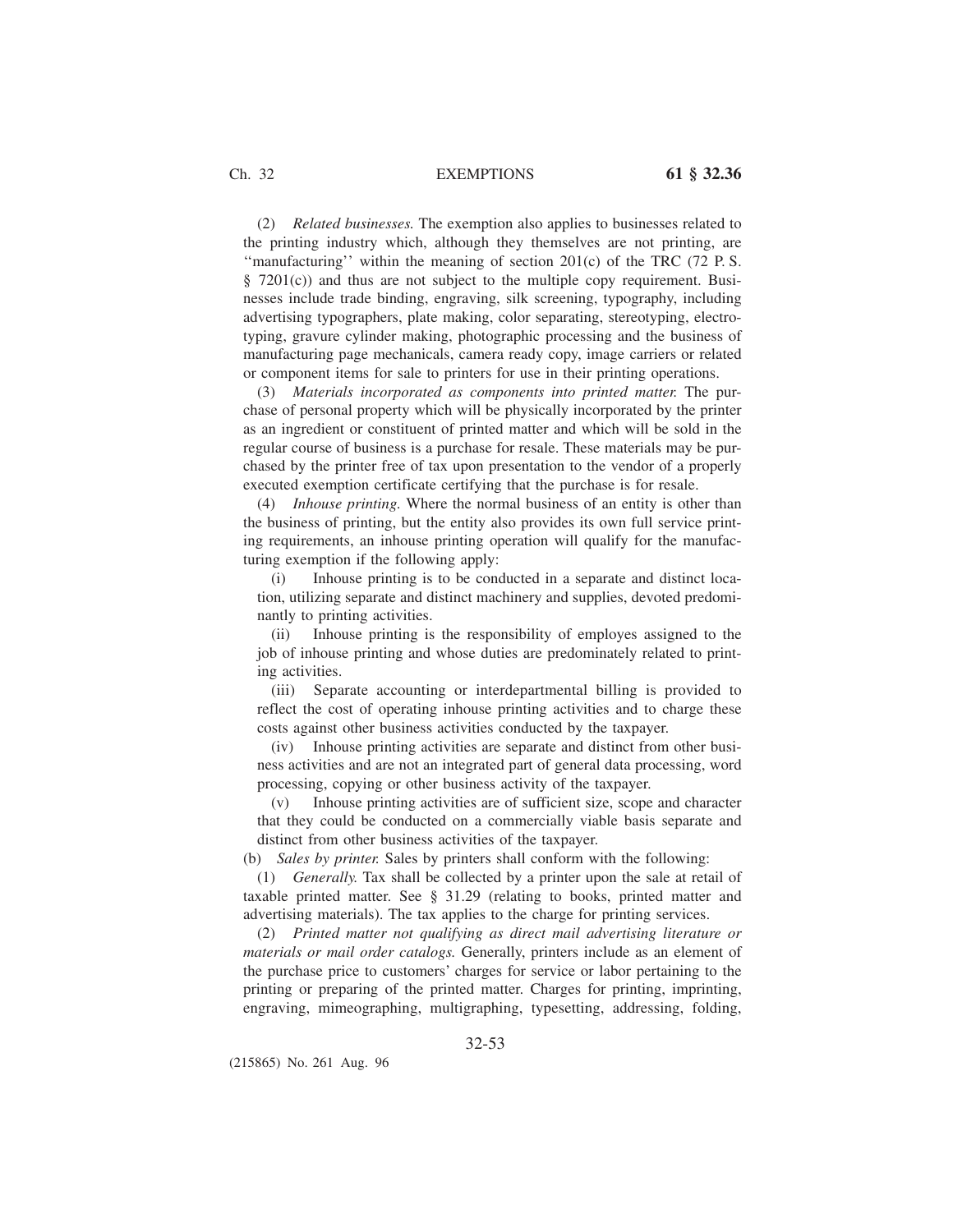(2) *Related businesses.* The exemption also applies to businesses related to the printing industry which, although they themselves are not printing, are ''manufacturing'' within the meaning of section 201(c) of the TRC (72 P. S. § 7201(c)) and thus are not subject to the multiple copy requirement. Businesses include trade binding, engraving, silk screening, typography, including advertising typographers, plate making, color separating, stereotyping, electrotyping, gravure cylinder making, photographic processing and the business of manufacturing page mechanicals, camera ready copy, image carriers or related or component items for sale to printers for use in their printing operations.

(3) *Materials incorporated as components into printed matter.* The purchase of personal property which will be physically incorporated by the printer as an ingredient or constituent of printed matter and which will be sold in the regular course of business is a purchase for resale. These materials may be purchased by the printer free of tax upon presentation to the vendor of a properly executed exemption certificate certifying that the purchase is for resale.

(4) *Inhouse printing.* Where the normal business of an entity is other than the business of printing, but the entity also provides its own full service printing requirements, an inhouse printing operation will qualify for the manufacturing exemption if the following apply:

(i) Inhouse printing is to be conducted in a separate and distinct location, utilizing separate and distinct machinery and supplies, devoted predominantly to printing activities.

(ii) Inhouse printing is the responsibility of employes assigned to the job of inhouse printing and whose duties are predominately related to printing activities.

(iii) Separate accounting or interdepartmental billing is provided to reflect the cost of operating inhouse printing activities and to charge these costs against other business activities conducted by the taxpayer.

(iv) Inhouse printing activities are separate and distinct from other business activities and are not an integrated part of general data processing, word processing, copying or other business activity of the taxpayer.

(v) Inhouse printing activities are of sufficient size, scope and character that they could be conducted on a commercially viable basis separate and distinct from other business activities of the taxpayer.

(b) *Sales by printer.* Sales by printers shall conform with the following:

(1) *Generally.* Tax shall be collected by a printer upon the sale at retail of taxable printed matter. See § 31.29 (relating to books, printed matter and advertising materials). The tax applies to the charge for printing services.

(2) *Printed matter not qualifying as direct mail advertising literature or materials or mail order catalogs.* Generally, printers include as an element of the purchase price to customers' charges for service or labor pertaining to the printing or preparing of the printed matter. Charges for printing, imprinting, engraving, mimeographing, multigraphing, typesetting, addressing, folding,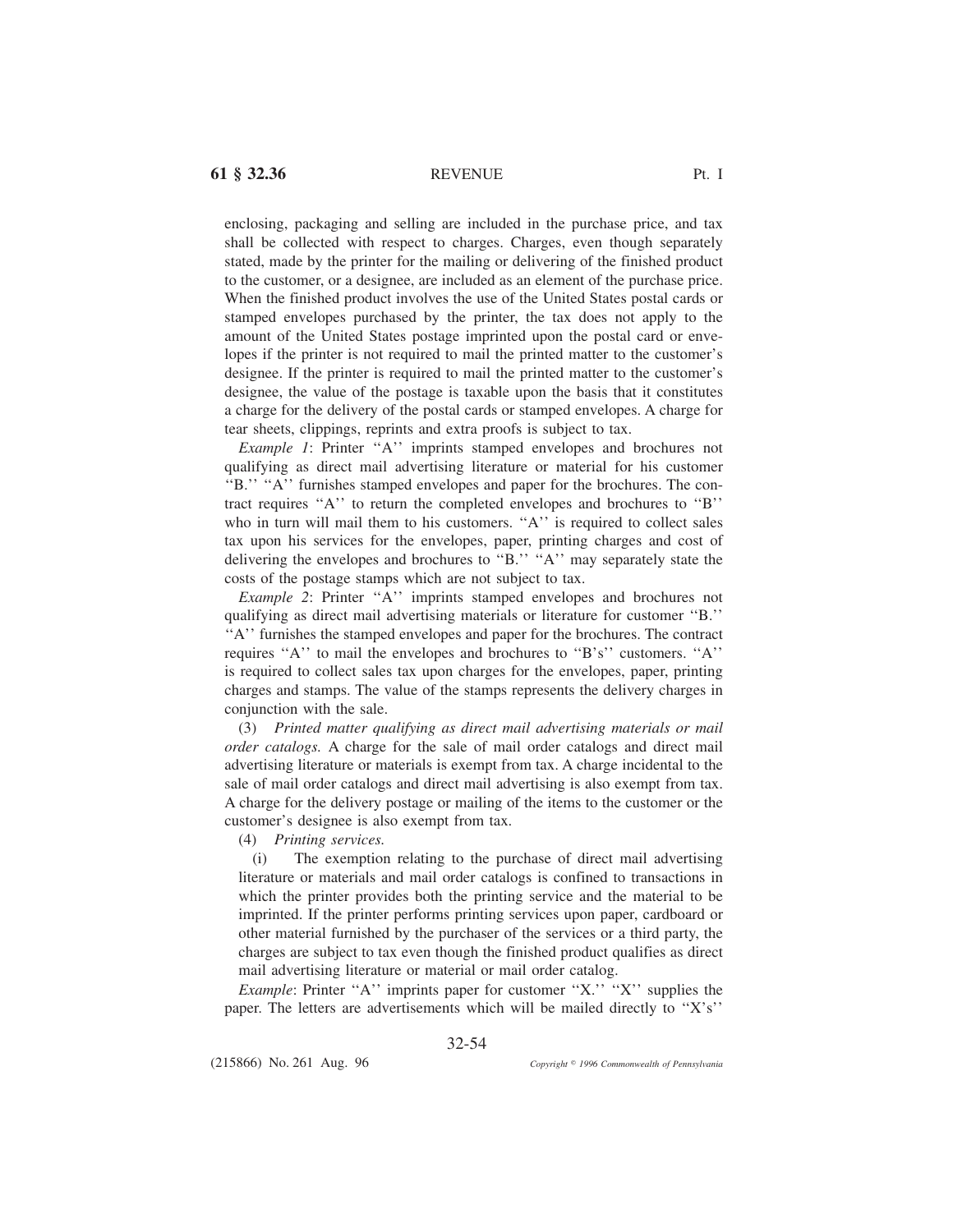enclosing, packaging and selling are included in the purchase price, and tax shall be collected with respect to charges. Charges, even though separately stated, made by the printer for the mailing or delivering of the finished product to the customer, or a designee, are included as an element of the purchase price. When the finished product involves the use of the United States postal cards or stamped envelopes purchased by the printer, the tax does not apply to the amount of the United States postage imprinted upon the postal card or envelopes if the printer is not required to mail the printed matter to the customer's designee. If the printer is required to mail the printed matter to the customer's designee, the value of the postage is taxable upon the basis that it constitutes a charge for the delivery of the postal cards or stamped envelopes. A charge for tear sheets, clippings, reprints and extra proofs is subject to tax.

*Example 1*: Printer ''A'' imprints stamped envelopes and brochures not qualifying as direct mail advertising literature or material for his customer ''B.'' ''A'' furnishes stamped envelopes and paper for the brochures. The contract requires ''A'' to return the completed envelopes and brochures to ''B'' who in turn will mail them to his customers. ''A'' is required to collect sales tax upon his services for the envelopes, paper, printing charges and cost of delivering the envelopes and brochures to ''B.'' ''A'' may separately state the costs of the postage stamps which are not subject to tax.

*Example 2*: Printer ''A'' imprints stamped envelopes and brochures not qualifying as direct mail advertising materials or literature for customer ''B.'' ''A'' furnishes the stamped envelopes and paper for the brochures. The contract requires ''A'' to mail the envelopes and brochures to ''B's'' customers. ''A'' is required to collect sales tax upon charges for the envelopes, paper, printing charges and stamps. The value of the stamps represents the delivery charges in conjunction with the sale.

(3) *Printed matter qualifying as direct mail advertising materials or mail order catalogs.* A charge for the sale of mail order catalogs and direct mail advertising literature or materials is exempt from tax. A charge incidental to the sale of mail order catalogs and direct mail advertising is also exempt from tax. A charge for the delivery postage or mailing of the items to the customer or the customer's designee is also exempt from tax.

(4) *Printing services.*

(i) The exemption relating to the purchase of direct mail advertising literature or materials and mail order catalogs is confined to transactions in which the printer provides both the printing service and the material to be imprinted. If the printer performs printing services upon paper, cardboard or other material furnished by the purchaser of the services or a third party, the charges are subject to tax even though the finished product qualifies as direct mail advertising literature or material or mail order catalog.

*Example*: Printer ''A'' imprints paper for customer ''X.'' ''X'' supplies the paper. The letters are advertisements which will be mailed directly to ''X's''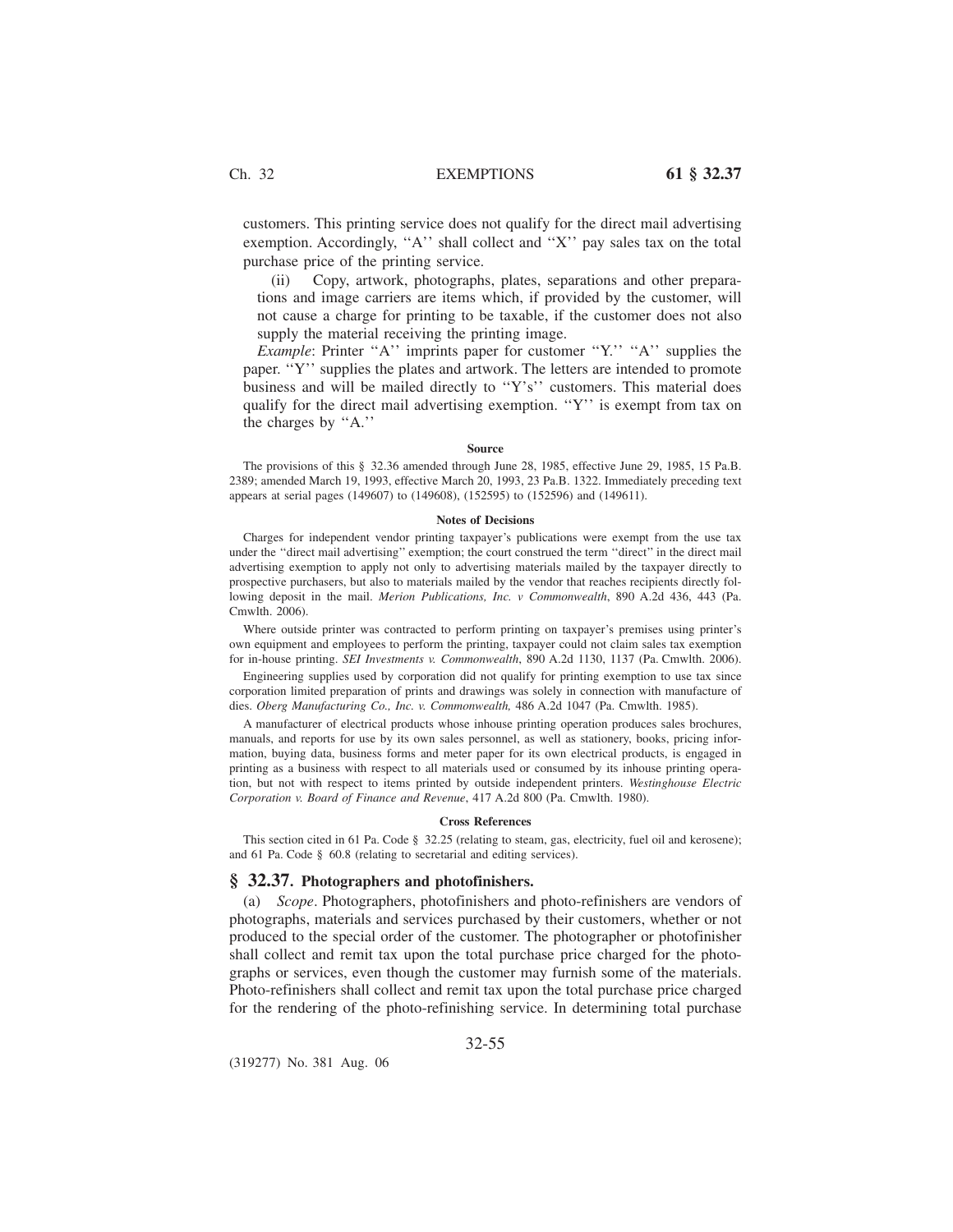customers. This printing service does not qualify for the direct mail advertising exemption. Accordingly, ''A'' shall collect and ''X'' pay sales tax on the total purchase price of the printing service.

(ii) Copy, artwork, photographs, plates, separations and other preparations and image carriers are items which, if provided by the customer, will not cause a charge for printing to be taxable, if the customer does not also supply the material receiving the printing image.

*Example*: Printer ''A'' imprints paper for customer ''Y.'' ''A'' supplies the paper. ''Y'' supplies the plates and artwork. The letters are intended to promote business and will be mailed directly to ''Y's'' customers. This material does qualify for the direct mail advertising exemption. ''Y'' is exempt from tax on the charges by ''A.''

**Source**

The provisions of this § 32.36 amended through June 28, 1985, effective June 29, 1985, 15 Pa.B. 2389; amended March 19, 1993, effective March 20, 1993, 23 Pa.B. 1322. Immediately preceding text appears at serial pages (149607) to (149608), (152595) to (152596) and (149611).

**Notes of Decisions**

Charges for independent vendor printing taxpayer's publications were exempt from the use tax under the ''direct mail advertising'' exemption; the court construed the term ''direct'' in the direct mail advertising exemption to apply not only to advertising materials mailed by the taxpayer directly to prospective purchasers, but also to materials mailed by the vendor that reaches recipients directly following deposit in the mail. *Merion Publications, Inc. v Commonwealth*, 890 A.2d 436, 443 (Pa. Cmwlth. 2006).

Where outside printer was contracted to perform printing on taxpayer's premises using printer's own equipment and employees to perform the printing, taxpayer could not claim sales tax exemption for in-house printing. *SEI Investments v. Commonwealth*, 890 A.2d 1130, 1137 (Pa. Cmwlth. 2006).

Engineering supplies used by corporation did not qualify for printing exemption to use tax since corporation limited preparation of prints and drawings was solely in connection with manufacture of dies. *Oberg Manufacturing Co., Inc. v. Commonwealth,* 486 A.2d 1047 (Pa. Cmwlth. 1985).

A manufacturer of electrical products whose inhouse printing operation produces sales brochures, manuals, and reports for use by its own sales personnel, as well as stationery, books, pricing information, buying data, business forms and meter paper for its own electrical products, is engaged in printing as a business with respect to all materials used or consumed by its inhouse printing operation, but not with respect to items printed by outside independent printers. *Westinghouse Electric Corporation v. Board of Finance and Revenue*, 417 A.2d 800 (Pa. Cmwlth. 1980).

**Cross References**

This section cited in 61 Pa. Code § 32.25 (relating to steam, gas, electricity, fuel oil and kerosene); and 61 Pa. Code § 60.8 (relating to secretarial and editing services).

## § 32.37. Photographers and photofinishers.

(a) *Scope*. Photographers, photofinishers and photo-refinishers are vendors of photographs, materials and services purchased by their customers, whether or not produced to the special order of the customer. The photographer or photofinisher shall collect and remit tax upon the total purchase price charged for the photographs or services, even though the customer may furnish some of the materials. Photo-refinishers shall collect and remit tax upon the total purchase price charged for the rendering of the photo-refinishing service. In determining total purchase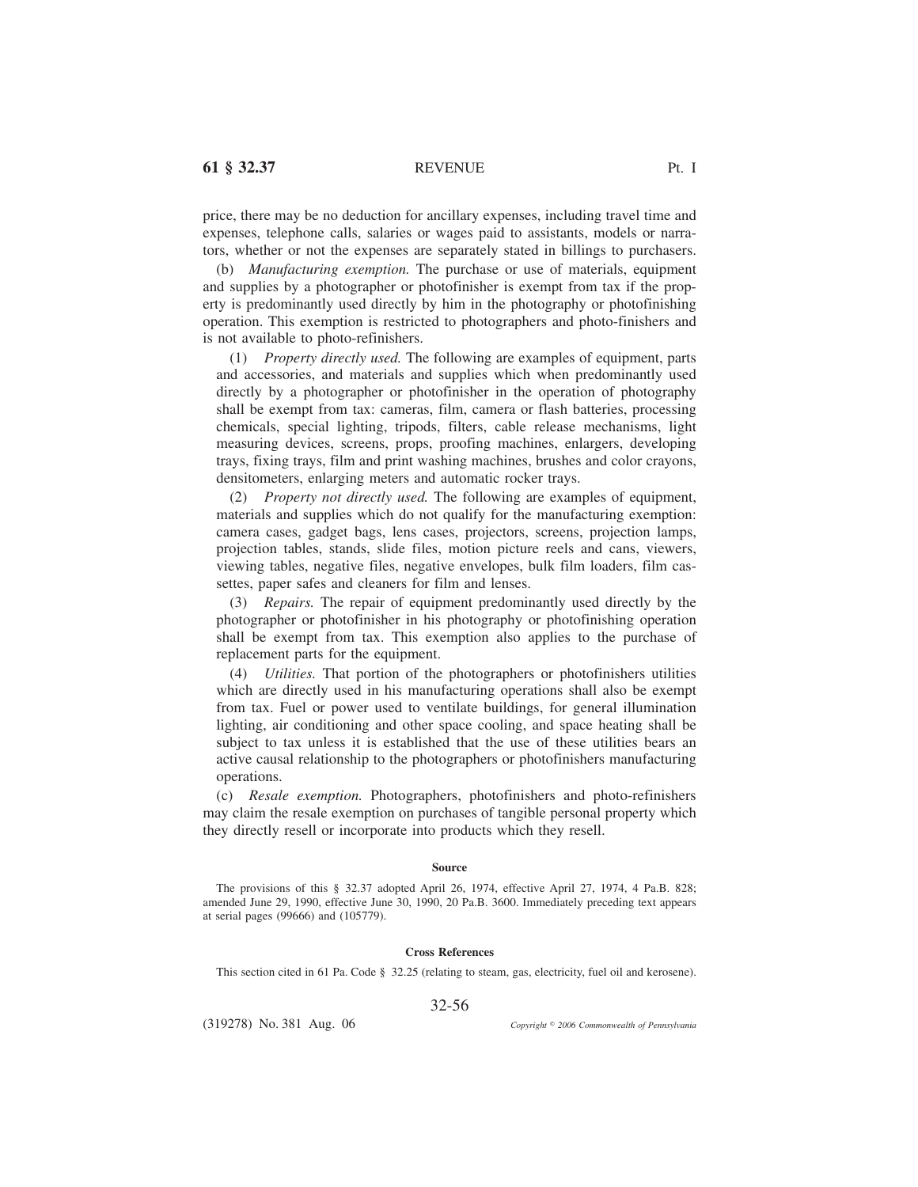price, there may be no deduction for ancillary expenses, including travel time and expenses, telephone calls, salaries or wages paid to assistants, models or narrators, whether or not the expenses are separately stated in billings to purchasers.

(b) *Manufacturing exemption.* The purchase or use of materials, equipment and supplies by a photographer or photofinisher is exempt from tax if the property is predominantly used directly by him in the photography or photofinishing operation. This exemption is restricted to photographers and photo-finishers and is not available to photo-refinishers.

(1) *Property directly used.* The following are examples of equipment, parts and accessories, and materials and supplies which when predominantly used directly by a photographer or photofinisher in the operation of photography shall be exempt from tax: cameras, film, camera or flash batteries, processing chemicals, special lighting, tripods, filters, cable release mechanisms, light measuring devices, screens, props, proofing machines, enlargers, developing trays, fixing trays, film and print washing machines, brushes and color crayons, densitometers, enlarging meters and automatic rocker trays.

(2) *Property not directly used.* The following are examples of equipment, materials and supplies which do not qualify for the manufacturing exemption: camera cases, gadget bags, lens cases, projectors, screens, projection lamps, projection tables, stands, slide files, motion picture reels and cans, viewers, viewing tables, negative files, negative envelopes, bulk film loaders, film cassettes, paper safes and cleaners for film and lenses.

(3) *Repairs.* The repair of equipment predominantly used directly by the photographer or photofinisher in his photography or photofinishing operation shall be exempt from tax. This exemption also applies to the purchase of replacement parts for the equipment.

(4) *Utilities.* That portion of the photographers or photofinishers utilities which are directly used in his manufacturing operations shall also be exempt from tax. Fuel or power used to ventilate buildings, for general illumination lighting, air conditioning and other space cooling, and space heating shall be subject to tax unless it is established that the use of these utilities bears an active causal relationship to the photographers or photofinishers manufacturing operations.

(c) *Resale exemption.* Photographers, photofinishers and photo-refinishers may claim the resale exemption on purchases of tangible personal property which they directly resell or incorporate into products which they resell.

#### Source

The provisions of this § 32.37 adopted April 26, 1974, effective April 27, 1974, 4 Pa.B. 828; amended June 29, 1990, effective June 30, 1990, 20 Pa.B. 3600. Immediately preceding text appears at serial pages (99666) and (105779).

#### Cross References

This section cited in 61 Pa. Code § 32.25 (relating to steam, gas, electricity, fuel oil and kerosene).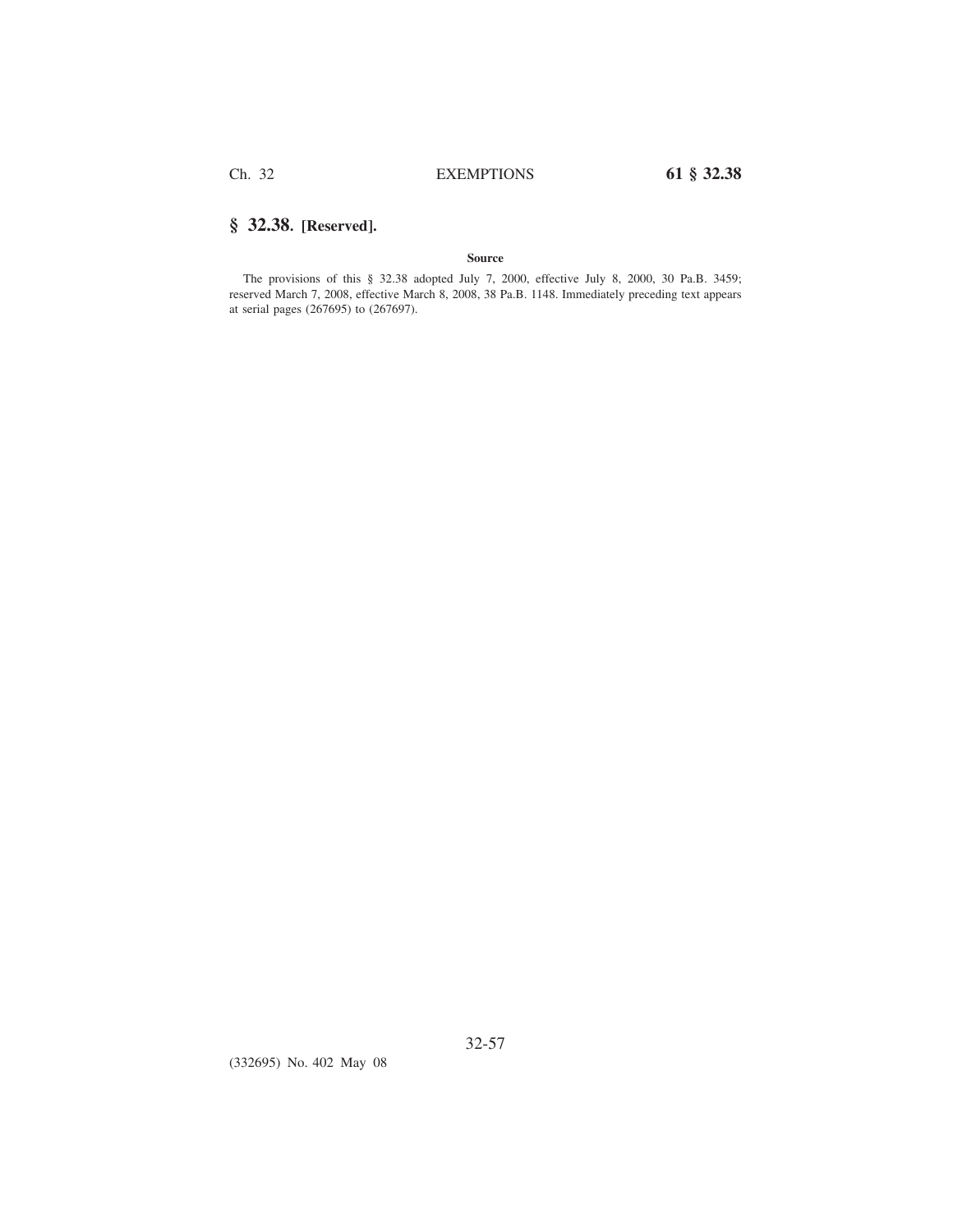## § 32.38. [Reserved].

**Source**

The provisions of this § 32.38 adopted July 7, 2000, effective July 8, 2000, 30 Pa.B. 3459; reserved March 7, 2008, effective March 8, 2008, 38 Pa.B. 1148. Immediately preceding text appears at serial pages (267695) to (267697).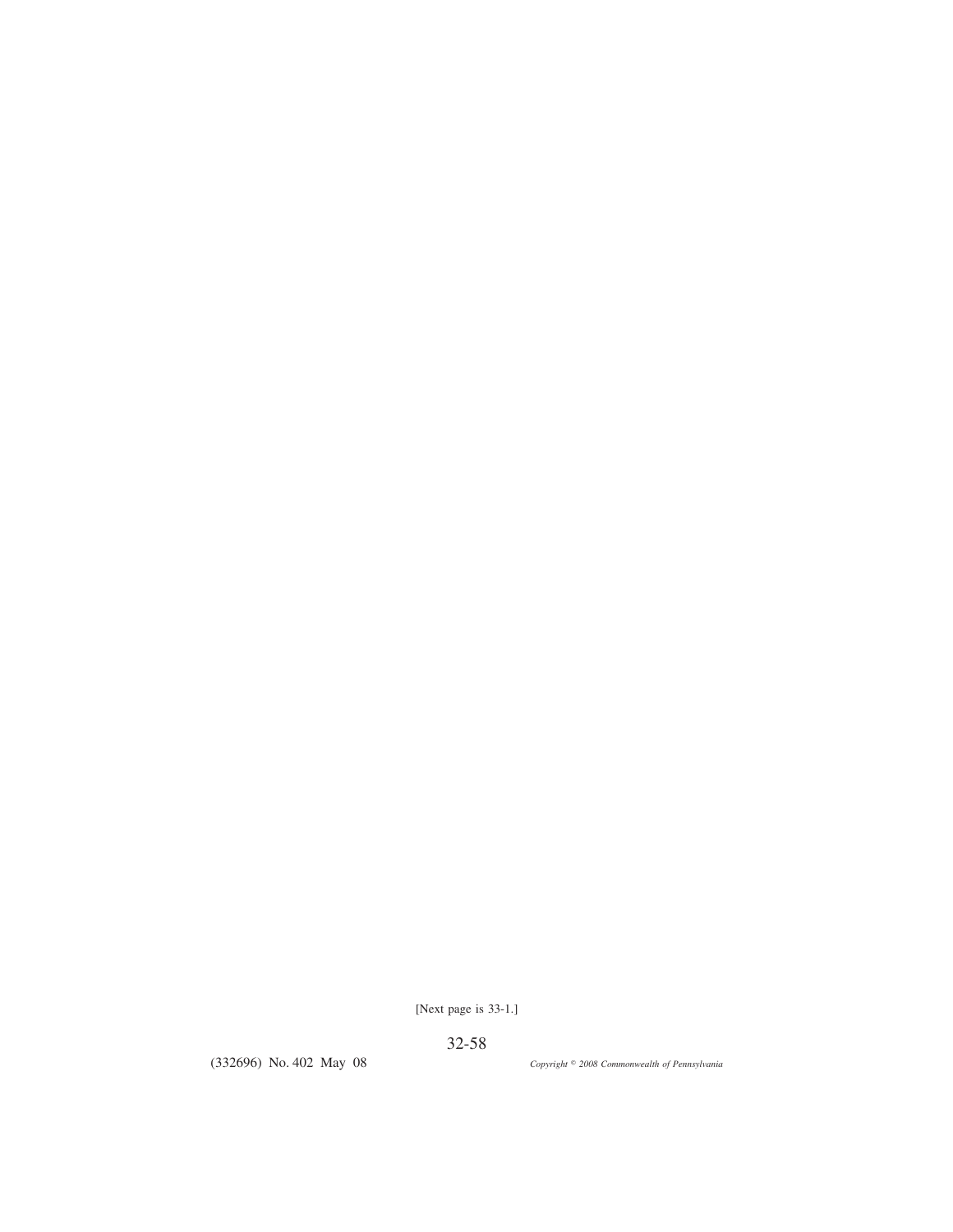[Next page is 33-1.]